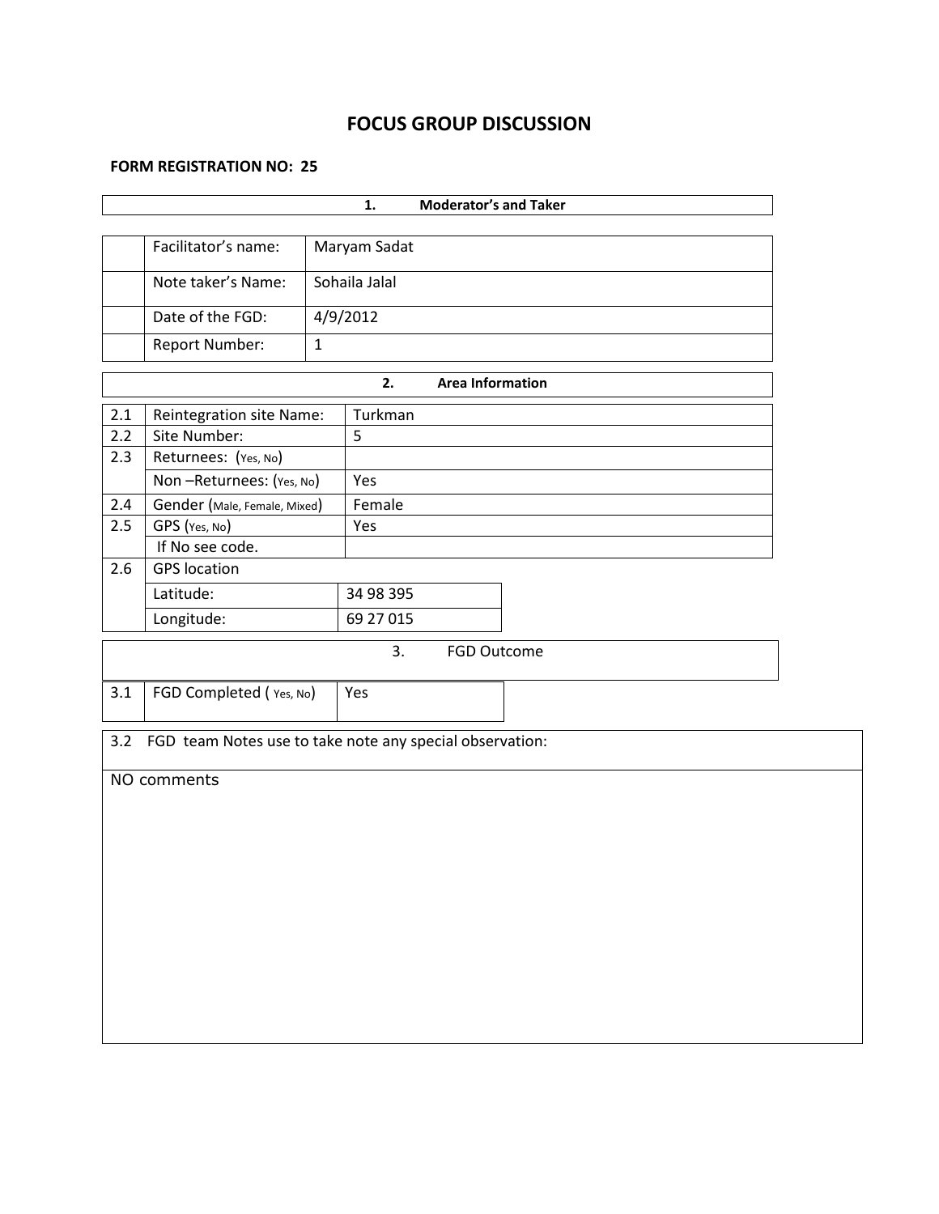# FOCUS GROUP DISCUSSION

**FORM REGISTRATION NO: 25**

| **1. Moderator's and Taker** | | |
|---|---|---|
| | Facilitator's name: | Maryam Sadat |
| | Note taker's Name: | Sohaila Jalal |
| | Date of the FGD: | 4/9/2012 |
| | Report Number: | 1 |

| **2. Area Information** | | |
|---|---|---|
| 2.1 | Reintegration site Name: | Turkman |
| 2.2 | Site Number: | 5 |
| 2.3 | Returnees: (Yes, No) | |
| | Non –Returnees: (Yes, No) | Yes |
| 2.4 | Gender (Male, Female, Mixed) | Female |
| 2.5 | GPS (Yes, No) | Yes |
| | If No see code. | |
| 2.6 | GPS location | |
| | Latitude: | 34 98 395 |
| | Longitude: | 69 27 015 |

| 3. FGD Outcome | | |
|---|---|---|
| 3.1 | FGD Completed ( Yes, No) | Yes |

| 3.2 FGD team Notes use to take note any special observation: |
|---|
| NO comments |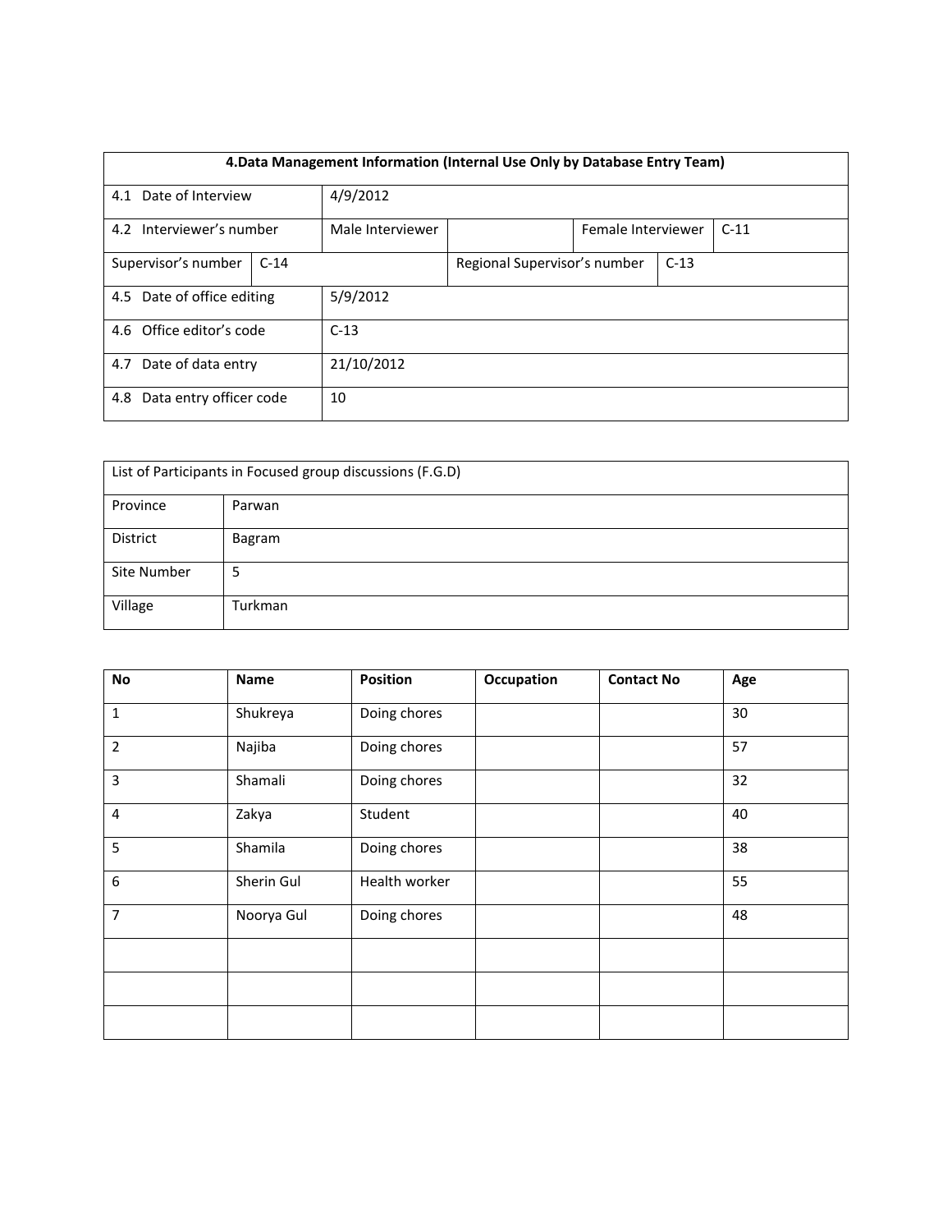| 4.Data Management Information (Internal Use Only by Database Entry Team) | | | | | |
|---|---|---|---|---|---|
| 4.1 Date of Interview | | 4/9/2012 | | | |
| 4.2 Interviewer's number | | Male Interviewer | | Female Interviewer | C-11 |
| Supervisor's number | C-14 | | Regional Supervisor's number | C-13 | |
| 4.5 Date of office editing | | 5/9/2012 | | | |
| 4.6 Office editor's code | | C-13 | | | |
| 4.7 Date of data entry | | 21/10/2012 | | | |
| 4.8 Data entry officer code | | 10 | | | |

| List of Participants in Focused group discussions (F.G.D) | |
|---|---|
| Province | Parwan |
| District | Bagram |
| Site Number | 5 |
| Village | Turkman |

| No | Name | Position | Occupation | Contact No | Age |
|---|---|---|---|---|---|
| 1 | Shukreya | Doing chores | | | 30 |
| 2 | Najiba | Doing chores | | | 57 |
| 3 | Shamali | Doing chores | | | 32 |
| 4 | Zakya | Student | | | 40 |
| 5 | Shamila | Doing chores | | | 38 |
| 6 | Sherin Gul | Health worker | | | 55 |
| 7 | Noorya Gul | Doing chores | | | 48 |
| | | | | | |
| | | | | | |
| | | | | | |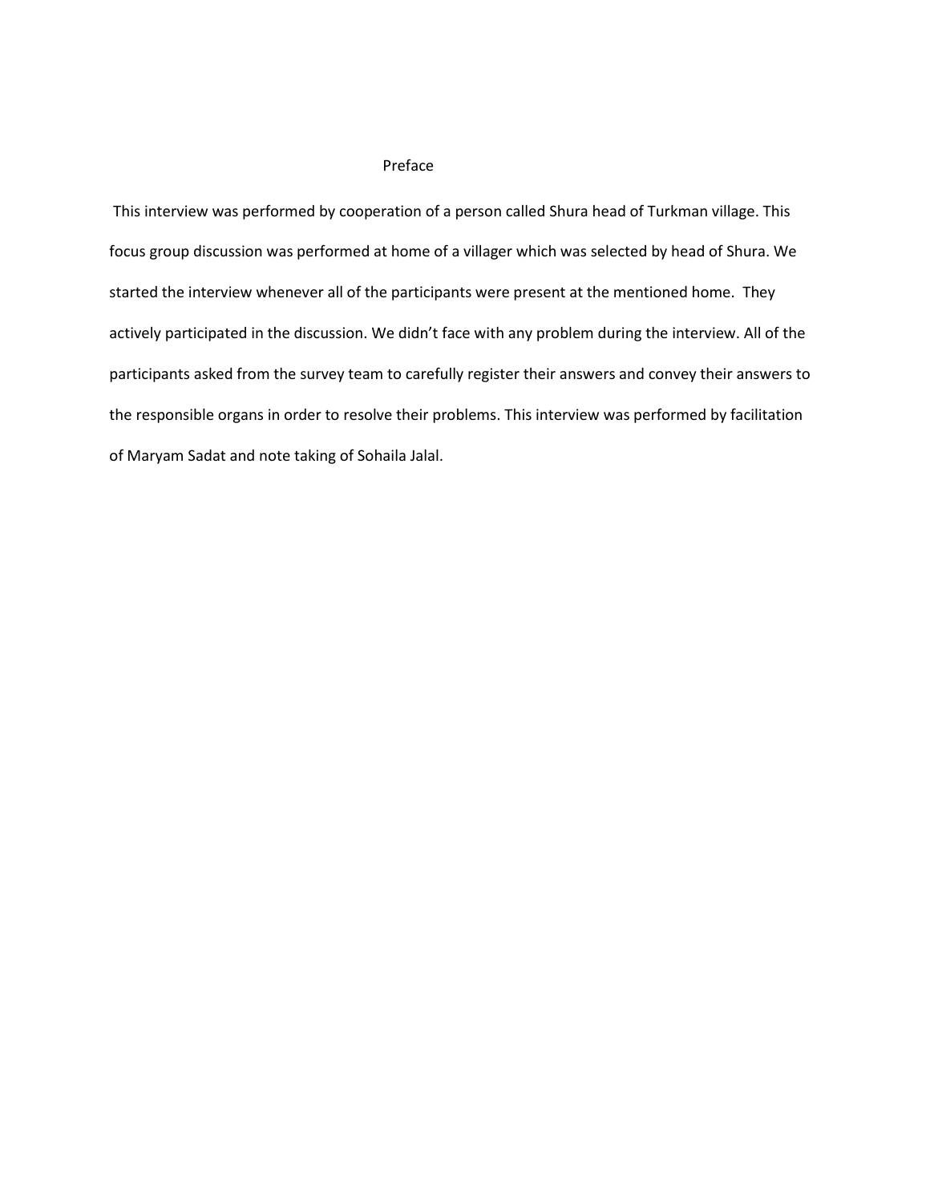## Preface

This interview was performed by cooperation of a person called Shura head of Turkman village. This focus group discussion was performed at home of a villager which was selected by head of Shura. We started the interview whenever all of the participants were present at the mentioned home. They actively participated in the discussion. We didn't face with any problem during the interview. All of the participants asked from the survey team to carefully register their answers and convey their answers to the responsible organs in order to resolve their problems. This interview was performed by facilitation of Maryam Sadat and note taking of Sohaila Jalal.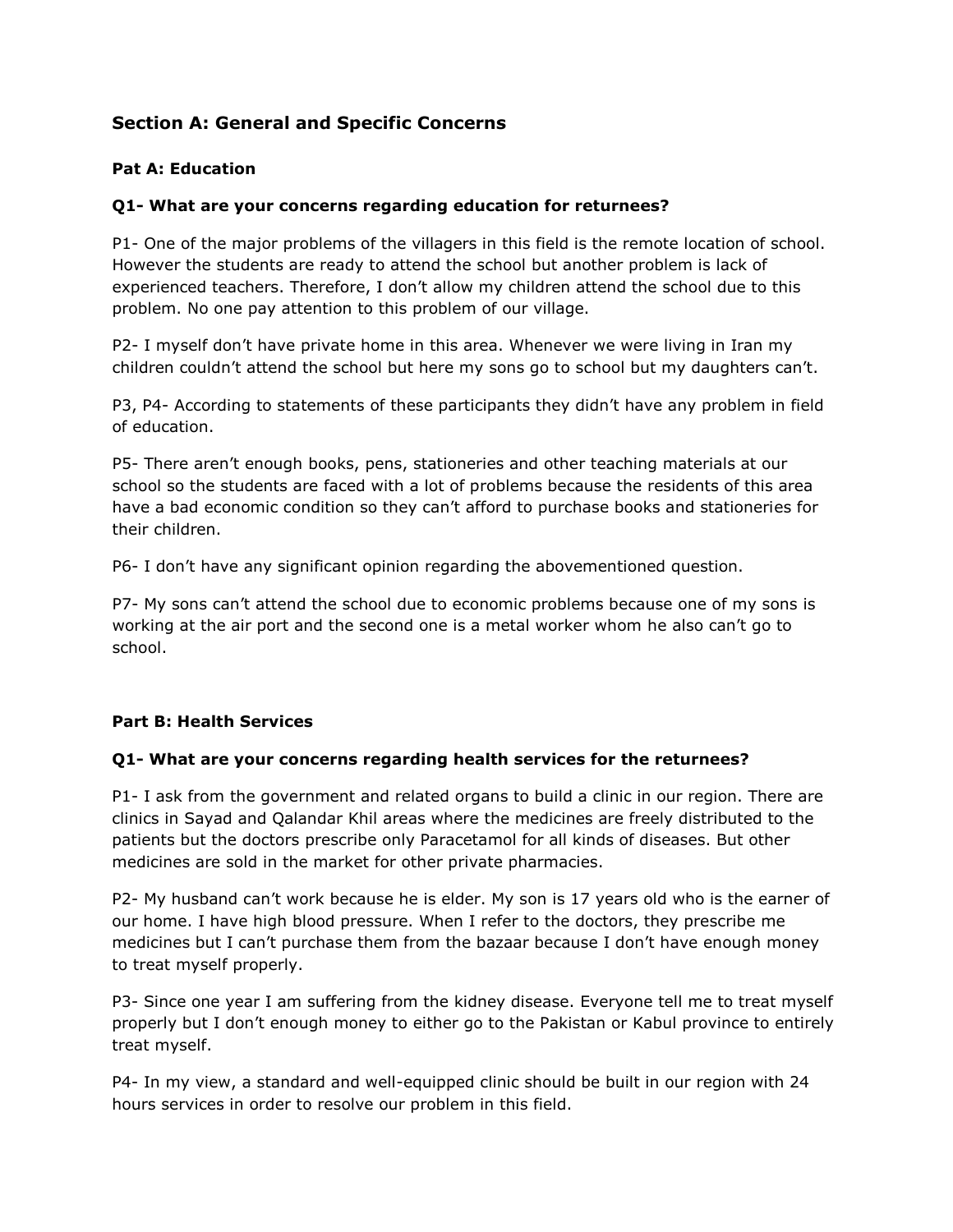## Section A: General and Specific Concerns

### Pat A: Education

#### Q1- What are your concerns regarding education for returnees?

P1- One of the major problems of the villagers in this field is the remote location of school. However the students are ready to attend the school but another problem is lack of experienced teachers. Therefore, I don't allow my children attend the school due to this problem. No one pay attention to this problem of our village.

P2- I myself don't have private home in this area. Whenever we were living in Iran my children couldn't attend the school but here my sons go to school but my daughters can't.

P3, P4- According to statements of these participants they didn't have any problem in field of education.

P5- There aren't enough books, pens, stationeries and other teaching materials at our school so the students are faced with a lot of problems because the residents of this area have a bad economic condition so they can't afford to purchase books and stationeries for their children.

P6- I don't have any significant opinion regarding the abovementioned question.

P7- My sons can't attend the school due to economic problems because one of my sons is working at the air port and the second one is a metal worker whom he also can't go to school.

### Part B: Health Services

#### Q1- What are your concerns regarding health services for the returnees?

P1- I ask from the government and related organs to build a clinic in our region. There are clinics in Sayad and Qalandar Khil areas where the medicines are freely distributed to the patients but the doctors prescribe only Paracetamol for all kinds of diseases. But other medicines are sold in the market for other private pharmacies.

P2- My husband can't work because he is elder. My son is 17 years old who is the earner of our home. I have high blood pressure. When I refer to the doctors, they prescribe me medicines but I can't purchase them from the bazaar because I don't have enough money to treat myself properly.

P3- Since one year I am suffering from the kidney disease. Everyone tell me to treat myself properly but I don't enough money to either go to the Pakistan or Kabul province to entirely treat myself.

P4- In my view, a standard and well-equipped clinic should be built in our region with 24 hours services in order to resolve our problem in this field.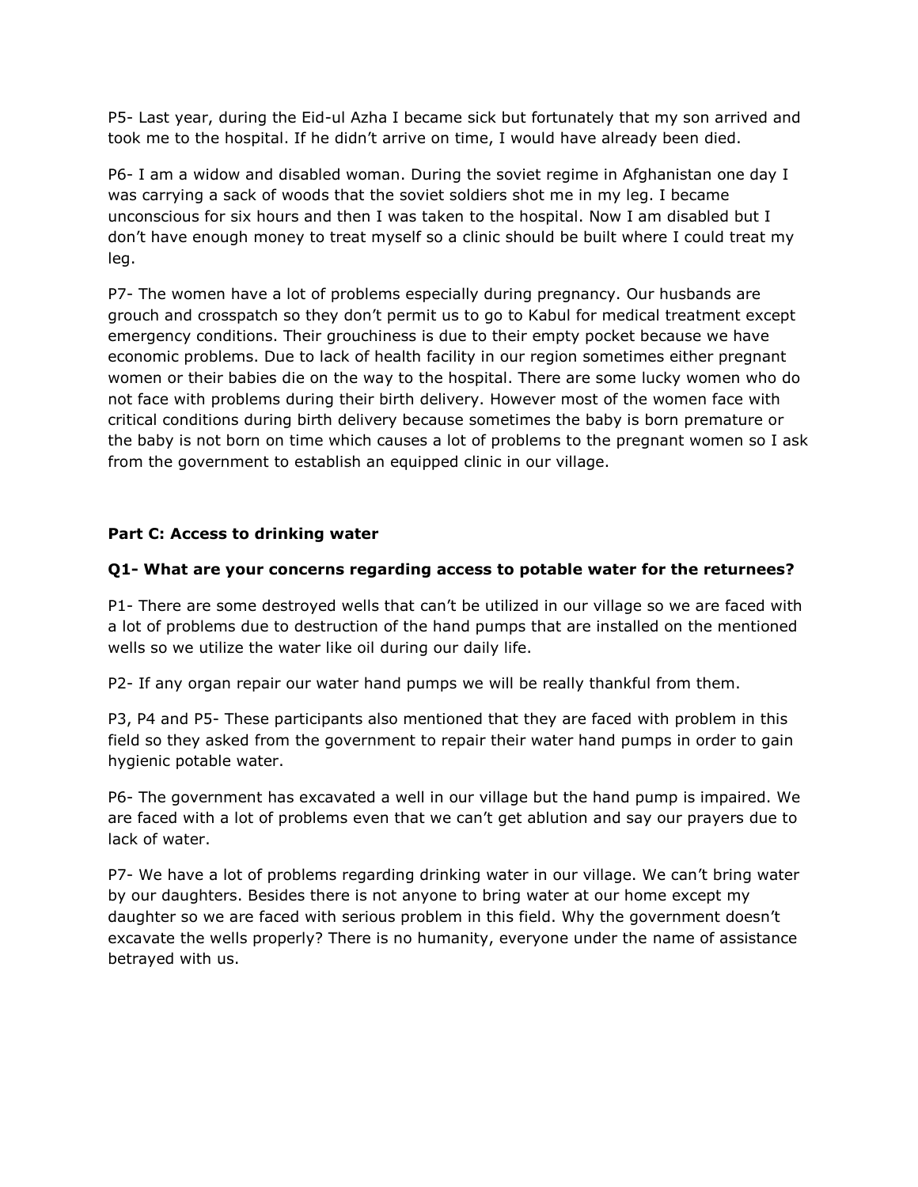P5- Last year, during the Eid-ul Azha I became sick but fortunately that my son arrived and took me to the hospital. If he didn't arrive on time, I would have already been died.

P6- I am a widow and disabled woman. During the soviet regime in Afghanistan one day I was carrying a sack of woods that the soviet soldiers shot me in my leg. I became unconscious for six hours and then I was taken to the hospital. Now I am disabled but I don't have enough money to treat myself so a clinic should be built where I could treat my leg.

P7- The women have a lot of problems especially during pregnancy. Our husbands are grouch and crosspatch so they don't permit us to go to Kabul for medical treatment except emergency conditions. Their grouchiness is due to their empty pocket because we have economic problems. Due to lack of health facility in our region sometimes either pregnant women or their babies die on the way to the hospital. There are some lucky women who do not face with problems during their birth delivery. However most of the women face with critical conditions during birth delivery because sometimes the baby is born premature or the baby is not born on time which causes a lot of problems to the pregnant women so I ask from the government to establish an equipped clinic in our village.

**Part C: Access to drinking water**

**Q1- What are your concerns regarding access to potable water for the returnees?**

P1- There are some destroyed wells that can't be utilized in our village so we are faced with a lot of problems due to destruction of the hand pumps that are installed on the mentioned wells so we utilize the water like oil during our daily life.

P2- If any organ repair our water hand pumps we will be really thankful from them.

P3, P4 and P5- These participants also mentioned that they are faced with problem in this field so they asked from the government to repair their water hand pumps in order to gain hygienic potable water.

P6- The government has excavated a well in our village but the hand pump is impaired. We are faced with a lot of problems even that we can't get ablution and say our prayers due to lack of water.

P7- We have a lot of problems regarding drinking water in our village. We can't bring water by our daughters. Besides there is not anyone to bring water at our home except my daughter so we are faced with serious problem in this field. Why the government doesn't excavate the wells properly? There is no humanity, everyone under the name of assistance betrayed with us.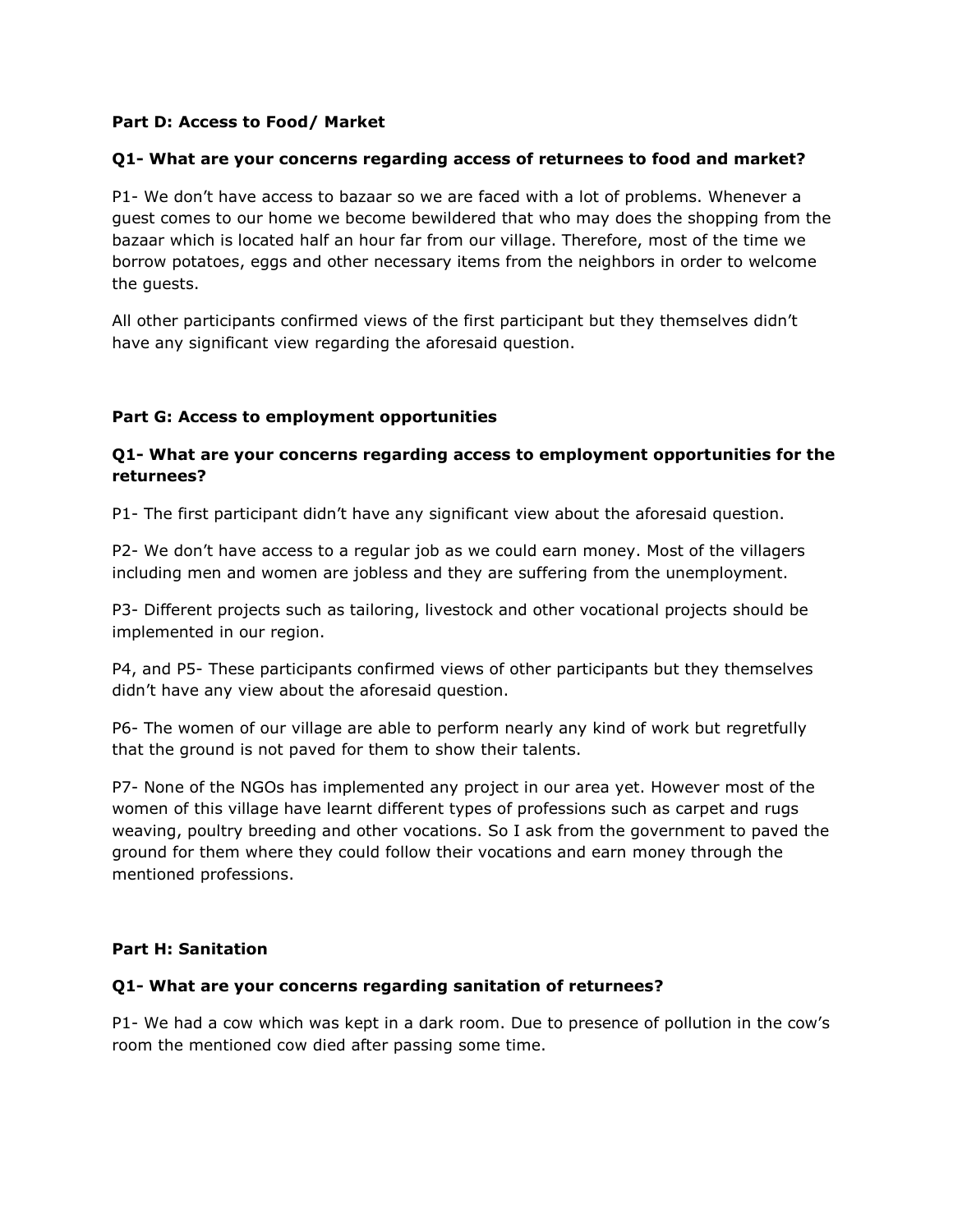**Part D: Access to Food/ Market**

**Q1- What are your concerns regarding access of returnees to food and market?**

P1- We don't have access to bazaar so we are faced with a lot of problems. Whenever a guest comes to our home we become bewildered that who may does the shopping from the bazaar which is located half an hour far from our village. Therefore, most of the time we borrow potatoes, eggs and other necessary items from the neighbors in order to welcome the guests.

All other participants confirmed views of the first participant but they themselves didn't have any significant view regarding the aforesaid question.

**Part G: Access to employment opportunities**

**Q1- What are your concerns regarding access to employment opportunities for the returnees?**

P1- The first participant didn't have any significant view about the aforesaid question.

P2- We don't have access to a regular job as we could earn money. Most of the villagers including men and women are jobless and they are suffering from the unemployment.

P3- Different projects such as tailoring, livestock and other vocational projects should be implemented in our region.

P4, and P5- These participants confirmed views of other participants but they themselves didn't have any view about the aforesaid question.

P6- The women of our village are able to perform nearly any kind of work but regretfully that the ground is not paved for them to show their talents.

P7- None of the NGOs has implemented any project in our area yet. However most of the women of this village have learnt different types of professions such as carpet and rugs weaving, poultry breeding and other vocations. So I ask from the government to paved the ground for them where they could follow their vocations and earn money through the mentioned professions.

**Part H: Sanitation**

**Q1- What are your concerns regarding sanitation of returnees?**

P1- We had a cow which was kept in a dark room. Due to presence of pollution in the cow's room the mentioned cow died after passing some time.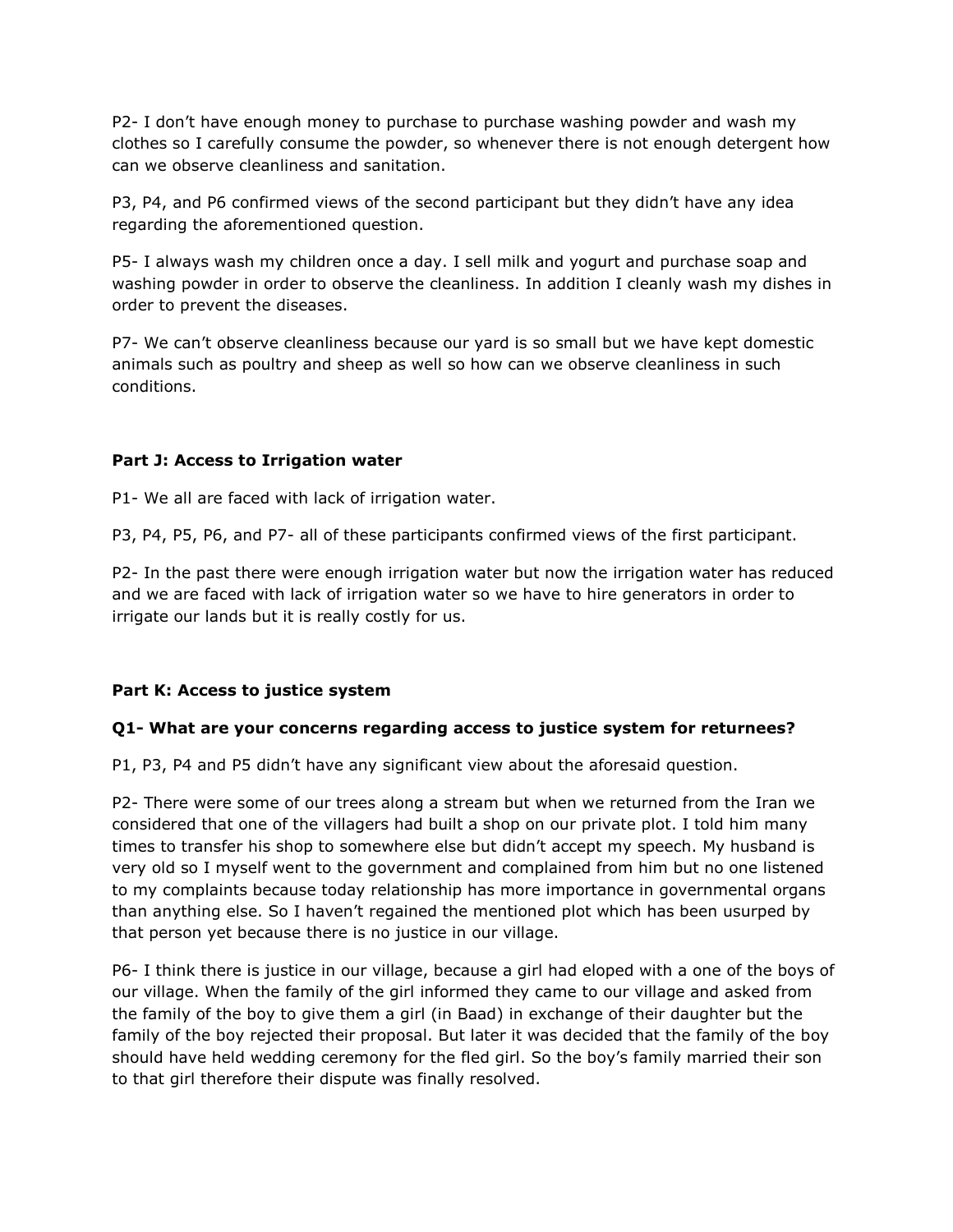P2- I don't have enough money to purchase to purchase washing powder and wash my clothes so I carefully consume the powder, so whenever there is not enough detergent how can we observe cleanliness and sanitation.

P3, P4, and P6 confirmed views of the second participant but they didn't have any idea regarding the aforementioned question.

P5- I always wash my children once a day. I sell milk and yogurt and purchase soap and washing powder in order to observe the cleanliness. In addition I cleanly wash my dishes in order to prevent the diseases.

P7- We can't observe cleanliness because our yard is so small but we have kept domestic animals such as poultry and sheep as well so how can we observe cleanliness in such conditions.

**Part J: Access to Irrigation water**

P1- We all are faced with lack of irrigation water.

P3, P4, P5, P6, and P7- all of these participants confirmed views of the first participant.

P2- In the past there were enough irrigation water but now the irrigation water has reduced and we are faced with lack of irrigation water so we have to hire generators in order to irrigate our lands but it is really costly for us.

**Part K: Access to justice system**

**Q1- What are your concerns regarding access to justice system for returnees?**

P1, P3, P4 and P5 didn't have any significant view about the aforesaid question.

P2- There were some of our trees along a stream but when we returned from the Iran we considered that one of the villagers had built a shop on our private plot. I told him many times to transfer his shop to somewhere else but didn't accept my speech. My husband is very old so I myself went to the government and complained from him but no one listened to my complaints because today relationship has more importance in governmental organs than anything else. So I haven't regained the mentioned plot which has been usurped by that person yet because there is no justice in our village.

P6- I think there is justice in our village, because a girl had eloped with a one of the boys of our village. When the family of the girl informed they came to our village and asked from the family of the boy to give them a girl (in Baad) in exchange of their daughter but the family of the boy rejected their proposal. But later it was decided that the family of the boy should have held wedding ceremony for the fled girl. So the boy's family married their son to that girl therefore their dispute was finally resolved.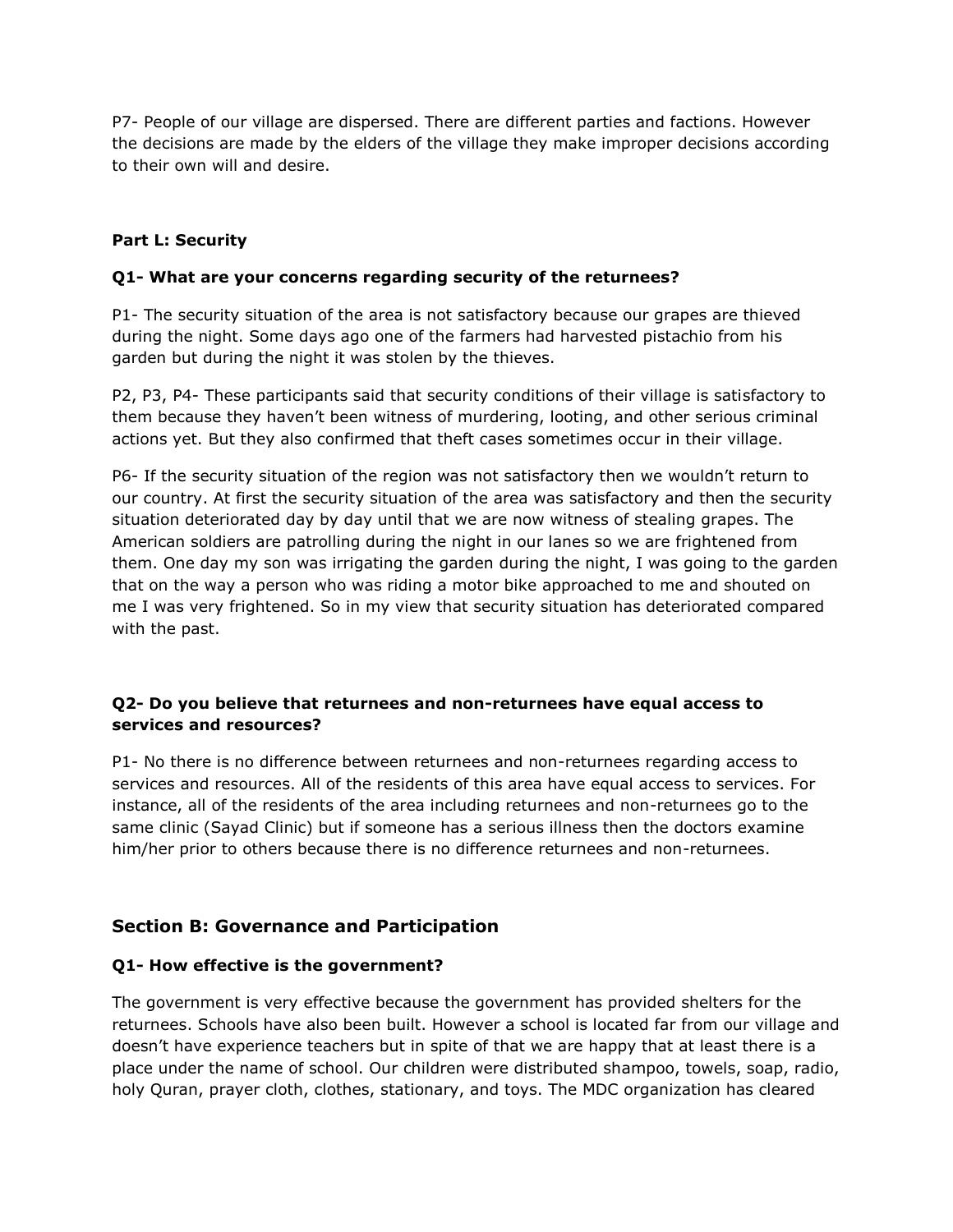P7- People of our village are dispersed. There are different parties and factions. However the decisions are made by the elders of the village they make improper decisions according to their own will and desire.

**Part L: Security**

**Q1- What are your concerns regarding security of the returnees?**

P1- The security situation of the area is not satisfactory because our grapes are thieved during the night. Some days ago one of the farmers had harvested pistachio from his garden but during the night it was stolen by the thieves.

P2, P3, P4- These participants said that security conditions of their village is satisfactory to them because they haven't been witness of murdering, looting, and other serious criminal actions yet. But they also confirmed that theft cases sometimes occur in their village.

P6- If the security situation of the region was not satisfactory then we wouldn't return to our country. At first the security situation of the area was satisfactory and then the security situation deteriorated day by day until that we are now witness of stealing grapes. The American soldiers are patrolling during the night in our lanes so we are frightened from them. One day my son was irrigating the garden during the night, I was going to the garden that on the way a person who was riding a motor bike approached to me and shouted on me I was very frightened. So in my view that security situation has deteriorated compared with the past.

**Q2- Do you believe that returnees and non-returnees have equal access to services and resources?**

P1- No there is no difference between returnees and non-returnees regarding access to services and resources. All of the residents of this area have equal access to services. For instance, all of the residents of the area including returnees and non-returnees go to the same clinic (Sayad Clinic) but if someone has a serious illness then the doctors examine him/her prior to others because there is no difference returnees and non-returnees.

## Section B: Governance and Participation

**Q1- How effective is the government?**

The government is very effective because the government has provided shelters for the returnees. Schools have also been built. However a school is located far from our village and doesn't have experience teachers but in spite of that we are happy that at least there is a place under the name of school. Our children were distributed shampoo, towels, soap, radio, holy Quran, prayer cloth, clothes, stationary, and toys. The MDC organization has cleared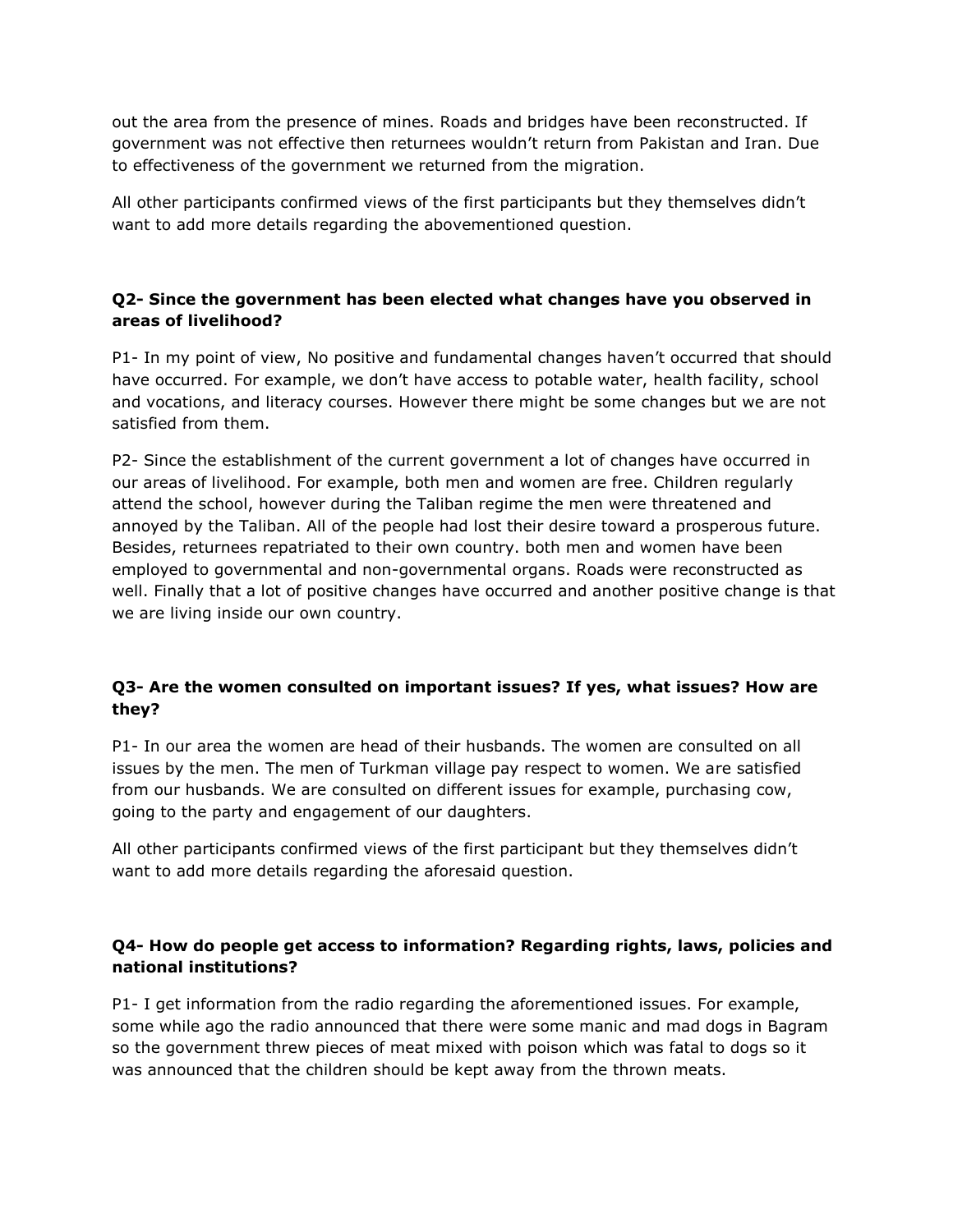out the area from the presence of mines. Roads and bridges have been reconstructed. If government was not effective then returnees wouldn't return from Pakistan and Iran. Due to effectiveness of the government we returned from the migration.

All other participants confirmed views of the first participants but they themselves didn't want to add more details regarding the abovementioned question.

**Q2- Since the government has been elected what changes have you observed in areas of livelihood?**

P1- In my point of view, No positive and fundamental changes haven't occurred that should have occurred. For example, we don't have access to potable water, health facility, school and vocations, and literacy courses. However there might be some changes but we are not satisfied from them.

P2- Since the establishment of the current government a lot of changes have occurred in our areas of livelihood. For example, both men and women are free. Children regularly attend the school, however during the Taliban regime the men were threatened and annoyed by the Taliban. All of the people had lost their desire toward a prosperous future. Besides, returnees repatriated to their own country. both men and women have been employed to governmental and non-governmental organs. Roads were reconstructed as well. Finally that a lot of positive changes have occurred and another positive change is that we are living inside our own country.

**Q3- Are the women consulted on important issues? If yes, what issues? How are they?**

P1- In our area the women are head of their husbands. The women are consulted on all issues by the men. The men of Turkman village pay respect to women. We are satisfied from our husbands. We are consulted on different issues for example, purchasing cow, going to the party and engagement of our daughters.

All other participants confirmed views of the first participant but they themselves didn't want to add more details regarding the aforesaid question.

**Q4- How do people get access to information? Regarding rights, laws, policies and national institutions?**

P1- I get information from the radio regarding the aforementioned issues. For example, some while ago the radio announced that there were some manic and mad dogs in Bagram so the government threw pieces of meat mixed with poison which was fatal to dogs so it was announced that the children should be kept away from the thrown meats.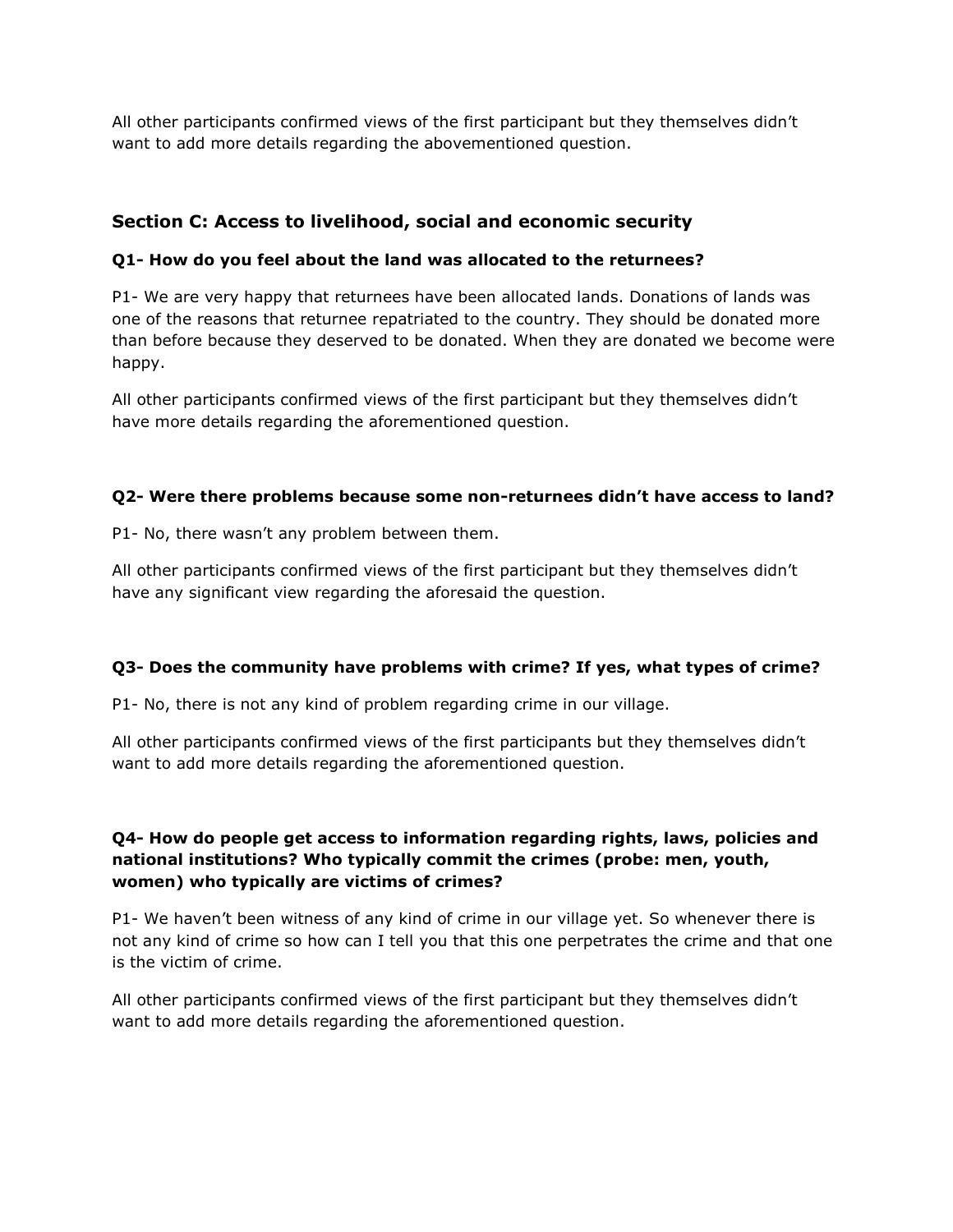All other participants confirmed views of the first participant but they themselves didn't want to add more details regarding the abovementioned question.

## Section C: Access to livelihood, social and economic security

### Q1- How do you feel about the land was allocated to the returnees?

P1- We are very happy that returnees have been allocated lands. Donations of lands was one of the reasons that returnee repatriated to the country. They should be donated more than before because they deserved to be donated. When they are donated we become were happy.

All other participants confirmed views of the first participant but they themselves didn't have more details regarding the aforementioned question.

### Q2- Were there problems because some non-returnees didn't have access to land?

P1- No, there wasn't any problem between them.

All other participants confirmed views of the first participant but they themselves didn't have any significant view regarding the aforesaid the question.

### Q3- Does the community have problems with crime? If yes, what types of crime?

P1- No, there is not any kind of problem regarding crime in our village.

All other participants confirmed views of the first participants but they themselves didn't want to add more details regarding the aforementioned question.

### Q4- How do people get access to information regarding rights, laws, policies and national institutions? Who typically commit the crimes (probe: men, youth, women) who typically are victims of crimes?

P1- We haven't been witness of any kind of crime in our village yet. So whenever there is not any kind of crime so how can I tell you that this one perpetrates the crime and that one is the victim of crime.

All other participants confirmed views of the first participant but they themselves didn't want to add more details regarding the aforementioned question.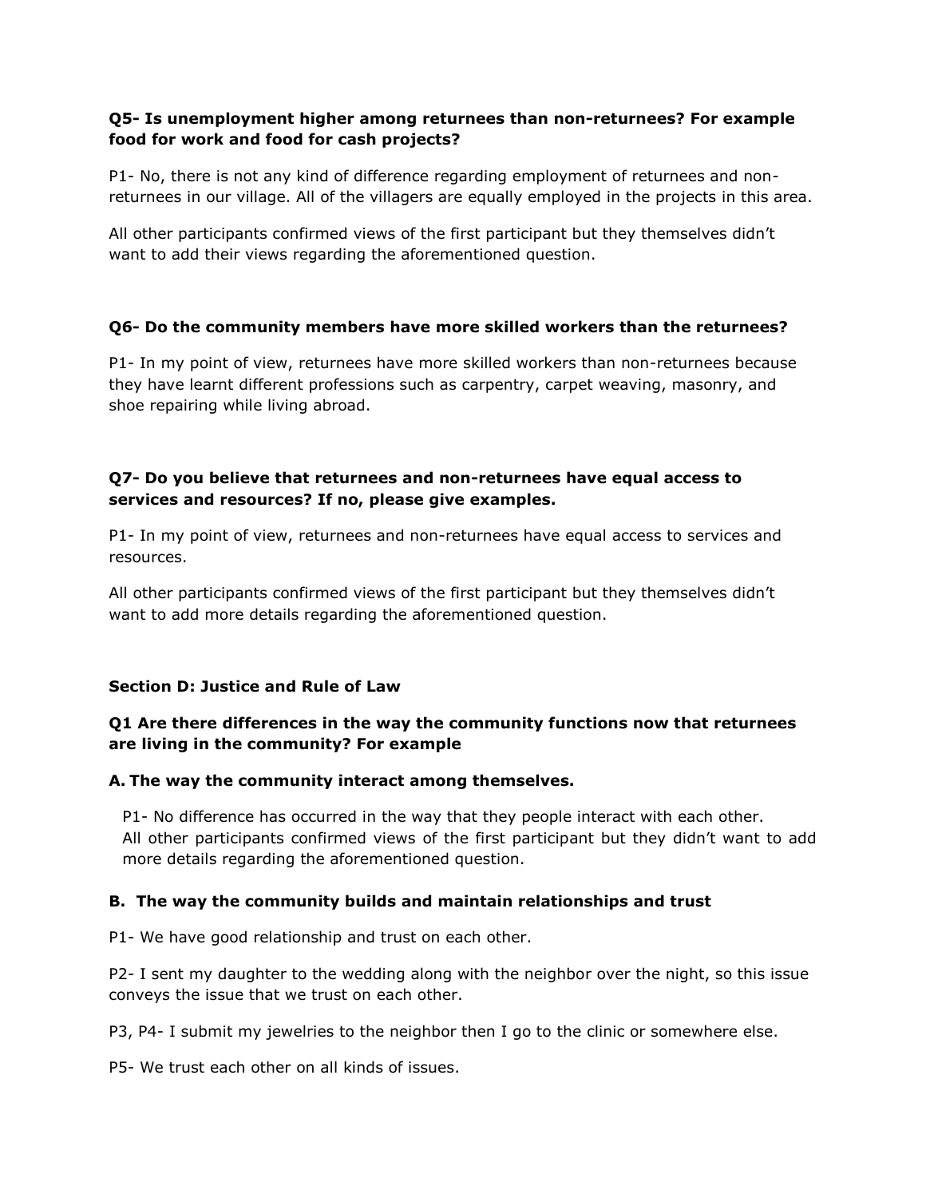**Q5- Is unemployment higher among returnees than non-returnees? For example food for work and food for cash projects?**

P1- No, there is not any kind of difference regarding employment of returnees and non-returnees in our village. All of the villagers are equally employed in the projects in this area.

All other participants confirmed views of the first participant but they themselves didn't want to add their views regarding the aforementioned question.

**Q6- Do the community members have more skilled workers than the returnees?**

P1- In my point of view, returnees have more skilled workers than non-returnees because they have learnt different professions such as carpentry, carpet weaving, masonry, and shoe repairing while living abroad.

**Q7- Do you believe that returnees and non-returnees have equal access to services and resources? If no, please give examples.**

P1- In my point of view, returnees and non-returnees have equal access to services and resources.

All other participants confirmed views of the first participant but they themselves didn't want to add more details regarding the aforementioned question.

**Section D: Justice and Rule of Law**

**Q1 Are there differences in the way the community functions now that returnees are living in the community? For example**

**A. The way the community interact among themselves.**

P1- No difference has occurred in the way that they people interact with each other.
All other participants confirmed views of the first participant but they didn't want to add more details regarding the aforementioned question.

**B. The way the community builds and maintain relationships and trust**

P1- We have good relationship and trust on each other.

P2- I sent my daughter to the wedding along with the neighbor over the night, so this issue conveys the issue that we trust on each other.

P3, P4- I submit my jewelries to the neighbor then I go to the clinic or somewhere else.

P5- We trust each other on all kinds of issues.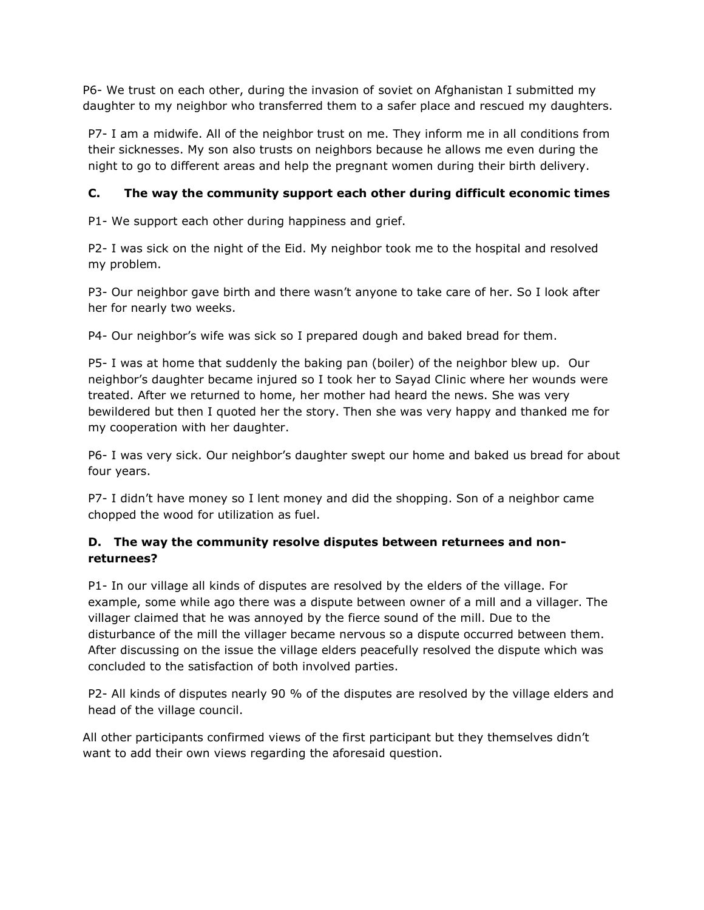P6- We trust on each other, during the invasion of soviet on Afghanistan I submitted my daughter to my neighbor who transferred them to a safer place and rescued my daughters.

P7- I am a midwife. All of the neighbor trust on me. They inform me in all conditions from their sicknesses. My son also trusts on neighbors because he allows me even during the night to go to different areas and help the pregnant women during their birth delivery.

### C. The way the community support each other during difficult economic times

P1- We support each other during happiness and grief.

P2- I was sick on the night of the Eid. My neighbor took me to the hospital and resolved my problem.

P3- Our neighbor gave birth and there wasn't anyone to take care of her. So I look after her for nearly two weeks.

P4- Our neighbor's wife was sick so I prepared dough and baked bread for them.

P5- I was at home that suddenly the baking pan (boiler) of the neighbor blew up. Our neighbor's daughter became injured so I took her to Sayad Clinic where her wounds were treated. After we returned to home, her mother had heard the news. She was very bewildered but then I quoted her the story. Then she was very happy and thanked me for my cooperation with her daughter.

P6- I was very sick. Our neighbor's daughter swept our home and baked us bread for about four years.

P7- I didn't have money so I lent money and did the shopping. Son of a neighbor came chopped the wood for utilization as fuel.

### D. The way the community resolve disputes between returnees and non-returnees?

P1- In our village all kinds of disputes are resolved by the elders of the village. For example, some while ago there was a dispute between owner of a mill and a villager. The villager claimed that he was annoyed by the fierce sound of the mill. Due to the disturbance of the mill the villager became nervous so a dispute occurred between them. After discussing on the issue the village elders peacefully resolved the dispute which was concluded to the satisfaction of both involved parties.

P2- All kinds of disputes nearly 90 % of the disputes are resolved by the village elders and head of the village council.

All other participants confirmed views of the first participant but they themselves didn't want to add their own views regarding the aforesaid question.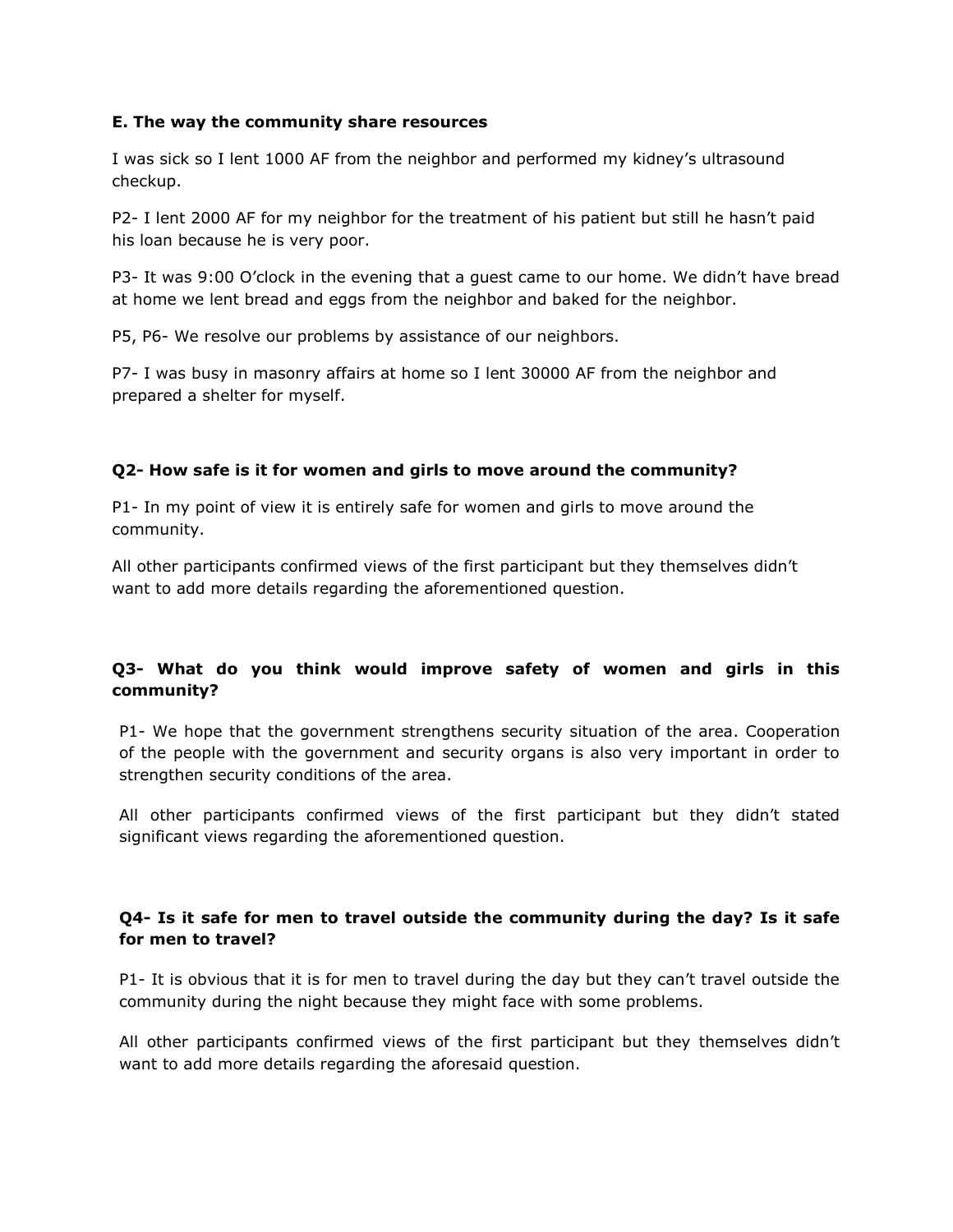**E. The way the community share resources**

I was sick so I lent 1000 AF from the neighbor and performed my kidney's ultrasound checkup.

P2- I lent 2000 AF for my neighbor for the treatment of his patient but still he hasn't paid his loan because he is very poor.

P3- It was 9:00 O'clock in the evening that a guest came to our home. We didn't have bread at home we lent bread and eggs from the neighbor and baked for the neighbor.

P5, P6- We resolve our problems by assistance of our neighbors.

P7- I was busy in masonry affairs at home so I lent 30000 AF from the neighbor and prepared a shelter for myself.

**Q2- How safe is it for women and girls to move around the community?**

P1- In my point of view it is entirely safe for women and girls to move around the community.

All other participants confirmed views of the first participant but they themselves didn't want to add more details regarding the aforementioned question.

**Q3- What do you think would improve safety of women and girls in this community?**

P1- We hope that the government strengthens security situation of the area. Cooperation of the people with the government and security organs is also very important in order to strengthen security conditions of the area.

All other participants confirmed views of the first participant but they didn't stated significant views regarding the aforementioned question.

**Q4- Is it safe for men to travel outside the community during the day? Is it safe for men to travel?**

P1- It is obvious that it is for men to travel during the day but they can't travel outside the community during the night because they might face with some problems.

All other participants confirmed views of the first participant but they themselves didn't want to add more details regarding the aforesaid question.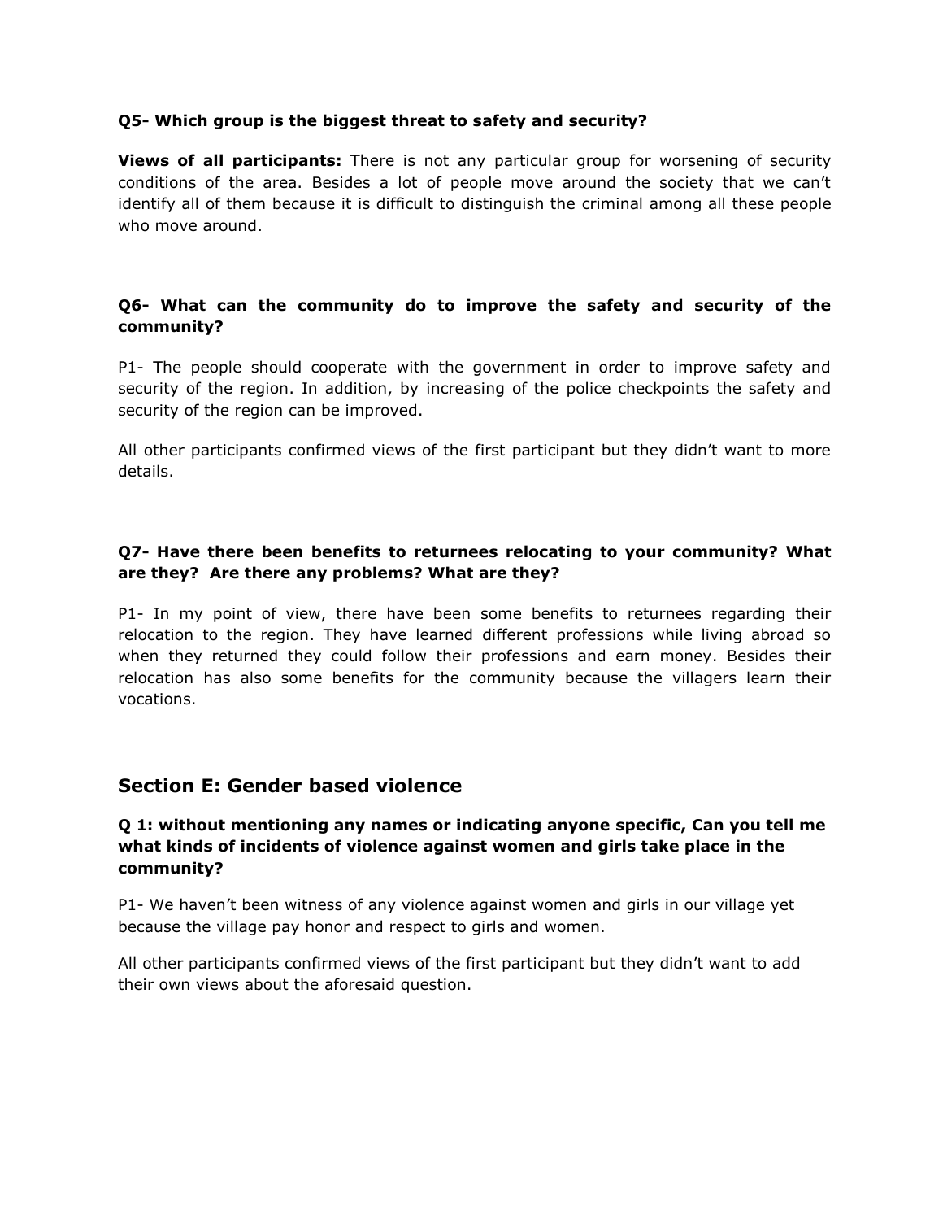**Q5- Which group is the biggest threat to safety and security?**

**Views of all participants:** There is not any particular group for worsening of security conditions of the area. Besides a lot of people move around the society that we can't identify all of them because it is difficult to distinguish the criminal among all these people who move around.

**Q6- What can the community do to improve the safety and security of the community?**

P1- The people should cooperate with the government in order to improve safety and security of the region. In addition, by increasing of the police checkpoints the safety and security of the region can be improved.

All other participants confirmed views of the first participant but they didn't want to more details.

**Q7- Have there been benefits to returnees relocating to your community? What are they? Are there any problems? What are they?**

P1- In my point of view, there have been some benefits to returnees regarding their relocation to the region. They have learned different professions while living abroad so when they returned they could follow their professions and earn money. Besides their relocation has also some benefits for the community because the villagers learn their vocations.

## Section E: Gender based violence

**Q 1: without mentioning any names or indicating anyone specific, Can you tell me what kinds of incidents of violence against women and girls take place in the community?**

P1- We haven't been witness of any violence against women and girls in our village yet because the village pay honor and respect to girls and women.

All other participants confirmed views of the first participant but they didn't want to add their own views about the aforesaid question.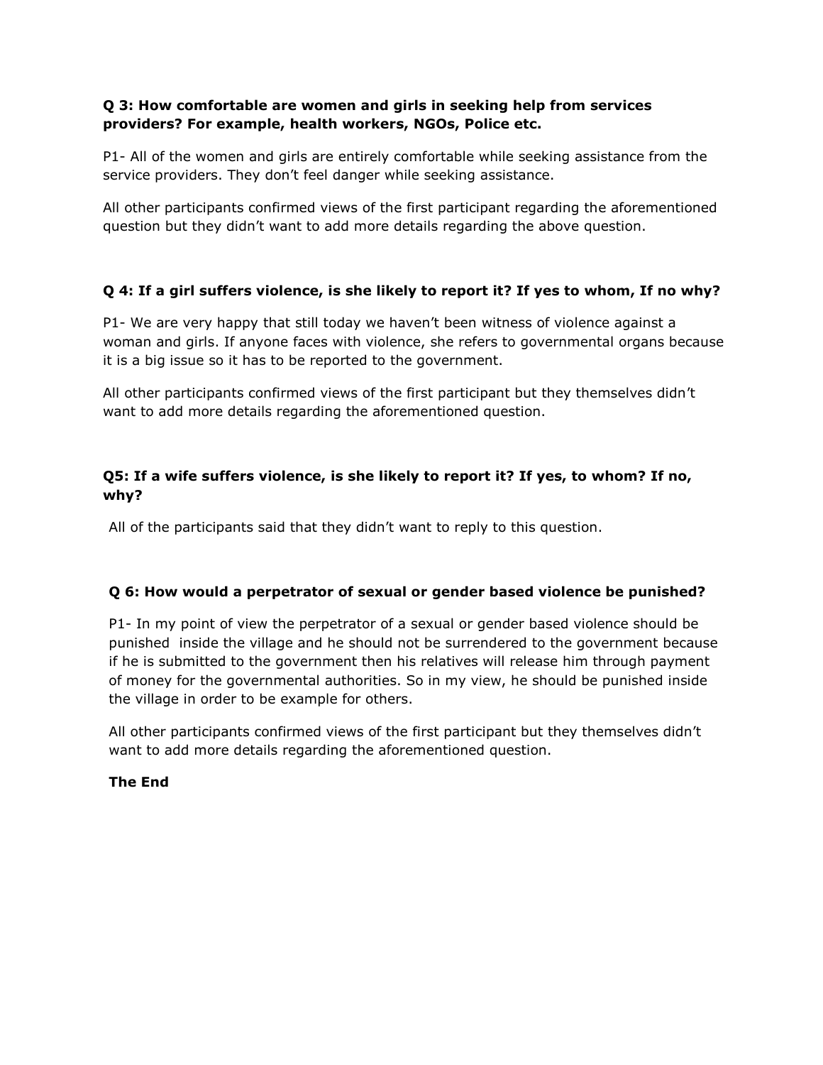**Q 3: How comfortable are women and girls in seeking help from services providers? For example, health workers, NGOs, Police etc.**

P1- All of the women and girls are entirely comfortable while seeking assistance from the service providers. They don't feel danger while seeking assistance.

All other participants confirmed views of the first participant regarding the aforementioned question but they didn't want to add more details regarding the above question.

**Q 4: If a girl suffers violence, is she likely to report it? If yes to whom, If no why?**

P1- We are very happy that still today we haven't been witness of violence against a woman and girls. If anyone faces with violence, she refers to governmental organs because it is a big issue so it has to be reported to the government.

All other participants confirmed views of the first participant but they themselves didn't want to add more details regarding the aforementioned question.

**Q5: If a wife suffers violence, is she likely to report it? If yes, to whom? If no, why?**

All of the participants said that they didn't want to reply to this question.

**Q 6: How would a perpetrator of sexual or gender based violence be punished?**

P1- In my point of view the perpetrator of a sexual or gender based violence should be punished inside the village and he should not be surrendered to the government because if he is submitted to the government then his relatives will release him through payment of money for the governmental authorities. So in my view, he should be punished inside the village in order to be example for others.

All other participants confirmed views of the first participant but they themselves didn't want to add more details regarding the aforementioned question.

**The End**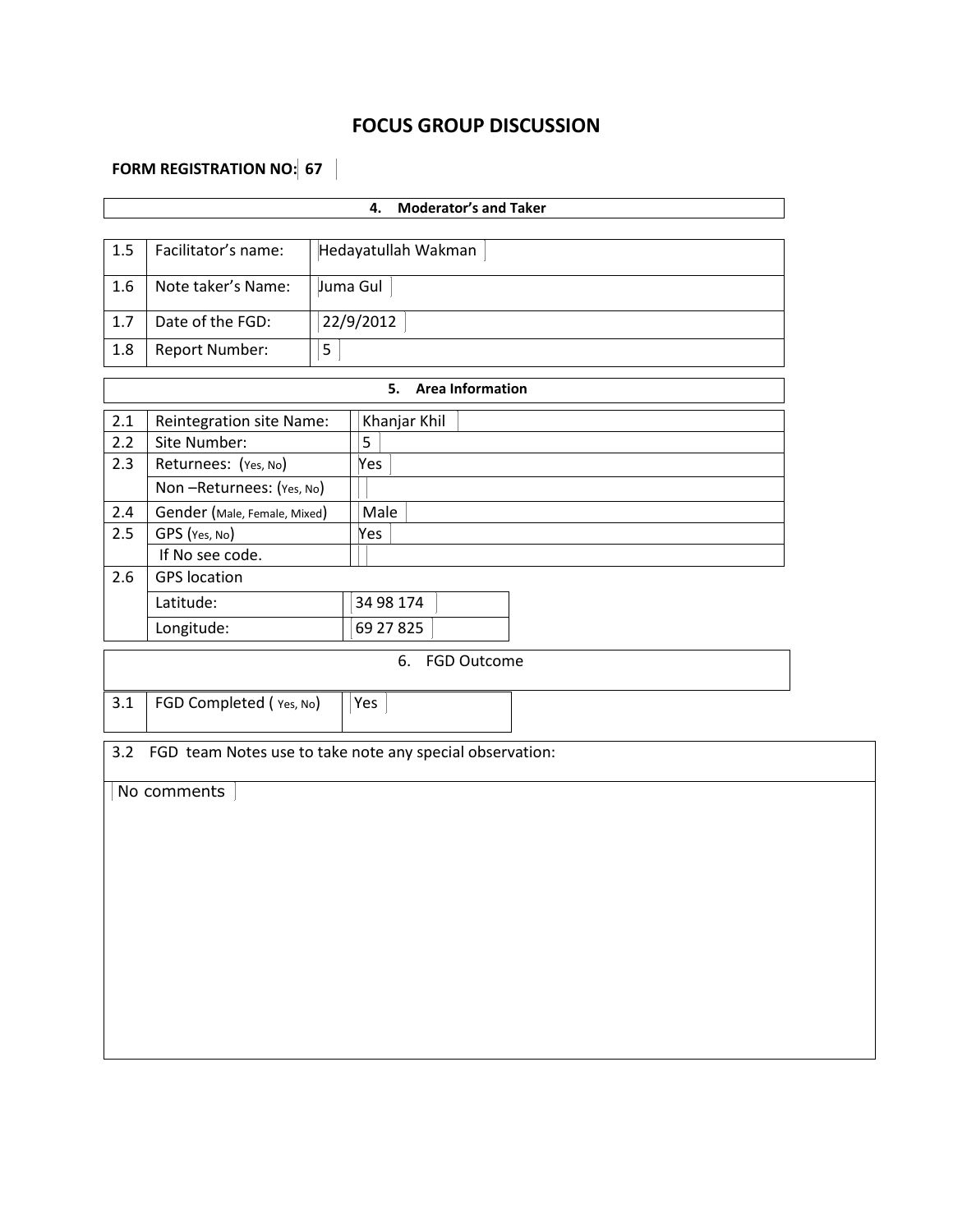# FOCUS GROUP DISCUSSION

**FORM REGISTRATION NO: 67**

| **4. Moderator's and Taker** | | |
|---|---|---|
| 1.5 | Facilitator's name: | Hedayatullah Wakman |
| 1.6 | Note taker's Name: | Juma Gul |
| 1.7 | Date of the FGD: | 22/9/2012 |
| 1.8 | Report Number: | 5 |

| **5. Area Information** | | |
|---|---|---|
| 2.1 | Reintegration site Name: | Khanjar Khil |
| 2.2 | Site Number: | 5 |
| 2.3 | Returnees: (Yes, No) | Yes |
| | Non –Returnees: (Yes, No) | |
| 2.4 | Gender (Male, Female, Mixed) | Male |
| 2.5 | GPS (Yes, No) | Yes |
| | If No see code. | |
| 2.6 | GPS location | |
| | Latitude: | 34 98 174 |
| | Longitude: | 69 27 825 |

| 6. FGD Outcome | | |
|---|---|---|
| 3.1 | FGD Completed ( Yes, No) | Yes |

3.2 FGD team Notes use to take note any special observation:

No comments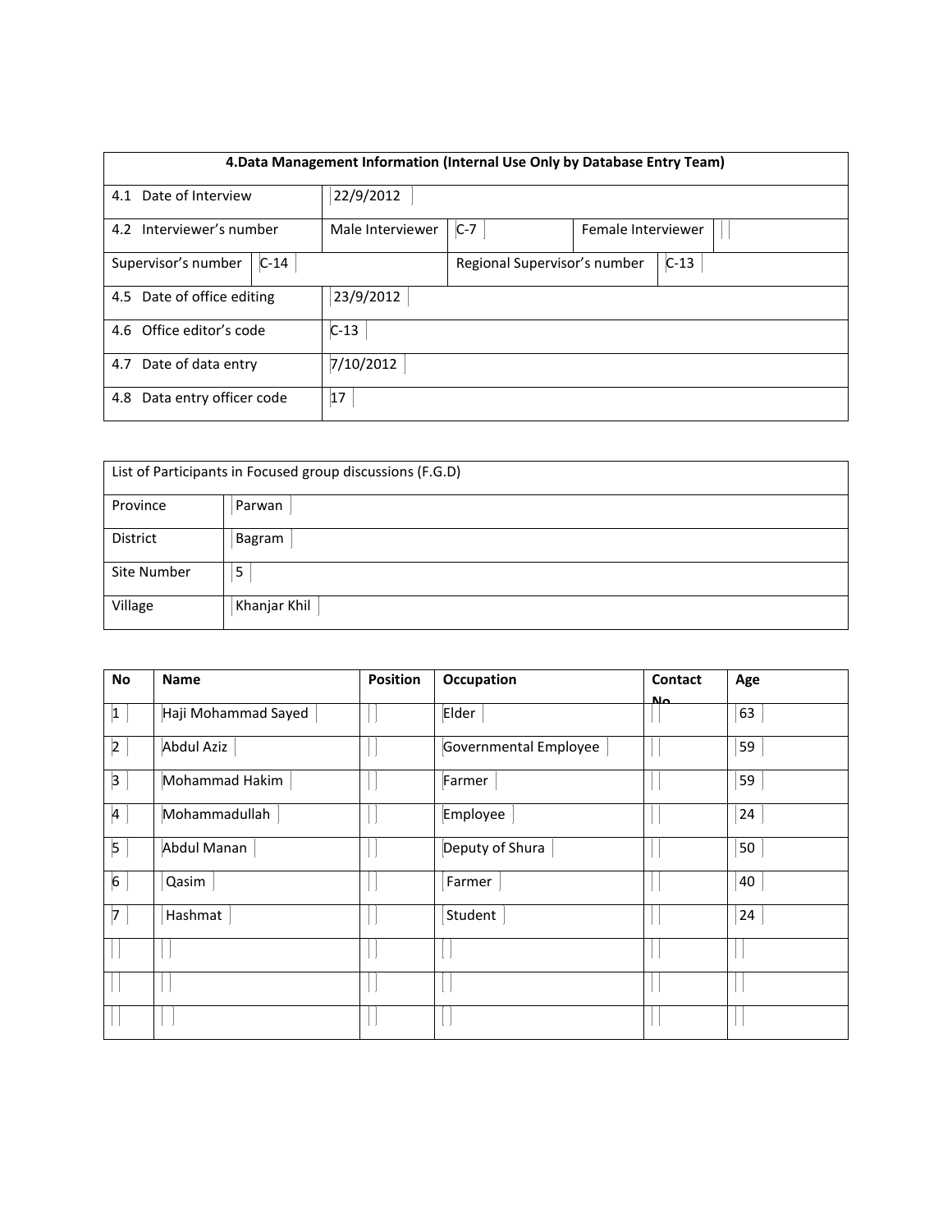| 4.Data Management Information (Internal Use Only by Database Entry Team) | | | | | |
|---|---|---|---|---|---|
| 4.1 Date of Interview | 22/9/2012 | | | | |
| 4.2 Interviewer's number | Male Interviewer | C-7 | Female Interviewer | | |
| Supervisor's number | C-14 | | Regional Supervisor's number | C-13 | |
| 4.5 Date of office editing | 23/9/2012 | | | | |
| 4.6 Office editor's code | C-13 | | | | |
| 4.7 Date of data entry | 7/10/2012 | | | | |
| 4.8 Data entry officer code | 17 | | | | |

| List of Participants in Focused group discussions (F.G.D) | |
|---|---|
| Province | Parwan |
| District | Bagram |
| Site Number | 5 |
| Village | Khanjar Khil |

| No | Name | Position | Occupation | Contact No. | Age |
|---|---|---|---|---|---|
| 1 | Haji Mohammad Sayed | | Elder | | 63 |
| 2 | Abdul Aziz | | Governmental Employee | | 59 |
| 3 | Mohammad Hakim | | Farmer | | 59 |
| 4 | Mohammadullah | | Employee | | 24 |
| 5 | Abdul Manan | | Deputy of Shura | | 50 |
| 6 | Qasim | | Farmer | | 40 |
| 7 | Hashmat | | Student | | 24 |
| | | | | | |
| | | | | | |
| | | | | | |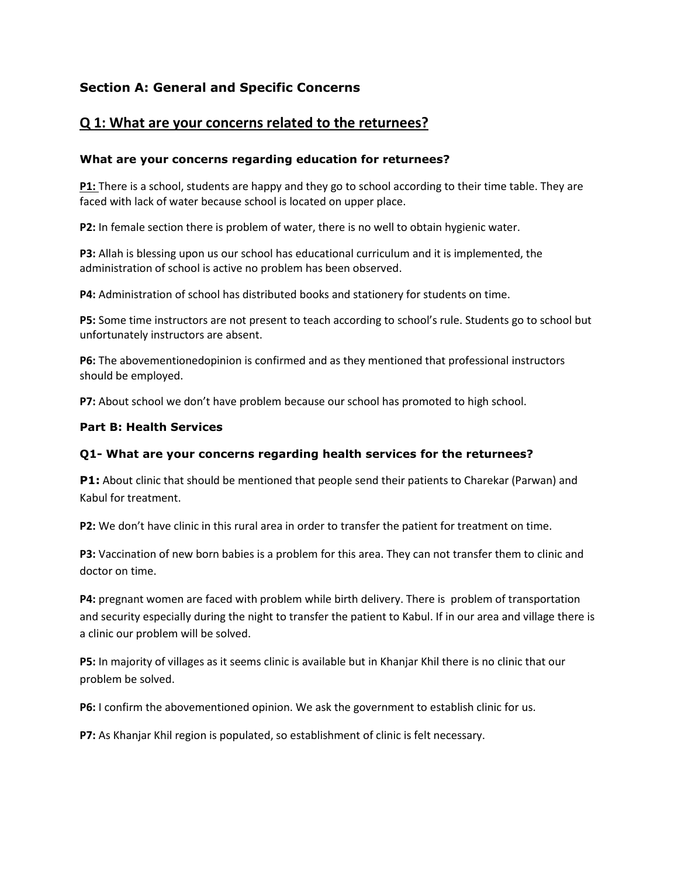## Section A: General and Specific Concerns

## Q 1: What are your concerns related to the returnees?

### What are your concerns regarding education for returnees?

**P1:** There is a school, students are happy and they go to school according to their time table. They are faced with lack of water because school is located on upper place.

**P2:** In female section there is problem of water, there is no well to obtain hygienic water.

**P3:** Allah is blessing upon us our school has educational curriculum and it is implemented, the administration of school is active no problem has been observed.

**P4:** Administration of school has distributed books and stationery for students on time.

**P5:** Some time instructors are not present to teach according to school's rule. Students go to school but unfortunately instructors are absent.

**P6:** The abovementionedopinion is confirmed and as they mentioned that professional instructors should be employed.

**P7:** About school we don't have problem because our school has promoted to high school.

### Part B: Health Services

### Q1- What are your concerns regarding health services for the returnees?

**P1:** About clinic that should be mentioned that people send their patients to Charekar (Parwan) and Kabul for treatment.

**P2:** We don't have clinic in this rural area in order to transfer the patient for treatment on time.

**P3:** Vaccination of new born babies is a problem for this area. They can not transfer them to clinic and doctor on time.

**P4:** pregnant women are faced with problem while birth delivery. There is problem of transportation and security especially during the night to transfer the patient to Kabul. If in our area and village there is a clinic our problem will be solved.

**P5:** In majority of villages as it seems clinic is available but in Khanjar Khil there is no clinic that our problem be solved.

**P6:** I confirm the abovementioned opinion. We ask the government to establish clinic for us.

**P7:** As Khanjar Khil region is populated, so establishment of clinic is felt necessary.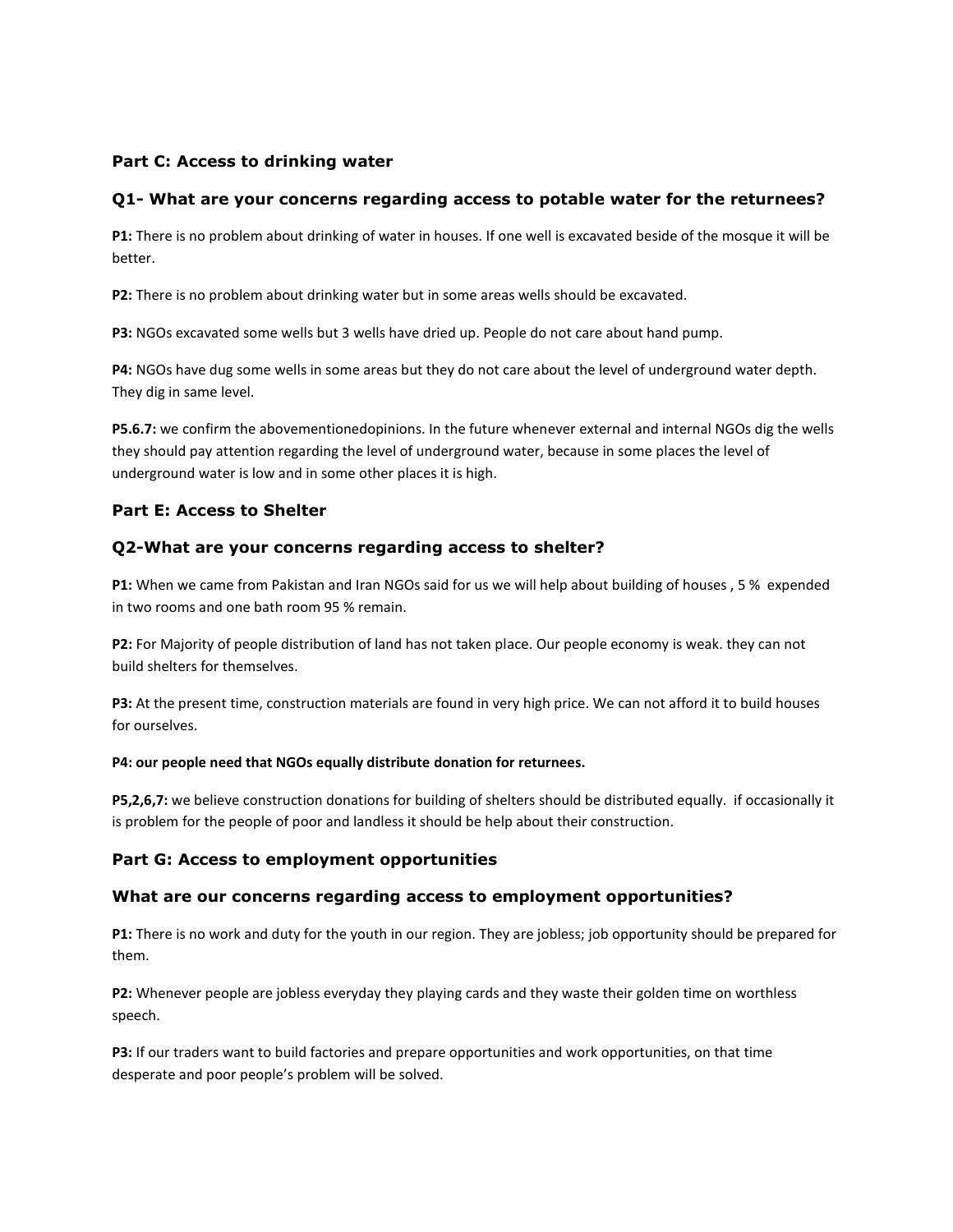### Part C: Access to drinking water

### Q1- What are your concerns regarding access to potable water for the returnees?

**P1:** There is no problem about drinking of water in houses. If one well is excavated beside of the mosque it will be better.

**P2:** There is no problem about drinking water but in some areas wells should be excavated.

**P3:** NGOs excavated some wells but 3 wells have dried up. People do not care about hand pump.

**P4:** NGOs have dug some wells in some areas but they do not care about the level of underground water depth. They dig in same level.

**P5.6.7:** we confirm the abovementionedopinions. In the future whenever external and internal NGOs dig the wells they should pay attention regarding the level of underground water, because in some places the level of underground water is low and in some other places it is high.

### Part E: Access to Shelter

### Q2-What are your concerns regarding access to shelter?

**P1:** When we came from Pakistan and Iran NGOs said for us we will help about building of houses , 5 % expended in two rooms and one bath room 95 % remain.

**P2:** For Majority of people distribution of land has not taken place. Our people economy is weak. they can not build shelters for themselves.

**P3:** At the present time, construction materials are found in very high price. We can not afford it to build houses for ourselves.

**P4: our people need that NGOs equally distribute donation for returnees.**

**P5,2,6,7:** we believe construction donations for building of shelters should be distributed equally. if occasionally it is problem for the people of poor and landless it should be help about their construction.

### Part G: Access to employment opportunities

### What are our concerns regarding access to employment opportunities?

**P1:** There is no work and duty for the youth in our region. They are jobless; job opportunity should be prepared for them.

**P2:** Whenever people are jobless everyday they playing cards and they waste their golden time on worthless speech.

**P3:** If our traders want to build factories and prepare opportunities and work opportunities, on that time desperate and poor people's problem will be solved.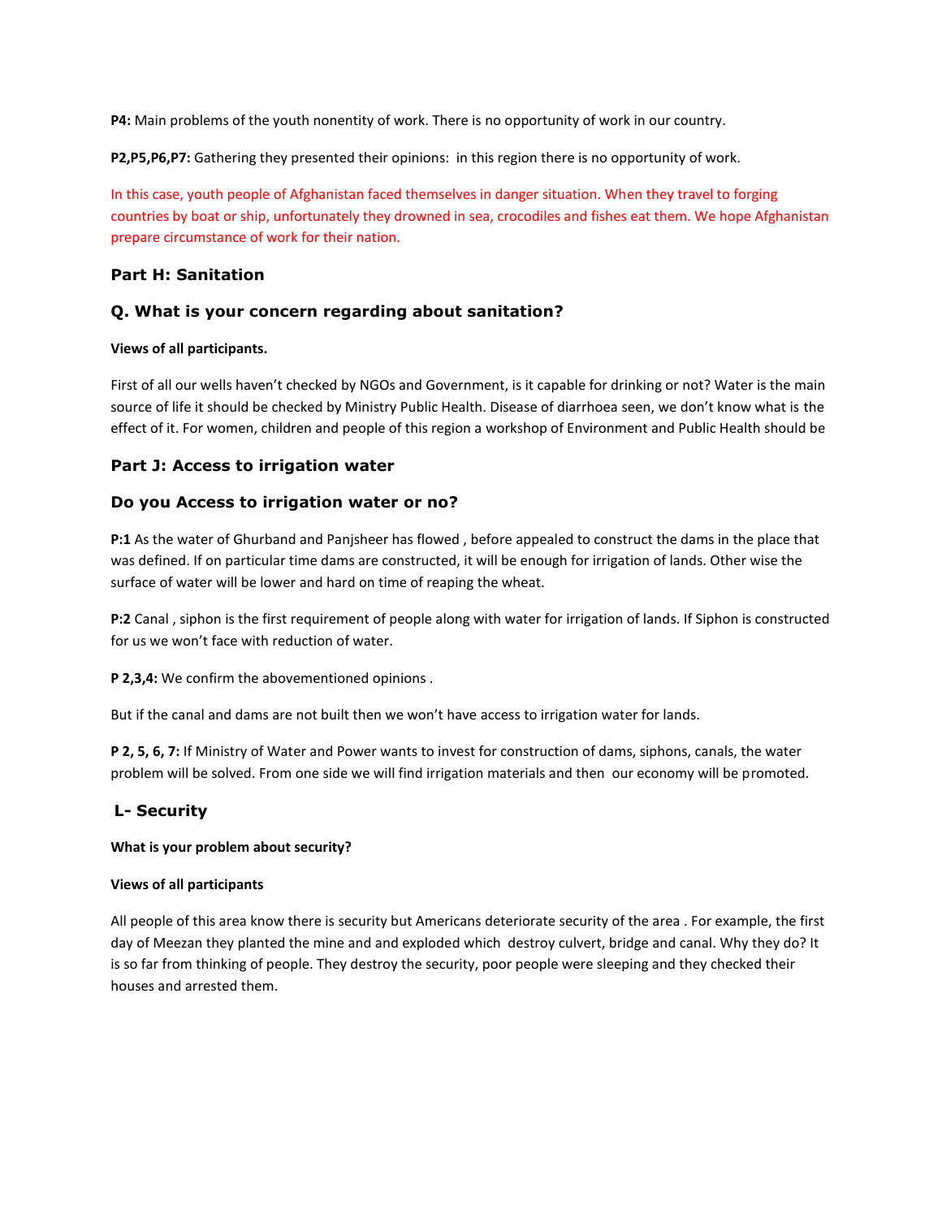**P4:** Main problems of the youth nonentity of work. There is no opportunity of work in our country.

**P2,P5,P6,P7:** Gathering they presented their opinions: in this region there is no opportunity of work.

In this case, youth people of Afghanistan faced themselves in danger situation. When they travel to forging countries by boat or ship, unfortunately they drowned in sea, crocodiles and fishes eat them. We hope Afghanistan prepare circumstance of work for their nation.

### Part H: Sanitation

### Q. What is your concern regarding about sanitation?

**Views of all participants.**

First of all our wells haven't checked by NGOs and Government, is it capable for drinking or not? Water is the main source of life it should be checked by Ministry Public Health. Disease of diarrhoea seen, we don't know what is the effect of it. For women, children and people of this region a workshop of Environment and Public Health should be

### Part J: Access to irrigation water

### Do you Access to irrigation water or no?

**P:1** As the water of Ghurband and Panjsheer has flowed , before appealed to construct the dams in the place that was defined. If on particular time dams are constructed, it will be enough for irrigation of lands. Other wise the surface of water will be lower and hard on time of reaping the wheat.

**P:2** Canal , siphon is the first requirement of people along with water for irrigation of lands. If Siphon is constructed for us we won't face with reduction of water.

**P 2,3,4:** We confirm the abovementioned opinions .

But if the canal and dams are not built then we won't have access to irrigation water for lands.

**P 2, 5, 6, 7:** If Ministry of Water and Power wants to invest for construction of dams, siphons, canals, the water problem will be solved. From one side we will find irrigation materials and then our economy will be promoted.

### L- Security

**What is your problem about security?**

**Views of all participants**

All people of this area know there is security but Americans deteriorate security of the area . For example, the first day of Meezan they planted the mine and and exploded which destroy culvert, bridge and canal. Why they do? It is so far from thinking of people. They destroy the security, poor people were sleeping and they checked their houses and arrested them.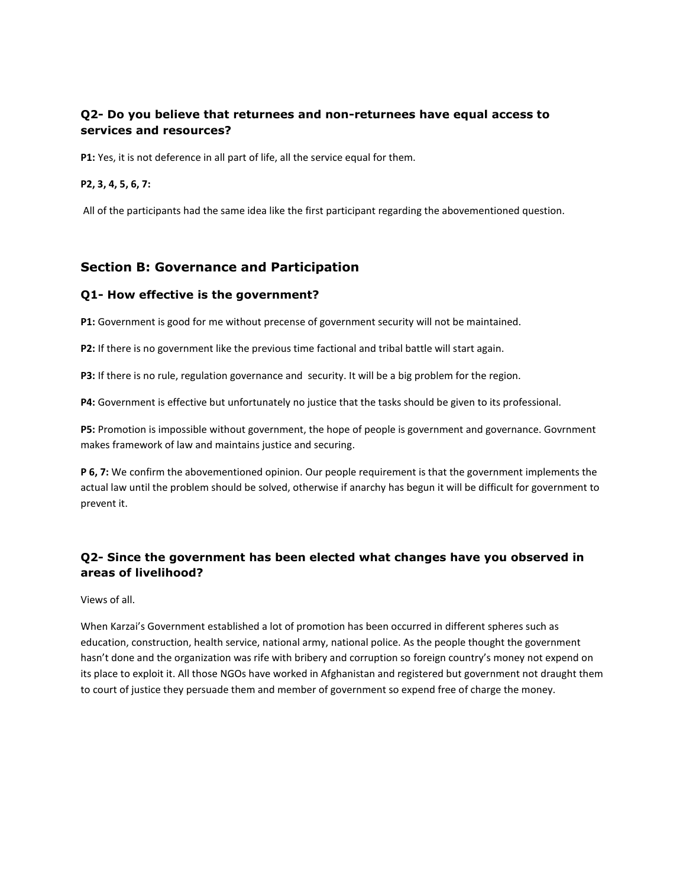### Q2- Do you believe that returnees and non-returnees have equal access to services and resources?

**P1:** Yes, it is not deference in all part of life, all the service equal for them.

**P2, 3, 4, 5, 6, 7:**

All of the participants had the same idea like the first participant regarding the abovementioned question.

## Section B: Governance and Participation

### Q1- How effective is the government?

**P1:** Government is good for me without precense of government security will not be maintained.

**P2:** If there is no government like the previous time factional and tribal battle will start again.

**P3:** If there is no rule, regulation governance and security. It will be a big problem for the region.

**P4:** Government is effective but unfortunately no justice that the tasks should be given to its professional.

**P5:** Promotion is impossible without government, the hope of people is government and governance. Govrnment makes framework of law and maintains justice and securing.

**P 6, 7:** We confirm the abovementioned opinion. Our people requirement is that the government implements the actual law until the problem should be solved, otherwise if anarchy has begun it will be difficult for government to prevent it.

### Q2- Since the government has been elected what changes have you observed in areas of livelihood?

Views of all.

When Karzai's Government established a lot of promotion has been occurred in different spheres such as education, construction, health service, national army, national police. As the people thought the government hasn't done and the organization was rife with bribery and corruption so foreign country's money not expend on its place to exploit it. All those NGOs have worked in Afghanistan and registered but government not draught them to court of justice they persuade them and member of government so expend free of charge the money.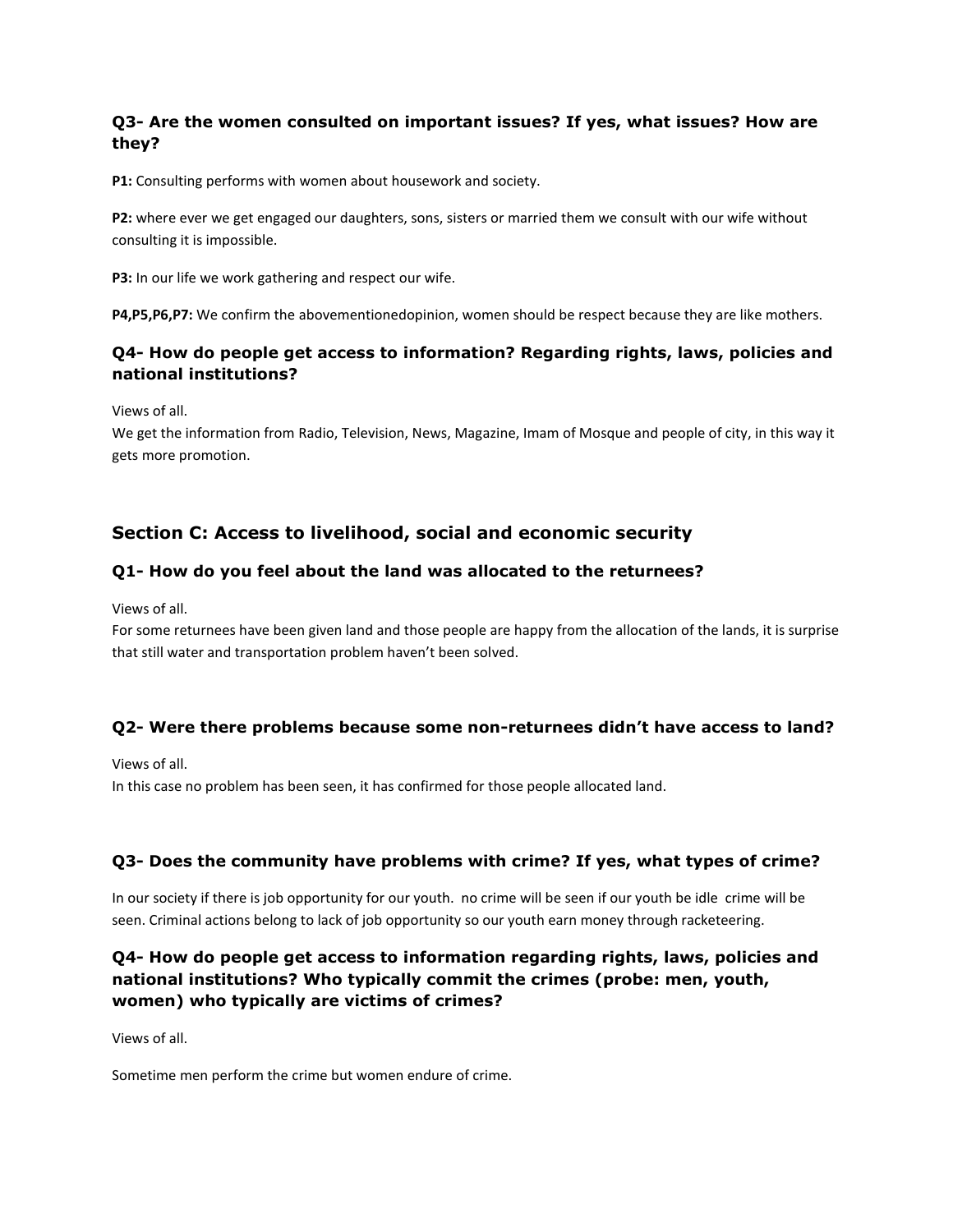### Q3- Are the women consulted on important issues? If yes, what issues? How are they?

**P1:** Consulting performs with women about housework and society.

**P2:** where ever we get engaged our daughters, sons, sisters or married them we consult with our wife without consulting it is impossible.

**P3:** In our life we work gathering and respect our wife.

**P4,P5,P6,P7:** We confirm the abovementionedopinion, women should be respect because they are like mothers.

### Q4- How do people get access to information? Regarding rights, laws, policies and national institutions?

Views of all.
We get the information from Radio, Television, News, Magazine, Imam of Mosque and people of city, in this way it gets more promotion.

## Section C: Access to livelihood, social and economic security

### Q1- How do you feel about the land was allocated to the returnees?

Views of all.
For some returnees have been given land and those people are happy from the allocation of the lands, it is surprise that still water and transportation problem haven't been solved.

### Q2- Were there problems because some non-returnees didn't have access to land?

Views of all.
In this case no problem has been seen, it has confirmed for those people allocated land.

### Q3- Does the community have problems with crime? If yes, what types of crime?

In our society if there is job opportunity for our youth. no crime will be seen if our youth be idle crime will be seen. Criminal actions belong to lack of job opportunity so our youth earn money through racketeering.

### Q4- How do people get access to information regarding rights, laws, policies and national institutions? Who typically commit the crimes (probe: men, youth, women) who typically are victims of crimes?

Views of all.

Sometime men perform the crime but women endure of crime.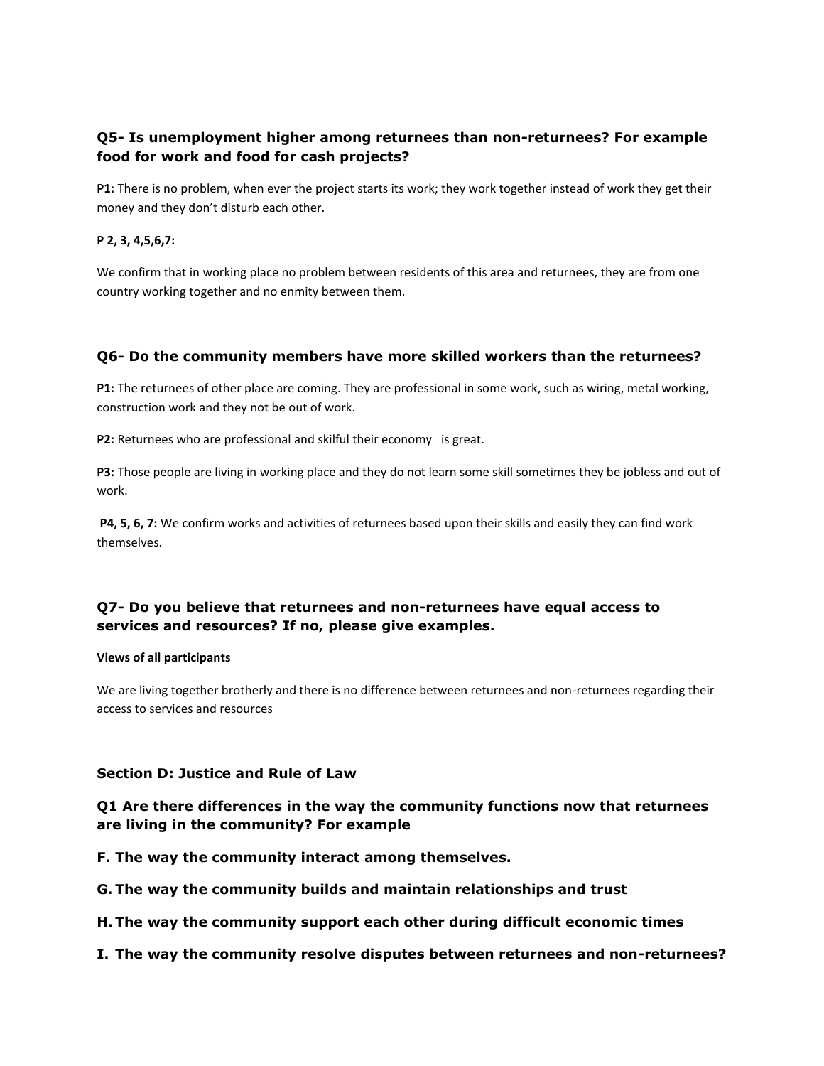### Q5- Is unemployment higher among returnees than non-returnees? For example food for work and food for cash projects?

**P1:** There is no problem, when ever the project starts its work; they work together instead of work they get their money and they don't disturb each other.

**P 2, 3, 4,5,6,7:**

We confirm that in working place no problem between residents of this area and returnees, they are from one country working together and no enmity between them.

### Q6- Do the community members have more skilled workers than the returnees?

**P1:** The returnees of other place are coming. They are professional in some work, such as wiring, metal working, construction work and they not be out of work.

**P2:** Returnees who are professional and skilful their economy is great.

**P3:** Those people are living in working place and they do not learn some skill sometimes they be jobless and out of work.

**P4, 5, 6, 7:** We confirm works and activities of returnees based upon their skills and easily they can find work themselves.

### Q7- Do you believe that returnees and non-returnees have equal access to services and resources? If no, please give examples.

**Views of all participants**

We are living together brotherly and there is no difference between returnees and non-returnees regarding their access to services and resources

## Section D: Justice and Rule of Law

### Q1 Are there differences in the way the community functions now that returnees are living in the community? For example

**F. The way the community interact among themselves.**

**G. The way the community builds and maintain relationships and trust**

**H. The way the community support each other during difficult economic times**

**I. The way the community resolve disputes between returnees and non-returnees?**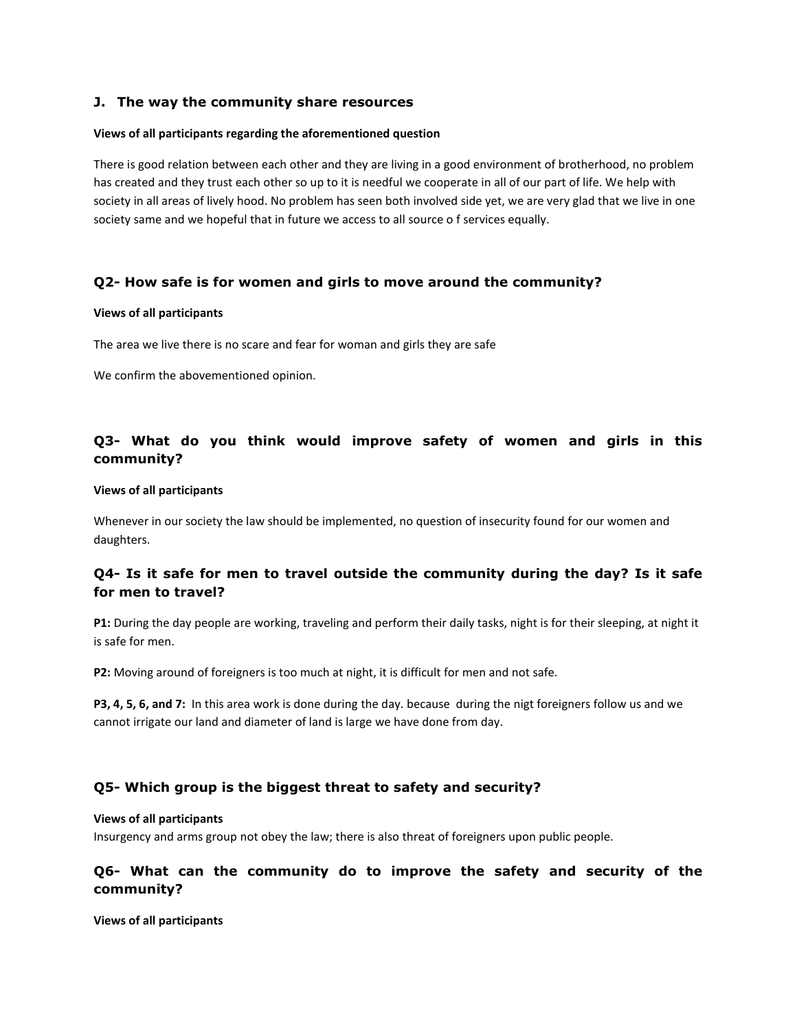## J. The way the community share resources

**Views of all participants regarding the aforementioned question**

There is good relation between each other and they are living in a good environment of brotherhood, no problem has created and they trust each other so up to it is needful we cooperate in all of our part of life. We help with society in all areas of lively hood. No problem has seen both involved side yet, we are very glad that we live in one society same and we hopeful that in future we access to all source o f services equally.

## Q2- How safe is for women and girls to move around the community?

**Views of all participants**

The area we live there is no scare and fear for woman and girls they are safe

We confirm the abovementioned opinion.

## Q3- What do you think would improve safety of women and girls in this community?

**Views of all participants**

Whenever in our society the law should be implemented, no question of insecurity found for our women and daughters.

## Q4- Is it safe for men to travel outside the community during the day? Is it safe for men to travel?

**P1:** During the day people are working, traveling and perform their daily tasks, night is for their sleeping, at night it is safe for men.

**P2:** Moving around of foreigners is too much at night, it is difficult for men and not safe.

**P3, 4, 5, 6, and 7:** In this area work is done during the day. because during the nigt foreigners follow us and we cannot irrigate our land and diameter of land is large we have done from day.

## Q5- Which group is the biggest threat to safety and security?

**Views of all participants**

Insurgency and arms group not obey the law; there is also threat of foreigners upon public people.

## Q6- What can the community do to improve the safety and security of the community?

**Views of all participants**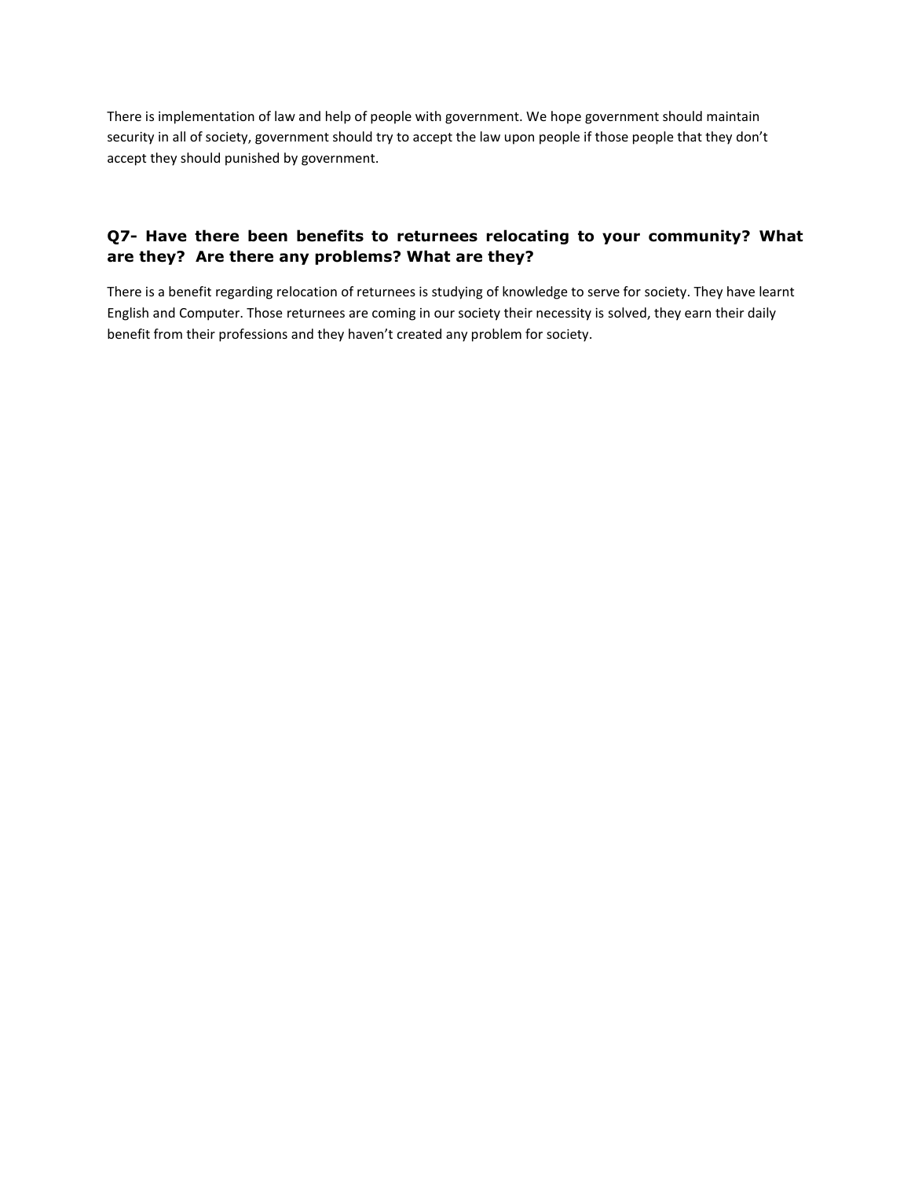There is implementation of law and help of people with government. We hope government should maintain security in all of society, government should try to accept the law upon people if those people that they don't accept they should punished by government.

### Q7- Have there been benefits to returnees relocating to your community? What are they? Are there any problems? What are they?

There is a benefit regarding relocation of returnees is studying of knowledge to serve for society. They have learnt English and Computer. Those returnees are coming in our society their necessity is solved, they earn their daily benefit from their professions and they haven't created any problem for society.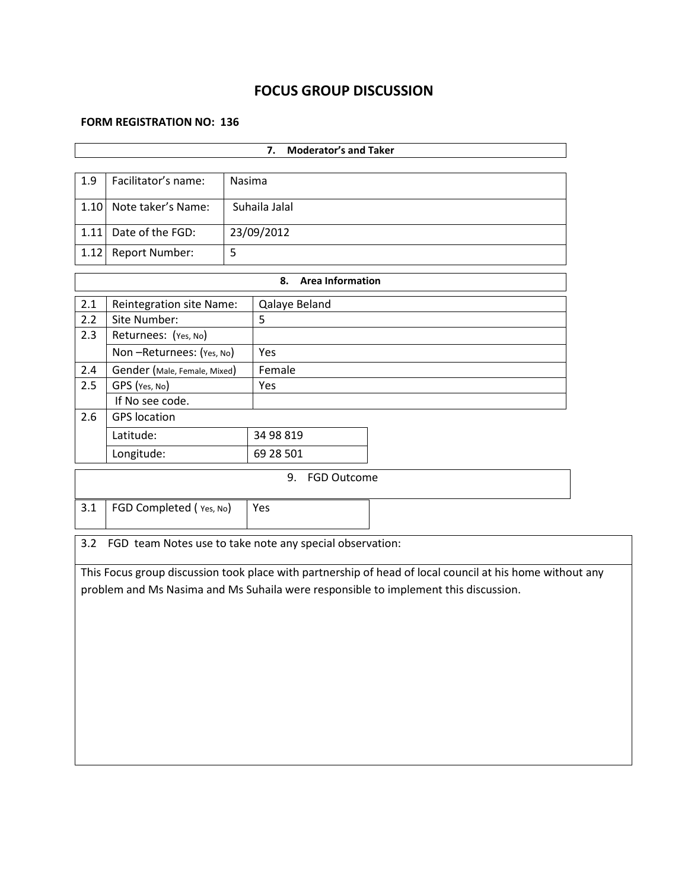# FOCUS GROUP DISCUSSION

**FORM REGISTRATION NO: 136**

| **7. Moderator's and Taker** | | |
|---|---|---|
| 1.9 | Facilitator's name: | Nasima |
| 1.10 | Note taker's Name: | Suhaila Jalal |
| 1.11 | Date of the FGD: | 23/09/2012 |
| 1.12 | Report Number: | 5 |

| **8. Area Information** | | |
|---|---|---|
| 2.1 | Reintegration site Name: | Qalaye Beland |
| 2.2 | Site Number: | 5 |
| 2.3 | Returnees: (Yes, No) | |
| | Non –Returnees: (Yes, No) | Yes |
| 2.4 | Gender (Male, Female, Mixed) | Female |
| 2.5 | GPS (Yes, No) | Yes |
| | If No see code. | |
| 2.6 | GPS location | |
| | Latitude: | 34 98 819 |
| | Longitude: | 69 28 501 |

| 9. FGD Outcome | | |
|---|---|---|
| 3.1 | FGD Completed ( Yes, No) | Yes |

3.2 FGD team Notes use to take note any special observation:

This Focus group discussion took place with partnership of head of local council at his home without any problem and Ms Nasima and Ms Suhaila were responsible to implement this discussion.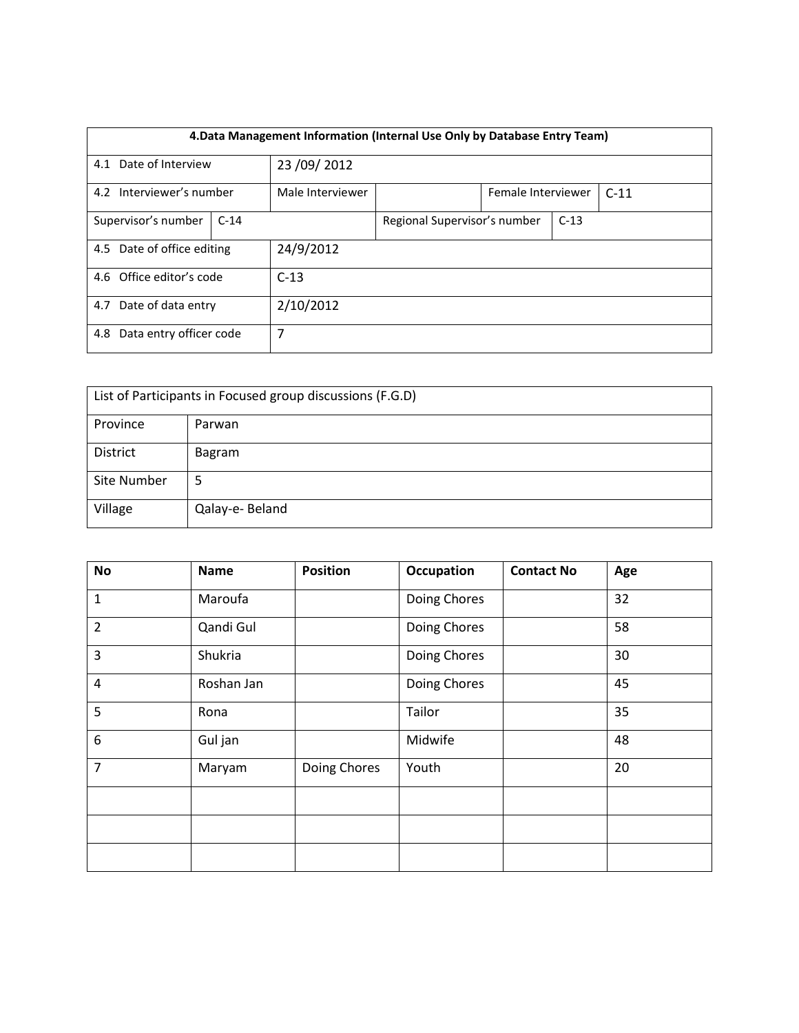| 4.Data Management Information (Internal Use Only by Database Entry Team) | | | | | |
|---|---|---|---|---|---|
| 4.1 Date of Interview | | 23 /09/ 2012 | | | |
| 4.2 Interviewer's number | | Male Interviewer | | Female Interviewer | C-11 |
| Supervisor's number | C-14 | | Regional Supervisor's number | C-13 | |
| 4.5 Date of office editing | | 24/9/2012 | | | |
| 4.6 Office editor's code | | C-13 | | | |
| 4.7 Date of data entry | | 2/10/2012 | | | |
| 4.8 Data entry officer code | | 7 | | | |

| List of Participants in Focused group discussions (F.G.D) | |
|---|---|
| Province | Parwan |
| District | Bagram |
| Site Number | 5 |
| Village | Qalay-e- Beland |

| No | Name | Position | Occupation | Contact No | Age |
|---|---|---|---|---|---|
| 1 | Maroufa | | Doing Chores | | 32 |
| 2 | Qandi Gul | | Doing Chores | | 58 |
| 3 | Shukria | | Doing Chores | | 30 |
| 4 | Roshan Jan | | Doing Chores | | 45 |
| 5 | Rona | | Tailor | | 35 |
| 6 | Gul jan | | Midwife | | 48 |
| 7 | Maryam | Doing Chores | Youth | | 20 |
| | | | | | |
| | | | | | |
| | | | | | |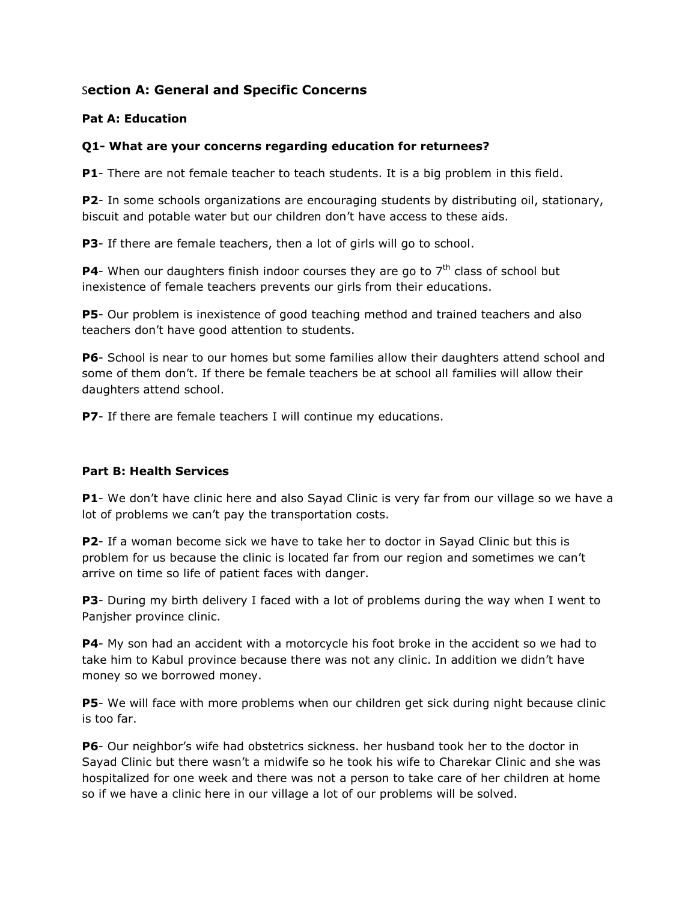## Section A: General and Specific Concerns

### Pat A: Education

**Q1- What are your concerns regarding education for returnees?**

**P1**- There are not female teacher to teach students. It is a big problem in this field.

**P2**- In some schools organizations are encouraging students by distributing oil, stationary, biscuit and potable water but our children don't have access to these aids.

**P3**- If there are female teachers, then a lot of girls will go to school.

**P4**- When our daughters finish indoor courses they are go to 7th class of school but inexistence of female teachers prevents our girls from their educations.

**P5**- Our problem is inexistence of good teaching method and trained teachers and also teachers don't have good attention to students.

**P6**- School is near to our homes but some families allow their daughters attend school and some of them don't. If there be female teachers be at school all families will allow their daughters attend school.

**P7**- If there are female teachers I will continue my educations.

### Part B: Health Services

**P1**- We don't have clinic here and also Sayad Clinic is very far from our village so we have a lot of problems we can't pay the transportation costs.

**P2**- If a woman become sick we have to take her to doctor in Sayad Clinic but this is problem for us because the clinic is located far from our region and sometimes we can't arrive on time so life of patient faces with danger.

**P3**- During my birth delivery I faced with a lot of problems during the way when I went to Panjsher province clinic.

**P4**- My son had an accident with a motorcycle his foot broke in the accident so we had to take him to Kabul province because there was not any clinic. In addition we didn't have money so we borrowed money.

**P5**- We will face with more problems when our children get sick during night because clinic is too far.

**P6**- Our neighbor's wife had obstetrics sickness. her husband took her to the doctor in Sayad Clinic but there wasn't a midwife so he took his wife to Charekar Clinic and she was hospitalized for one week and there was not a person to take care of her children at home so if we have a clinic here in our village a lot of our problems will be solved.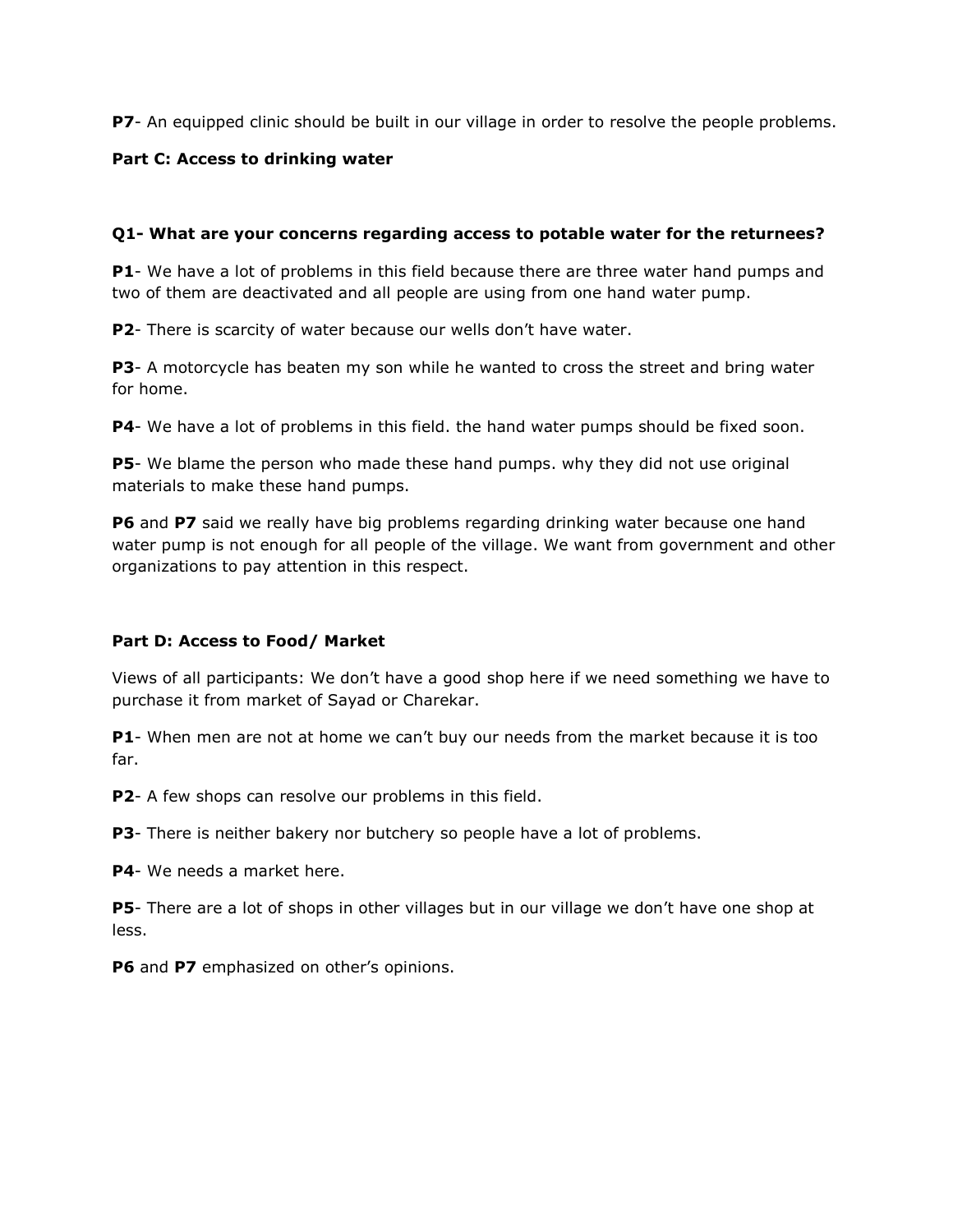**P7**- An equipped clinic should be built in our village in order to resolve the people problems.

**Part C: Access to drinking water**

**Q1- What are your concerns regarding access to potable water for the returnees?**

**P1**- We have a lot of problems in this field because there are three water hand pumps and two of them are deactivated and all people are using from one hand water pump.

**P2**- There is scarcity of water because our wells don't have water.

**P3**- A motorcycle has beaten my son while he wanted to cross the street and bring water for home.

**P4**- We have a lot of problems in this field. the hand water pumps should be fixed soon.

**P5**- We blame the person who made these hand pumps. why they did not use original materials to make these hand pumps.

**P6** and **P7** said we really have big problems regarding drinking water because one hand water pump is not enough for all people of the village. We want from government and other organizations to pay attention in this respect.

**Part D: Access to Food/ Market**

Views of all participants: We don't have a good shop here if we need something we have to purchase it from market of Sayad or Charekar.

**P1**- When men are not at home we can't buy our needs from the market because it is too far.

**P2**- A few shops can resolve our problems in this field.

**P3**- There is neither bakery nor butchery so people have a lot of problems.

**P4**- We needs a market here.

**P5**- There are a lot of shops in other villages but in our village we don't have one shop at less.

**P6** and **P7** emphasized on other's opinions.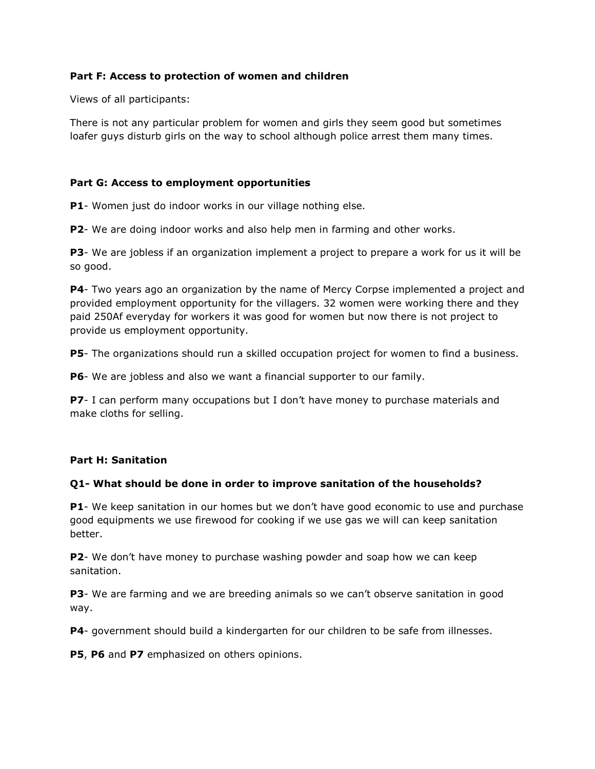**Part F: Access to protection of women and children**

Views of all participants:

There is not any particular problem for women and girls they seem good but sometimes loafer guys disturb girls on the way to school although police arrest them many times.

**Part G: Access to employment opportunities**

**P1**- Women just do indoor works in our village nothing else.

**P2**- We are doing indoor works and also help men in farming and other works.

**P3**- We are jobless if an organization implement a project to prepare a work for us it will be so good.

**P4**- Two years ago an organization by the name of Mercy Corpse implemented a project and provided employment opportunity for the villagers. 32 women were working there and they paid 250Af everyday for workers it was good for women but now there is not project to provide us employment opportunity.

**P5**- The organizations should run a skilled occupation project for women to find a business.

**P6**- We are jobless and also we want a financial supporter to our family.

**P7**- I can perform many occupations but I don't have money to purchase materials and make cloths for selling.

**Part H: Sanitation**

**Q1- What should be done in order to improve sanitation of the households?**

**P1**- We keep sanitation in our homes but we don't have good economic to use and purchase good equipments we use firewood for cooking if we use gas we will can keep sanitation better.

**P2**- We don't have money to purchase washing powder and soap how we can keep sanitation.

**P3**- We are farming and we are breeding animals so we can't observe sanitation in good way.

**P4**- government should build a kindergarten for our children to be safe from illnesses.

**P5**, **P6** and **P7** emphasized on others opinions.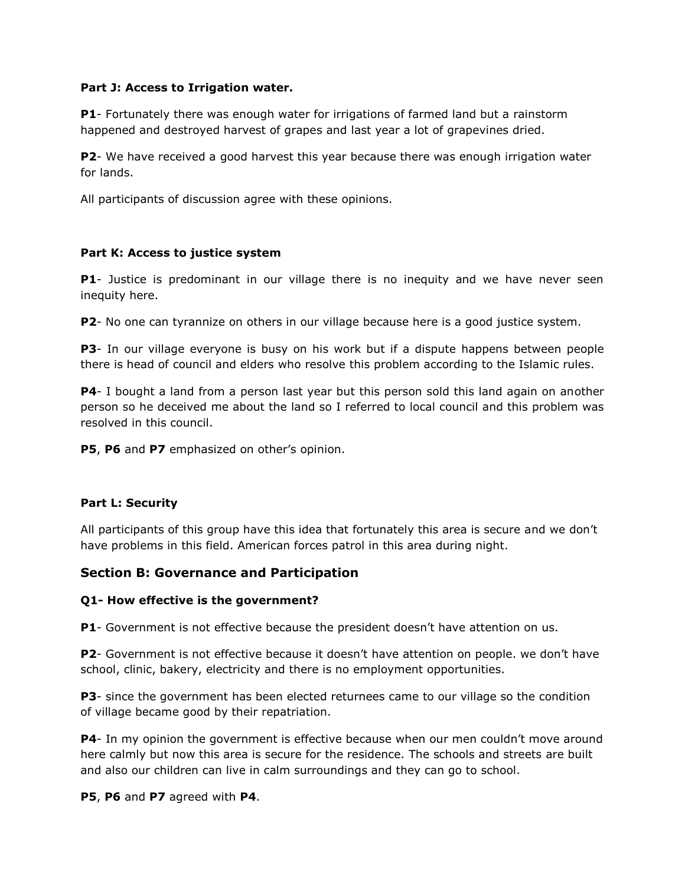**Part J: Access to Irrigation water.**

**P1**- Fortunately there was enough water for irrigations of farmed land but a rainstorm happened and destroyed harvest of grapes and last year a lot of grapevines dried.

**P2**- We have received a good harvest this year because there was enough irrigation water for lands.

All participants of discussion agree with these opinions.

**Part K: Access to justice system**

**P1**- Justice is predominant in our village there is no inequity and we have never seen inequity here.

**P2**- No one can tyrannize on others in our village because here is a good justice system.

**P3**- In our village everyone is busy on his work but if a dispute happens between people there is head of council and elders who resolve this problem according to the Islamic rules.

**P4**- I bought a land from a person last year but this person sold this land again on another person so he deceived me about the land so I referred to local council and this problem was resolved in this council.

**P5**, **P6** and **P7** emphasized on other's opinion.

**Part L: Security**

All participants of this group have this idea that fortunately this area is secure and we don't have problems in this field. American forces patrol in this area during night.

## Section B: Governance and Participation

**Q1- How effective is the government?**

**P1**- Government is not effective because the president doesn't have attention on us.

**P2**- Government is not effective because it doesn't have attention on people. we don't have school, clinic, bakery, electricity and there is no employment opportunities.

**P3**- since the government has been elected returnees came to our village so the condition of village became good by their repatriation.

**P4**- In my opinion the government is effective because when our men couldn't move around here calmly but now this area is secure for the residence. The schools and streets are built and also our children can live in calm surroundings and they can go to school.

**P5**, **P6** and **P7** agreed with **P4**.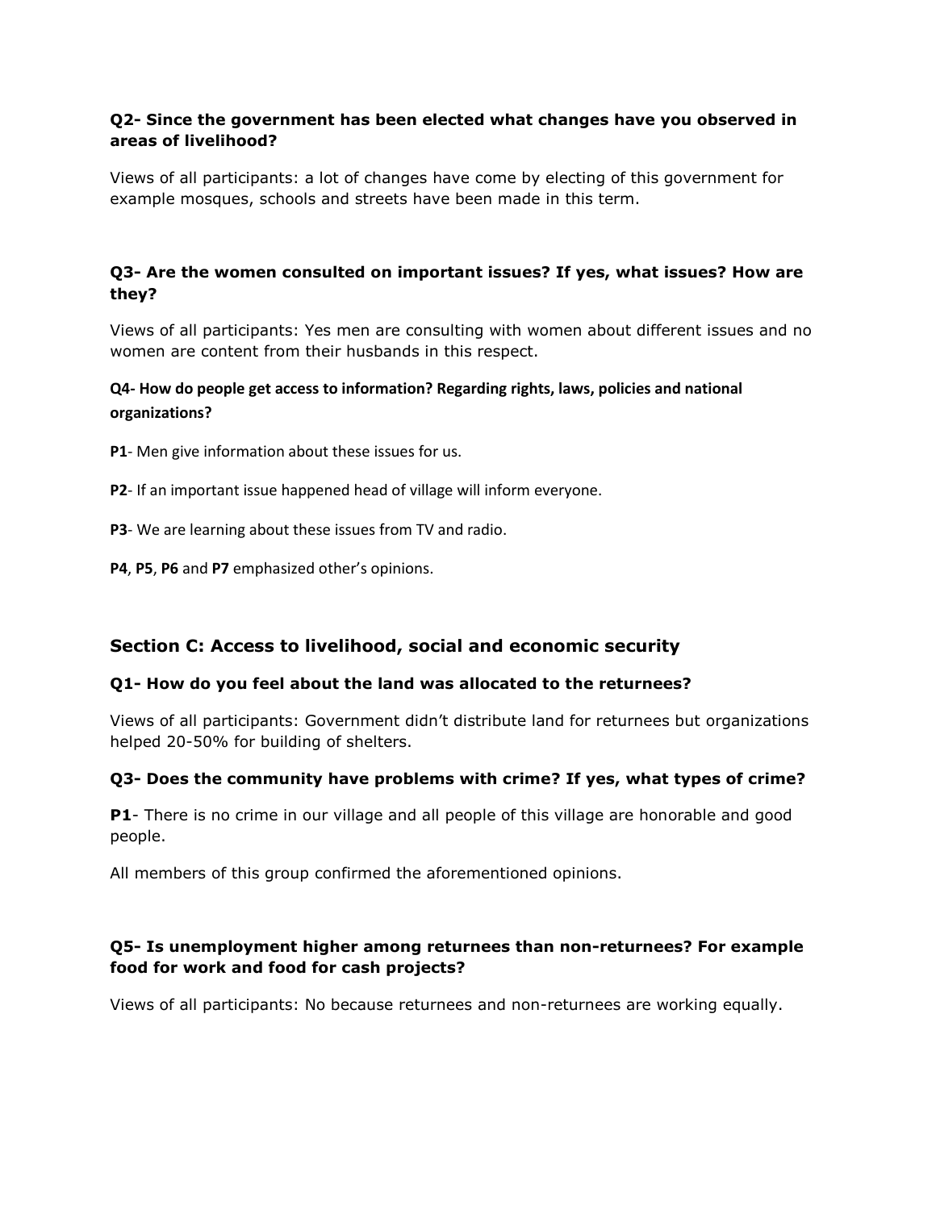### Q2- Since the government has been elected what changes have you observed in areas of livelihood?

Views of all participants: a lot of changes have come by electing of this government for example mosques, schools and streets have been made in this term.

### Q3- Are the women consulted on important issues? If yes, what issues? How are they?

Views of all participants: Yes men are consulting with women about different issues and no women are content from their husbands in this respect.

### Q4- How do people get access to information? Regarding rights, laws, policies and national organizations?

**P1**- Men give information about these issues for us.

**P2**- If an important issue happened head of village will inform everyone.

**P3**- We are learning about these issues from TV and radio.

**P4**, **P5**, **P6** and **P7** emphasized other's opinions.

## Section C: Access to livelihood, social and economic security

### Q1- How do you feel about the land was allocated to the returnees?

Views of all participants: Government didn't distribute land for returnees but organizations helped 20-50% for building of shelters.

### Q3- Does the community have problems with crime? If yes, what types of crime?

**P1**- There is no crime in our village and all people of this village are honorable and good people.

All members of this group confirmed the aforementioned opinions.

### Q5- Is unemployment higher among returnees than non-returnees? For example food for work and food for cash projects?

Views of all participants: No because returnees and non-returnees are working equally.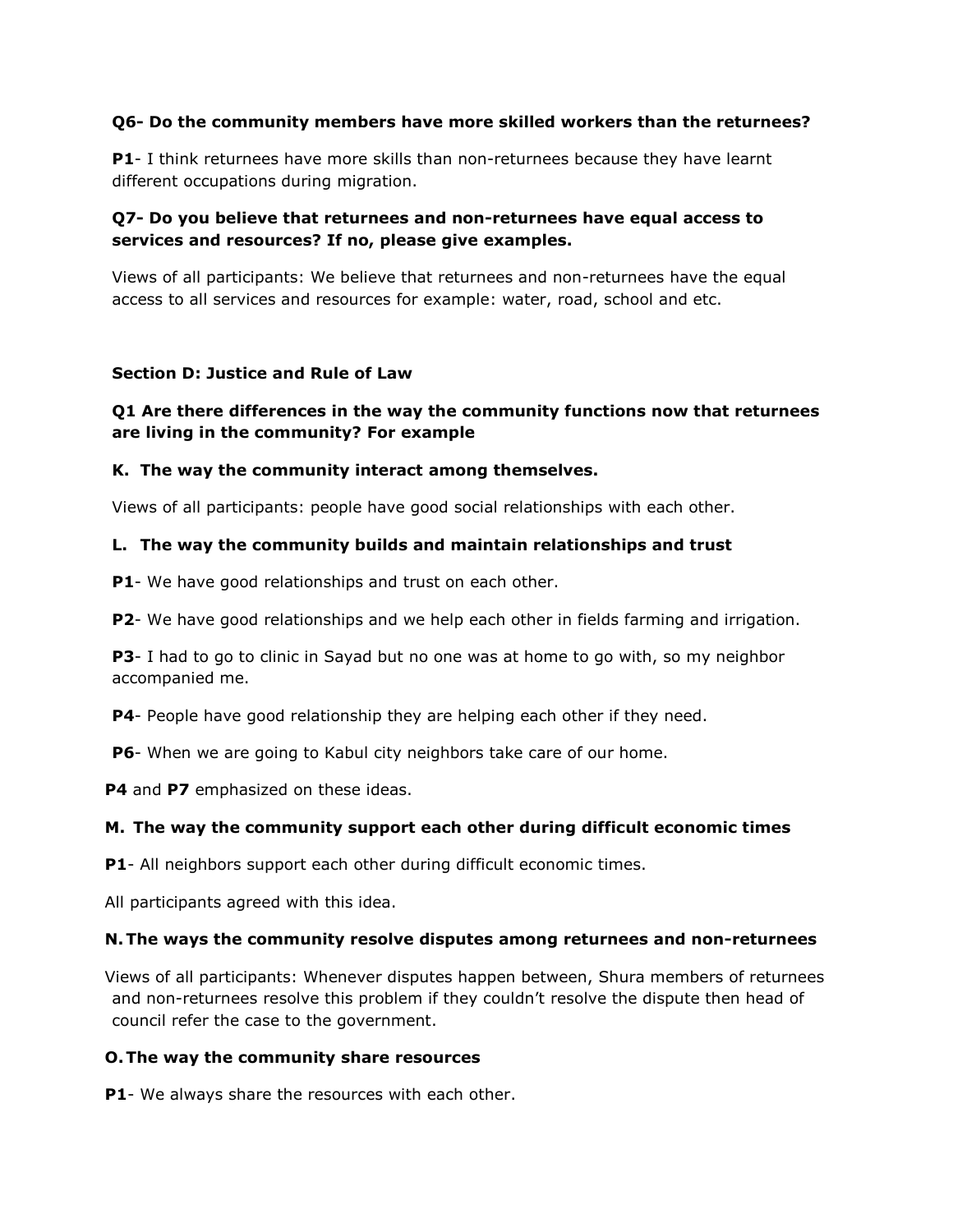**Q6- Do the community members have more skilled workers than the returnees?**

**P1**- I think returnees have more skills than non-returnees because they have learnt different occupations during migration.

**Q7- Do you believe that returnees and non-returnees have equal access to services and resources? If no, please give examples.**

Views of all participants: We believe that returnees and non-returnees have the equal access to all services and resources for example: water, road, school and etc.

**Section D: Justice and Rule of Law**

**Q1 Are there differences in the way the community functions now that returnees are living in the community? For example**

**K. The way the community interact among themselves.**

Views of all participants: people have good social relationships with each other.

**L. The way the community builds and maintain relationships and trust**

**P1**- We have good relationships and trust on each other.

**P2**- We have good relationships and we help each other in fields farming and irrigation.

**P3**- I had to go to clinic in Sayad but no one was at home to go with, so my neighbor accompanied me.

**P4**- People have good relationship they are helping each other if they need.

**P6**- When we are going to Kabul city neighbors take care of our home.

**P4** and **P7** emphasized on these ideas.

**M. The way the community support each other during difficult economic times**

**P1**- All neighbors support each other during difficult economic times.

All participants agreed with this idea.

**N. The ways the community resolve disputes among returnees and non-returnees**

Views of all participants: Whenever disputes happen between, Shura members of returnees and non-returnees resolve this problem if they couldn't resolve the dispute then head of council refer the case to the government.

**O. The way the community share resources**

**P1**- We always share the resources with each other.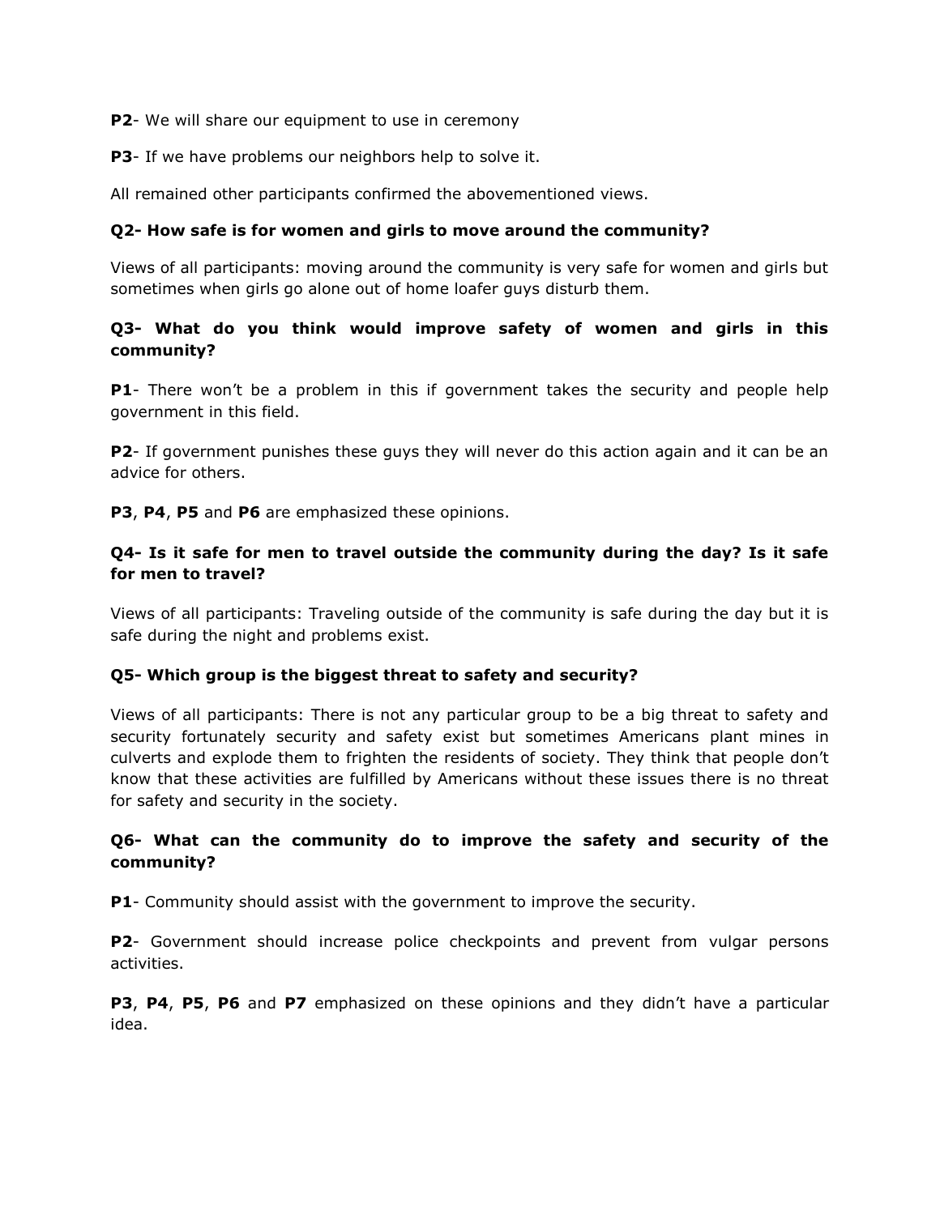**P2**- We will share our equipment to use in ceremony

**P3**- If we have problems our neighbors help to solve it.

All remained other participants confirmed the abovementioned views.

**Q2- How safe is for women and girls to move around the community?**

Views of all participants: moving around the community is very safe for women and girls but sometimes when girls go alone out of home loafer guys disturb them.

**Q3- What do you think would improve safety of women and girls in this community?**

**P1**- There won't be a problem in this if government takes the security and people help government in this field.

**P2**- If government punishes these guys they will never do this action again and it can be an advice for others.

**P3**, **P4**, **P5** and **P6** are emphasized these opinions.

**Q4- Is it safe for men to travel outside the community during the day? Is it safe for men to travel?**

Views of all participants: Traveling outside of the community is safe during the day but it is safe during the night and problems exist.

**Q5- Which group is the biggest threat to safety and security?**

Views of all participants: There is not any particular group to be a big threat to safety and security fortunately security and safety exist but sometimes Americans plant mines in culverts and explode them to frighten the residents of society. They think that people don't know that these activities are fulfilled by Americans without these issues there is no threat for safety and security in the society.

**Q6- What can the community do to improve the safety and security of the community?**

**P1**- Community should assist with the government to improve the security.

**P2**- Government should increase police checkpoints and prevent from vulgar persons activities.

**P3**, **P4**, **P5**, **P6** and **P7** emphasized on these opinions and they didn't have a particular idea.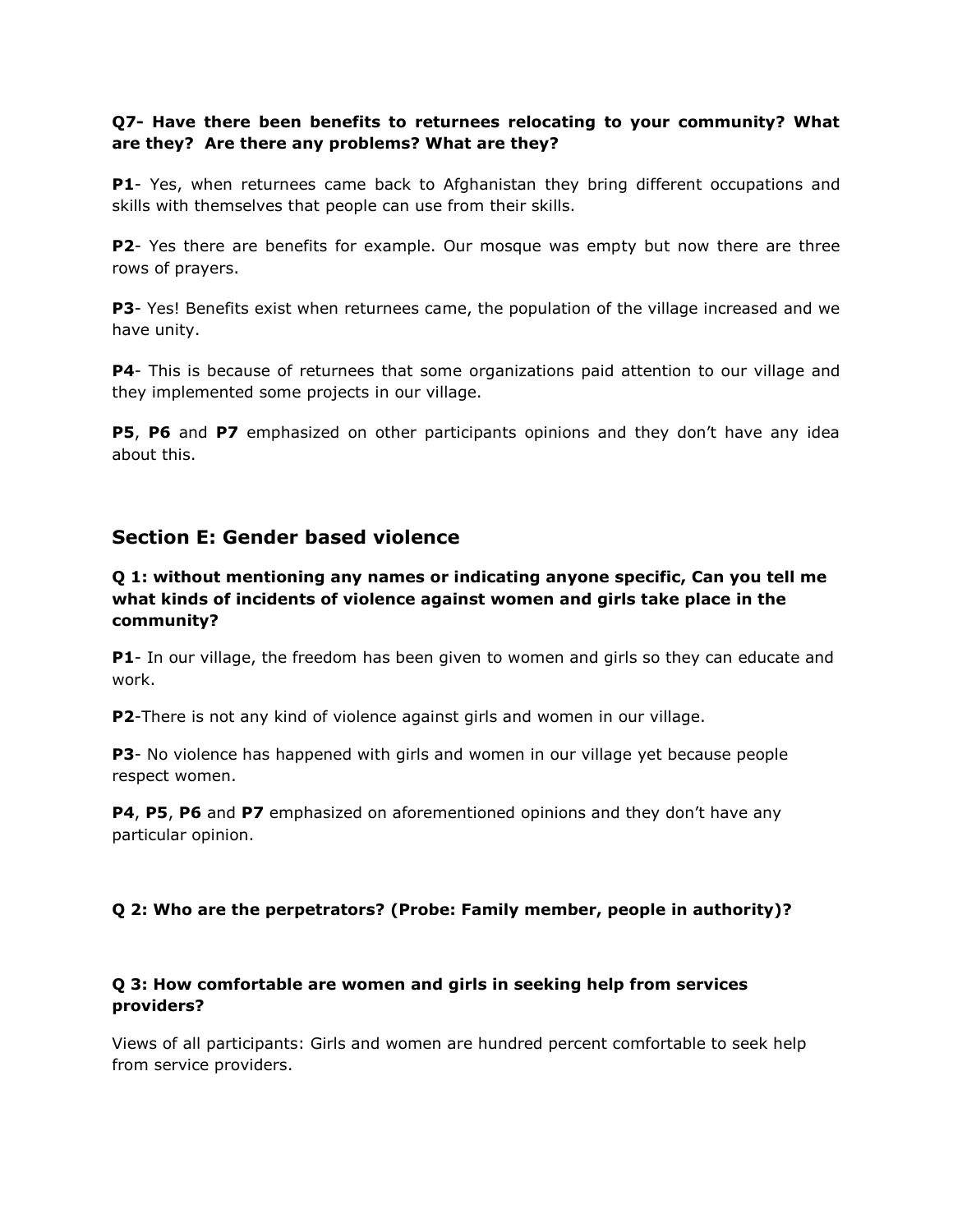**Q7- Have there been benefits to returnees relocating to your community? What are they? Are there any problems? What are they?**

**P1**- Yes, when returnees came back to Afghanistan they bring different occupations and skills with themselves that people can use from their skills.

**P2**- Yes there are benefits for example. Our mosque was empty but now there are three rows of prayers.

**P3**- Yes! Benefits exist when returnees came, the population of the village increased and we have unity.

**P4**- This is because of returnees that some organizations paid attention to our village and they implemented some projects in our village.

**P5**, **P6** and **P7** emphasized on other participants opinions and they don't have any idea about this.

## Section E: Gender based violence

**Q 1: without mentioning any names or indicating anyone specific, Can you tell me what kinds of incidents of violence against women and girls take place in the community?**

**P1**- In our village, the freedom has been given to women and girls so they can educate and work.

**P2**-There is not any kind of violence against girls and women in our village.

**P3**- No violence has happened with girls and women in our village yet because people respect women.

**P4**, **P5**, **P6** and **P7** emphasized on aforementioned opinions and they don't have any particular opinion.

**Q 2: Who are the perpetrators? (Probe: Family member, people in authority)?**

**Q 3: How comfortable are women and girls in seeking help from services providers?**

Views of all participants: Girls and women are hundred percent comfortable to seek help from service providers.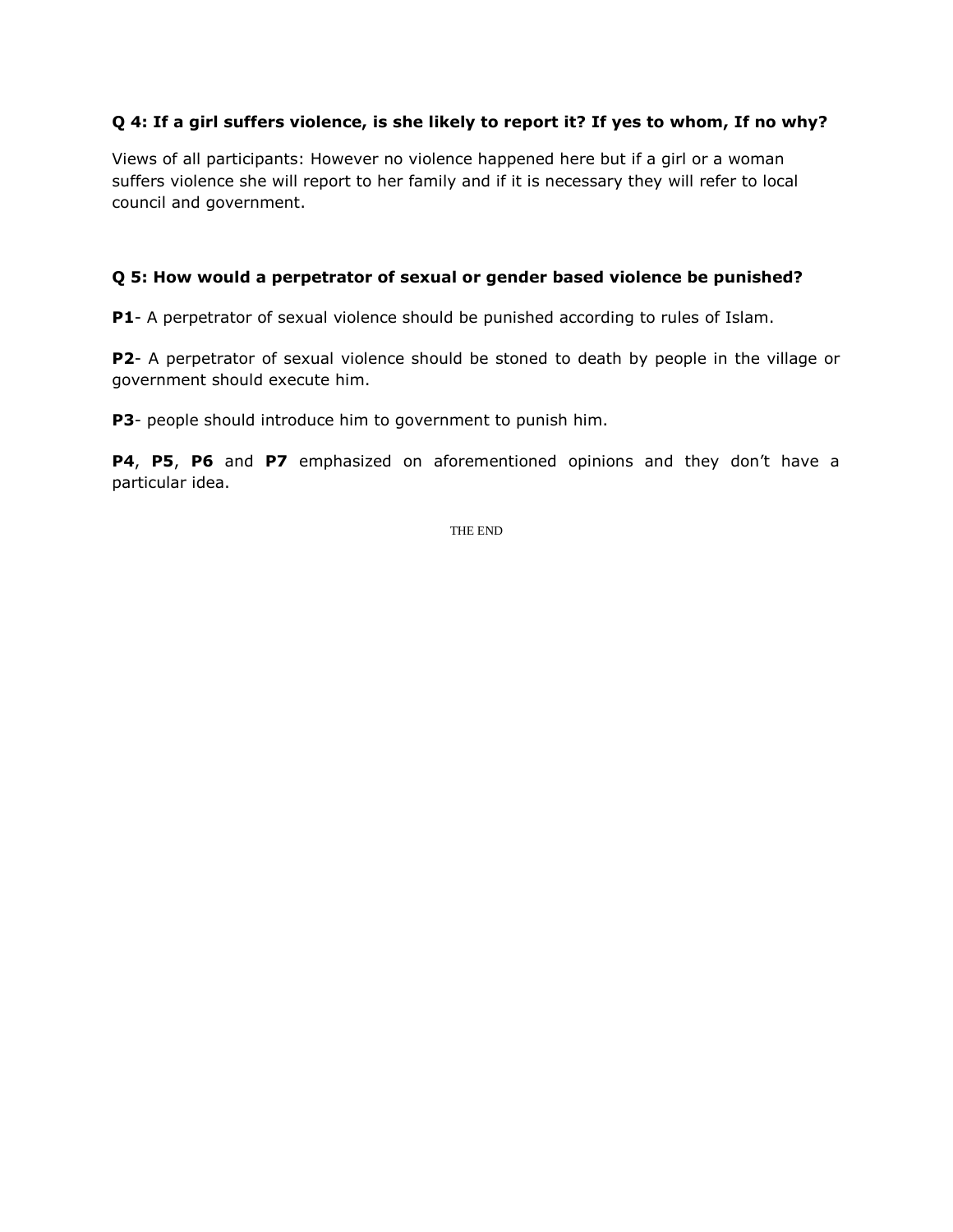**Q 4: If a girl suffers violence, is she likely to report it? If yes to whom, If no why?**

Views of all participants: However no violence happened here but if a girl or a woman suffers violence she will report to her family and if it is necessary they will refer to local council and government.

**Q 5: How would a perpetrator of sexual or gender based violence be punished?**

**P1**- A perpetrator of sexual violence should be punished according to rules of Islam.

**P2**- A perpetrator of sexual violence should be stoned to death by people in the village or government should execute him.

**P3**- people should introduce him to government to punish him.

**P4**, **P5**, **P6** and **P7** emphasized on aforementioned opinions and they don't have a particular idea.

THE END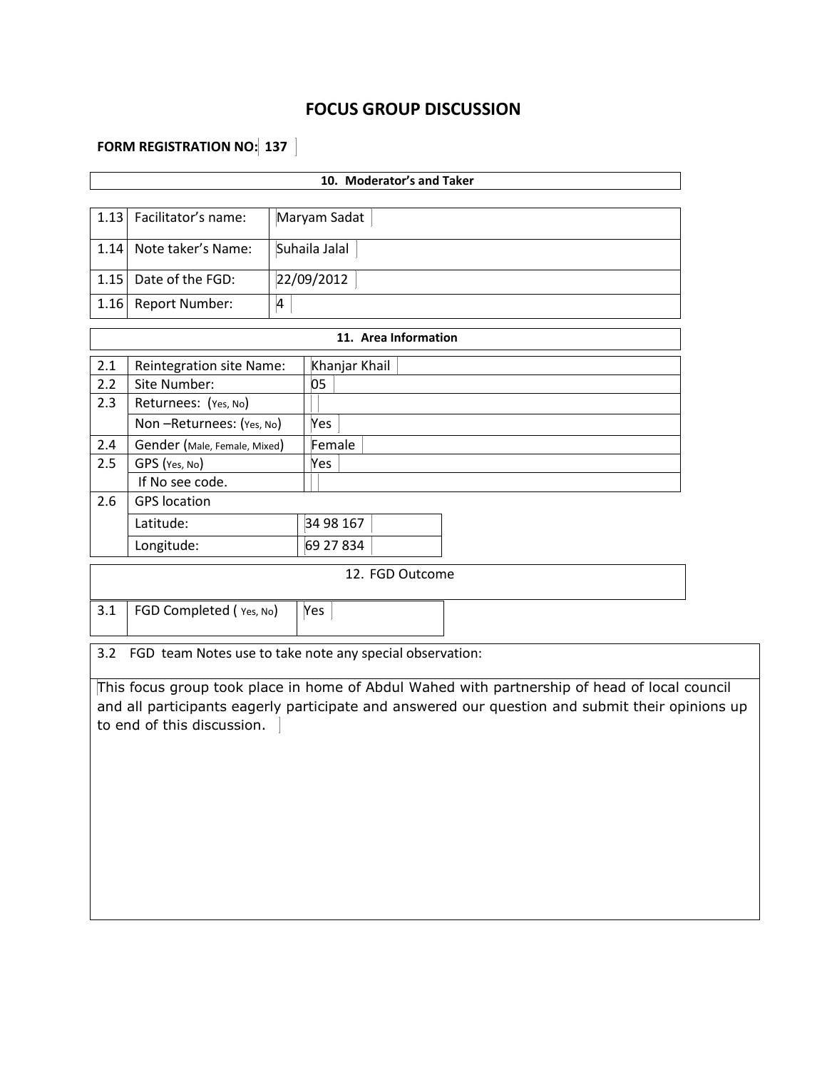# FOCUS GROUP DISCUSSION

**FORM REGISTRATION NO: 137**

| **10. Moderator's and Taker** | | |
|---|---|---|
| 1.13 | Facilitator's name: | Maryam Sadat |
| 1.14 | Note taker's Name: | Suhaila Jalal |
| 1.15 | Date of the FGD: | 22/09/2012 |
| 1.16 | Report Number: | 4 |

| **11. Area Information** | | |
|---|---|---|
| 2.1 | Reintegration site Name: | Khanjar Khail |
| 2.2 | Site Number: | 05 |
| 2.3 | Returnees: (Yes, No) | |
| | Non –Returnees: (Yes, No) | Yes |
| 2.4 | Gender (Male, Female, Mixed) | Female |
| 2.5 | GPS (Yes, No) | Yes |
| | If No see code. | |
| 2.6 | GPS location | |
| | Latitude: | 34 98 167 |
| | Longitude: | 69 27 834 |

| 12. FGD Outcome | | |
|---|---|---|
| 3.1 | FGD Completed ( Yes, No) | Yes |

3.2 FGD team Notes use to take note any special observation:

This focus group took place in home of Abdul Wahed with partnership of head of local council and all participants eagerly participate and answered our question and submit their opinions up to end of this discussion.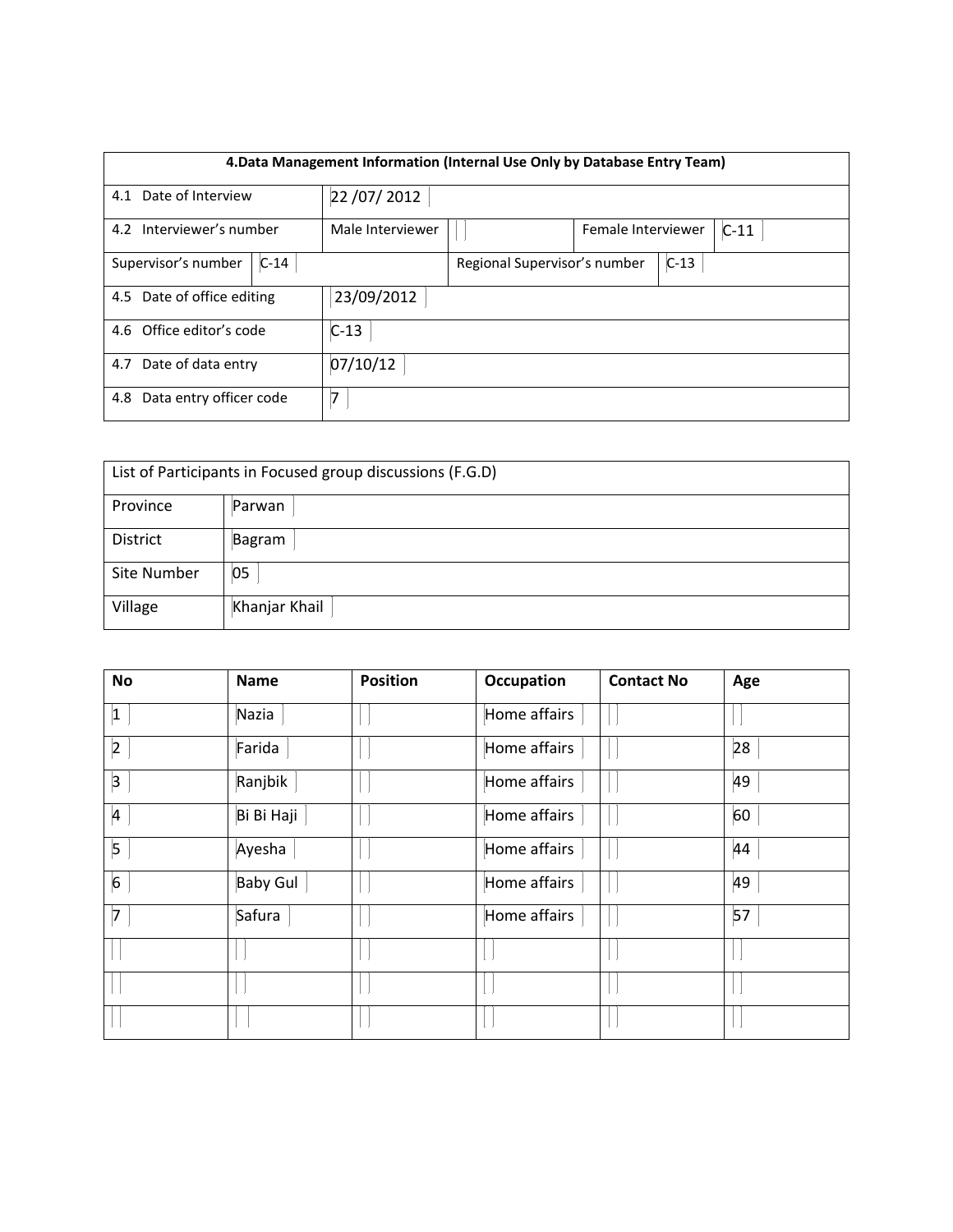| 4.Data Management Information (Internal Use Only by Database Entry Team) | | | |
|---|---|---|---|
| 4.1 Date of Interview | 22 /07/ 2012 | | |
| 4.2 Interviewer's number | Male Interviewer | Female Interviewer | C-11 |
| Supervisor's number C-14 | | Regional Supervisor's number | C-13 |
| 4.5 Date of office editing | 23/09/2012 | | |
| 4.6 Office editor's code | C-13 | | |
| 4.7 Date of data entry | 07/10/12 | | |
| 4.8 Data entry officer code | 7 | | |

| List of Participants in Focused group discussions (F.G.D) | |
|---|---|
| Province | Parwan |
| District | Bagram |
| Site Number | 05 |
| Village | Khanjar Khail |

| No | Name | Position | Occupation | Contact No | Age |
|---|---|---|---|---|---|
| 1 | Nazia | | Home affairs | | |
| 2 | Farida | | Home affairs | | 28 |
| 3 | Ranjbik | | Home affairs | | 49 |
| 4 | Bi Bi Haji | | Home affairs | | 60 |
| 5 | Ayesha | | Home affairs | | 44 |
| 6 | Baby Gul | | Home affairs | | 49 |
| 7 | Safura | | Home affairs | | 57 |
| | | | | | |
| | | | | | |
| | | | | | |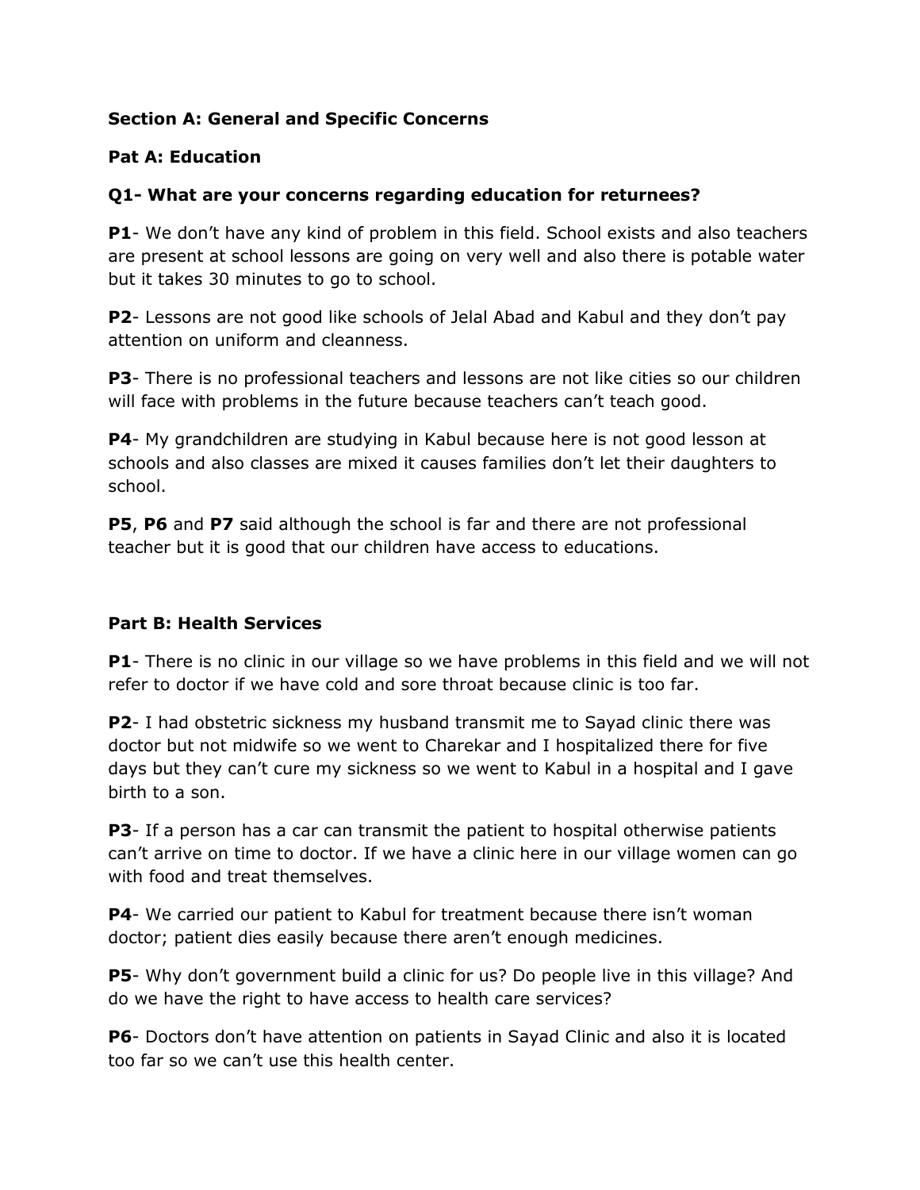**Section A: General and Specific Concerns**

**Pat A: Education**

**Q1- What are your concerns regarding education for returnees?**

**P1**- We don't have any kind of problem in this field. School exists and also teachers are present at school lessons are going on very well and also there is potable water but it takes 30 minutes to go to school.

**P2**- Lessons are not good like schools of Jelal Abad and Kabul and they don't pay attention on uniform and cleanness.

**P3**- There is no professional teachers and lessons are not like cities so our children will face with problems in the future because teachers can't teach good.

**P4**- My grandchildren are studying in Kabul because here is not good lesson at schools and also classes are mixed it causes families don't let their daughters to school.

**P5**, **P6** and **P7** said although the school is far and there are not professional teacher but it is good that our children have access to educations.

**Part B: Health Services**

**P1**- There is no clinic in our village so we have problems in this field and we will not refer to doctor if we have cold and sore throat because clinic is too far.

**P2**- I had obstetric sickness my husband transmit me to Sayad clinic there was doctor but not midwife so we went to Charekar and I hospitalized there for five days but they can't cure my sickness so we went to Kabul in a hospital and I gave birth to a son.

**P3**- If a person has a car can transmit the patient to hospital otherwise patients can't arrive on time to doctor. If we have a clinic here in our village women can go with food and treat themselves.

**P4**- We carried our patient to Kabul for treatment because there isn't woman doctor; patient dies easily because there aren't enough medicines.

**P5**- Why don't government build a clinic for us? Do people live in this village? And do we have the right to have access to health care services?

**P6**- Doctors don't have attention on patients in Sayad Clinic and also it is located too far so we can't use this health center.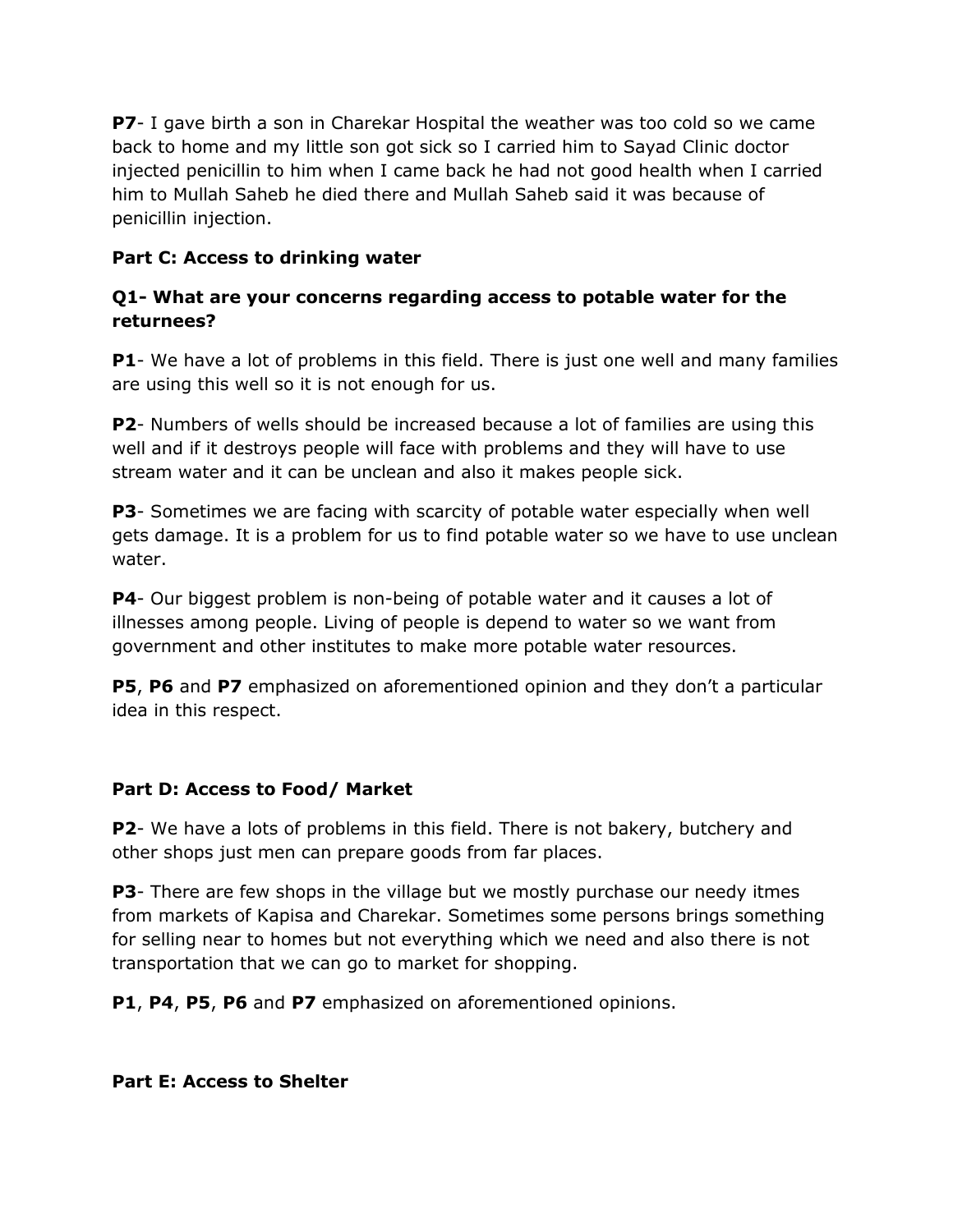**P7**- I gave birth a son in Charekar Hospital the weather was too cold so we came back to home and my little son got sick so I carried him to Sayad Clinic doctor injected penicillin to him when I came back he had not good health when I carried him to Mullah Saheb he died there and Mullah Saheb said it was because of penicillin injection.

**Part C: Access to drinking water**

**Q1- What are your concerns regarding access to potable water for the returnees?**

**P1**- We have a lot of problems in this field. There is just one well and many families are using this well so it is not enough for us.

**P2**- Numbers of wells should be increased because a lot of families are using this well and if it destroys people will face with problems and they will have to use stream water and it can be unclean and also it makes people sick.

**P3**- Sometimes we are facing with scarcity of potable water especially when well gets damage. It is a problem for us to find potable water so we have to use unclean water.

**P4**- Our biggest problem is non-being of potable water and it causes a lot of illnesses among people. Living of people is depend to water so we want from government and other institutes to make more potable water resources.

**P5**, **P6** and **P7** emphasized on aforementioned opinion and they don't a particular idea in this respect.

**Part D: Access to Food/ Market**

**P2**- We have a lots of problems in this field. There is not bakery, butchery and other shops just men can prepare goods from far places.

**P3**- There are few shops in the village but we mostly purchase our needy itmes from markets of Kapisa and Charekar. Sometimes some persons brings something for selling near to homes but not everything which we need and also there is not transportation that we can go to market for shopping.

**P1**, **P4**, **P5**, **P6** and **P7** emphasized on aforementioned opinions.

**Part E: Access to Shelter**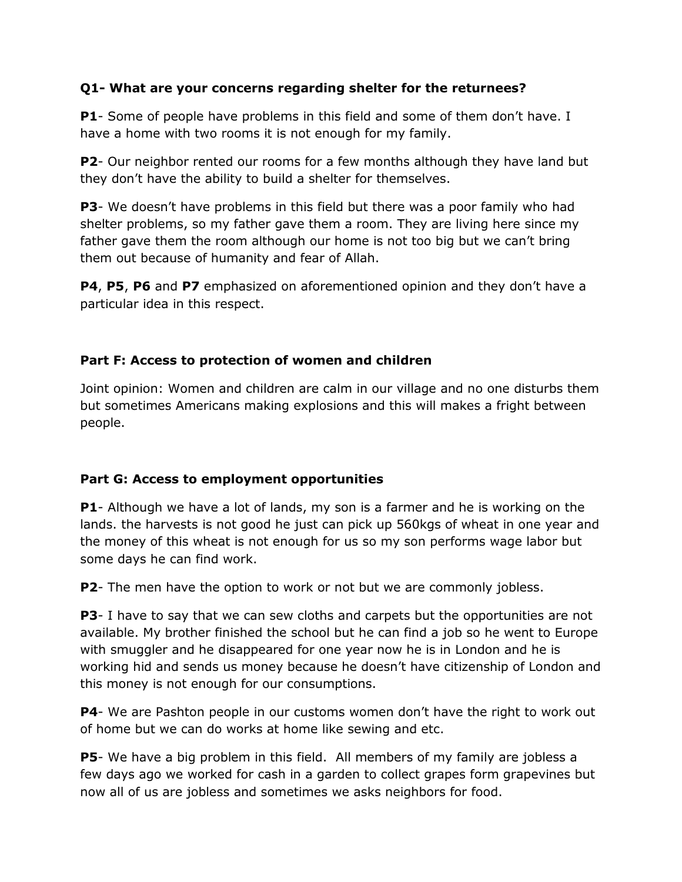**Q1- What are your concerns regarding shelter for the returnees?**

**P1**- Some of people have problems in this field and some of them don't have. I have a home with two rooms it is not enough for my family.

**P2**- Our neighbor rented our rooms for a few months although they have land but they don't have the ability to build a shelter for themselves.

**P3**- We doesn't have problems in this field but there was a poor family who had shelter problems, so my father gave them a room. They are living here since my father gave them the room although our home is not too big but we can't bring them out because of humanity and fear of Allah.

**P4**, **P5**, **P6** and **P7** emphasized on aforementioned opinion and they don't have a particular idea in this respect.

**Part F: Access to protection of women and children**

Joint opinion: Women and children are calm in our village and no one disturbs them but sometimes Americans making explosions and this will makes a fright between people.

**Part G: Access to employment opportunities**

**P1**- Although we have a lot of lands, my son is a farmer and he is working on the lands. the harvests is not good he just can pick up 560kgs of wheat in one year and the money of this wheat is not enough for us so my son performs wage labor but some days he can find work.

**P2**- The men have the option to work or not but we are commonly jobless.

**P3**- I have to say that we can sew cloths and carpets but the opportunities are not available. My brother finished the school but he can find a job so he went to Europe with smuggler and he disappeared for one year now he is in London and he is working hid and sends us money because he doesn't have citizenship of London and this money is not enough for our consumptions.

**P4**- We are Pashton people in our customs women don't have the right to work out of home but we can do works at home like sewing and etc.

**P5**- We have a big problem in this field. All members of my family are jobless a few days ago we worked for cash in a garden to collect grapes form grapevines but now all of us are jobless and sometimes we asks neighbors for food.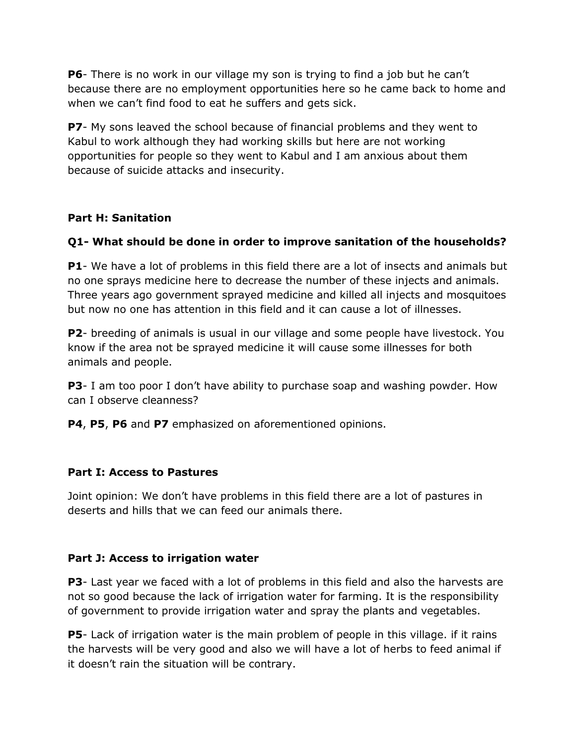**P6**- There is no work in our village my son is trying to find a job but he can't because there are no employment opportunities here so he came back to home and when we can't find food to eat he suffers and gets sick.

**P7**- My sons leaved the school because of financial problems and they went to Kabul to work although they had working skills but here are not working opportunities for people so they went to Kabul and I am anxious about them because of suicide attacks and insecurity.

### Part H: Sanitation

**Q1- What should be done in order to improve sanitation of the households?**

**P1**- We have a lot of problems in this field there are a lot of insects and animals but no one sprays medicine here to decrease the number of these injects and animals. Three years ago government sprayed medicine and killed all injects and mosquitoes but now no one has attention in this field and it can cause a lot of illnesses.

**P2**- breeding of animals is usual in our village and some people have livestock. You know if the area not be sprayed medicine it will cause some illnesses for both animals and people.

**P3**- I am too poor I don't have ability to purchase soap and washing powder. How can I observe cleanness?

**P4**, **P5**, **P6** and **P7** emphasized on aforementioned opinions.

### Part I: Access to Pastures

Joint opinion: We don't have problems in this field there are a lot of pastures in deserts and hills that we can feed our animals there.

### Part J: Access to irrigation water

**P3**- Last year we faced with a lot of problems in this field and also the harvests are not so good because the lack of irrigation water for farming. It is the responsibility of government to provide irrigation water and spray the plants and vegetables.

**P5**- Lack of irrigation water is the main problem of people in this village. if it rains the harvests will be very good and also we will have a lot of herbs to feed animal if it doesn't rain the situation will be contrary.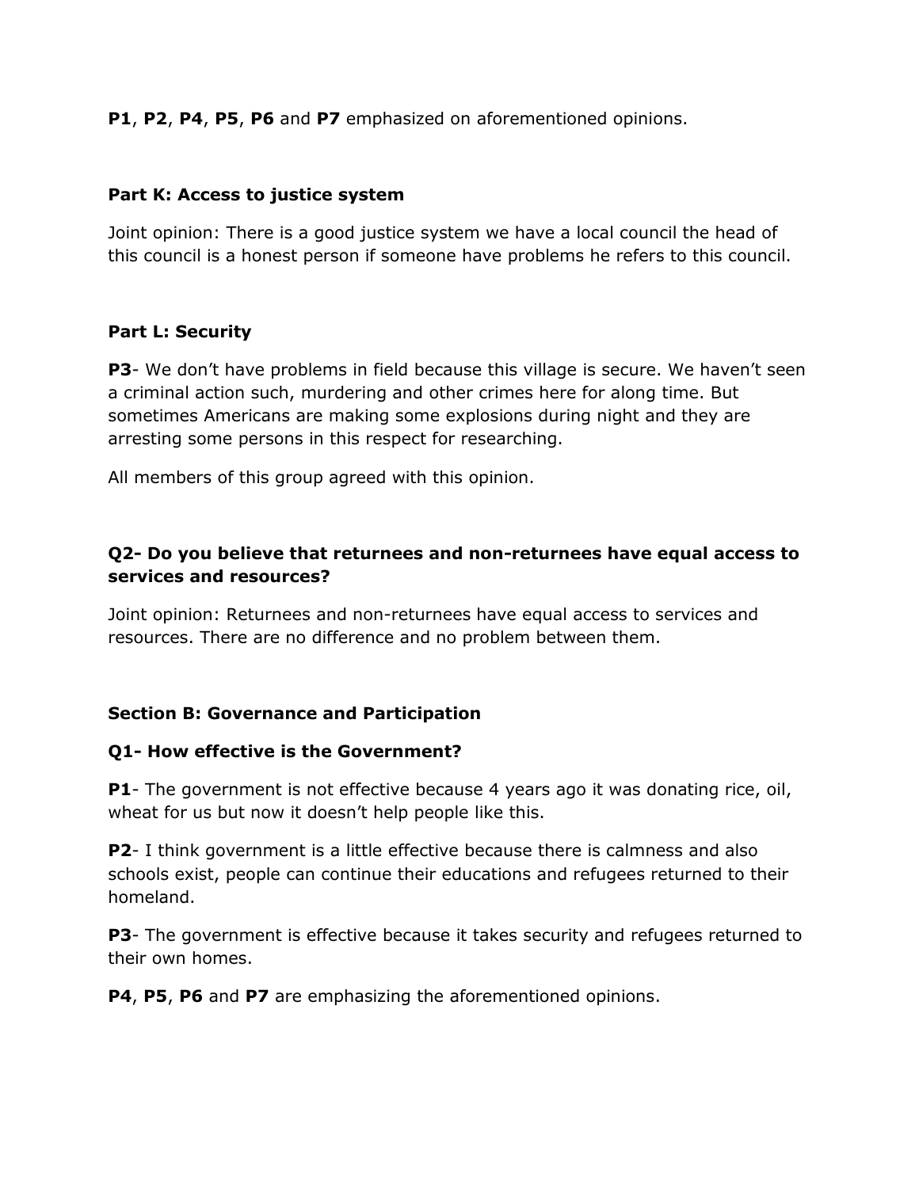**P1**, **P2**, **P4**, **P5**, **P6** and **P7** emphasized on aforementioned opinions.

**Part K: Access to justice system**

Joint opinion: There is a good justice system we have a local council the head of this council is a honest person if someone have problems he refers to this council.

**Part L: Security**

**P3**- We don't have problems in field because this village is secure. We haven't seen a criminal action such, murdering and other crimes here for along time. But sometimes Americans are making some explosions during night and they are arresting some persons in this respect for researching.

All members of this group agreed with this opinion.

**Q2- Do you believe that returnees and non-returnees have equal access to services and resources?**

Joint opinion: Returnees and non-returnees have equal access to services and resources. There are no difference and no problem between them.

**Section B: Governance and Participation**

**Q1- How effective is the Government?**

**P1**- The government is not effective because 4 years ago it was donating rice, oil, wheat for us but now it doesn't help people like this.

**P2**- I think government is a little effective because there is calmness and also schools exist, people can continue their educations and refugees returned to their homeland.

**P3**- The government is effective because it takes security and refugees returned to their own homes.

**P4**, **P5**, **P6** and **P7** are emphasizing the aforementioned opinions.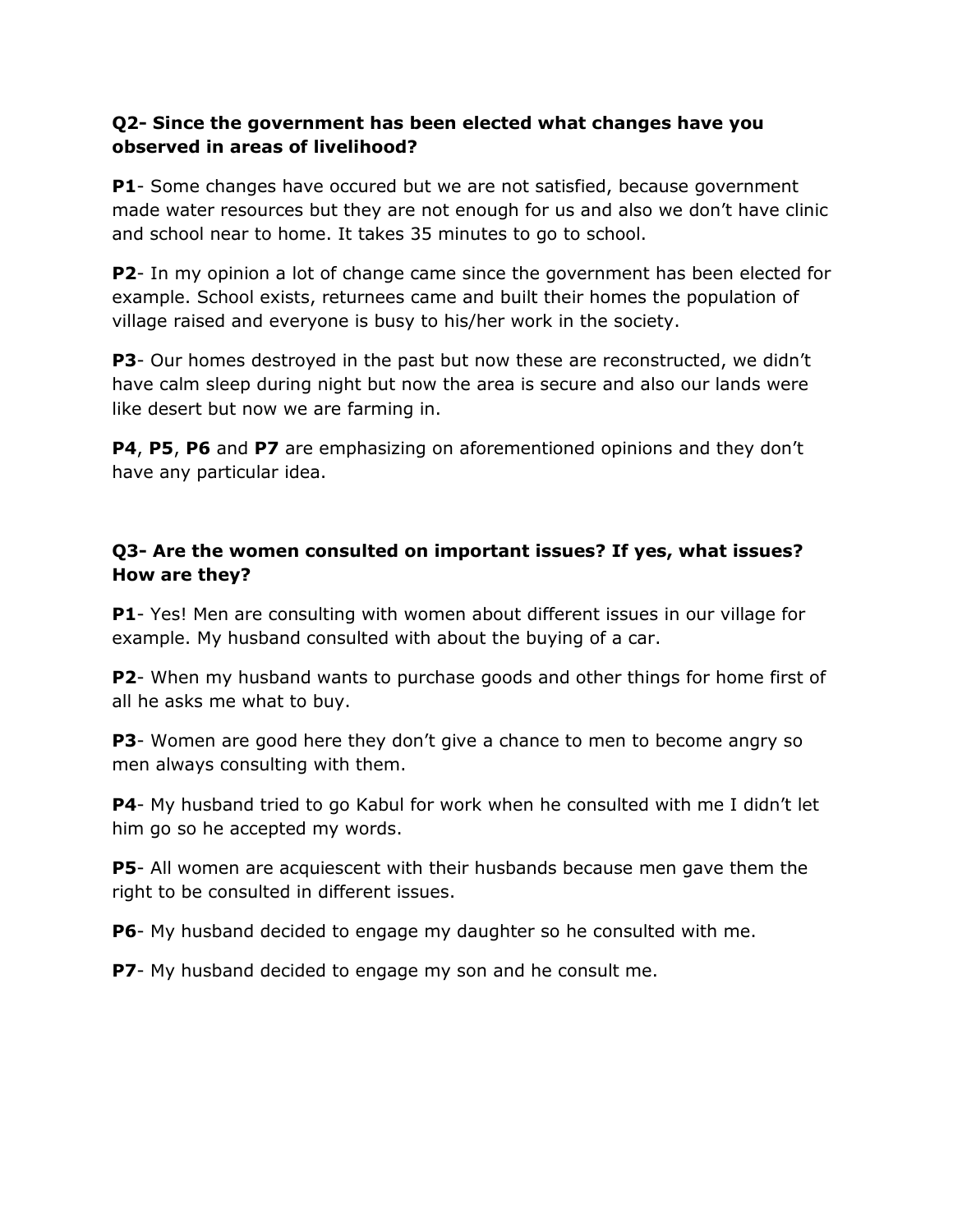**Q2- Since the government has been elected what changes have you observed in areas of livelihood?**

**P1**- Some changes have occured but we are not satisfied, because government made water resources but they are not enough for us and also we don't have clinic and school near to home. It takes 35 minutes to go to school.

**P2**- In my opinion a lot of change came since the government has been elected for example. School exists, returnees came and built their homes the population of village raised and everyone is busy to his/her work in the society.

**P3**- Our homes destroyed in the past but now these are reconstructed, we didn't have calm sleep during night but now the area is secure and also our lands were like desert but now we are farming in.

**P4**, **P5**, **P6** and **P7** are emphasizing on aforementioned opinions and they don't have any particular idea.

**Q3- Are the women consulted on important issues? If yes, what issues? How are they?**

**P1**- Yes! Men are consulting with women about different issues in our village for example. My husband consulted with about the buying of a car.

**P2**- When my husband wants to purchase goods and other things for home first of all he asks me what to buy.

**P3**- Women are good here they don't give a chance to men to become angry so men always consulting with them.

**P4**- My husband tried to go Kabul for work when he consulted with me I didn't let him go so he accepted my words.

**P5**- All women are acquiescent with their husbands because men gave them the right to be consulted in different issues.

**P6**- My husband decided to engage my daughter so he consulted with me.

**P7**- My husband decided to engage my son and he consult me.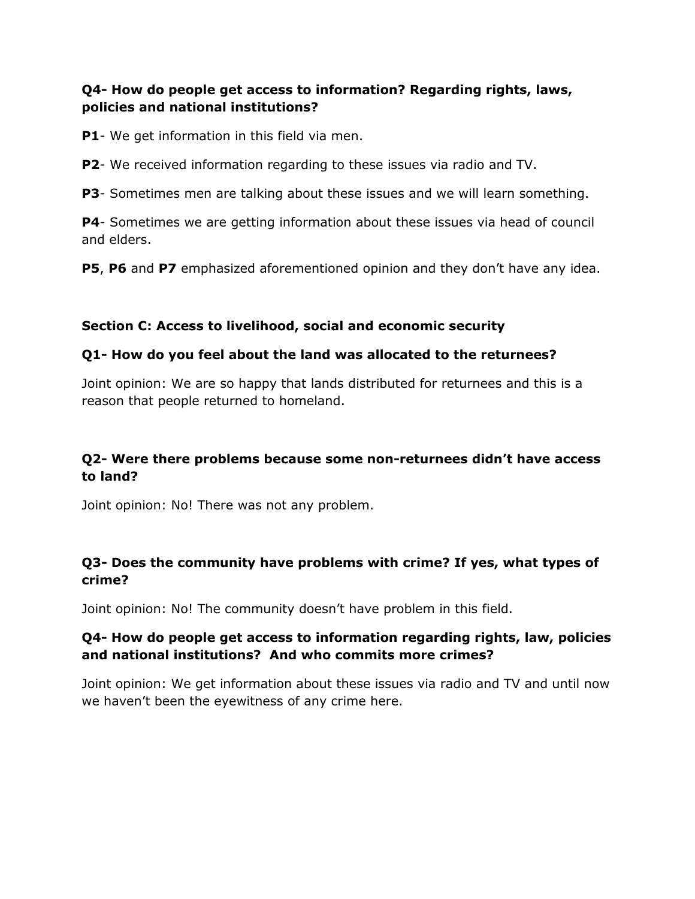**Q4- How do people get access to information? Regarding rights, laws, policies and national institutions?**

**P1**- We get information in this field via men.

**P2**- We received information regarding to these issues via radio and TV.

**P3**- Sometimes men are talking about these issues and we will learn something.

**P4**- Sometimes we are getting information about these issues via head of council and elders.

**P5**, **P6** and **P7** emphasized aforementioned opinion and they don't have any idea.

**Section C: Access to livelihood, social and economic security**

**Q1- How do you feel about the land was allocated to the returnees?**

Joint opinion: We are so happy that lands distributed for returnees and this is a reason that people returned to homeland.

**Q2- Were there problems because some non-returnees didn't have access to land?**

Joint opinion: No! There was not any problem.

**Q3- Does the community have problems with crime? If yes, what types of crime?**

Joint opinion: No! The community doesn't have problem in this field.

**Q4- How do people get access to information regarding rights, law, policies and national institutions? And who commits more crimes?**

Joint opinion: We get information about these issues via radio and TV and until now we haven't been the eyewitness of any crime here.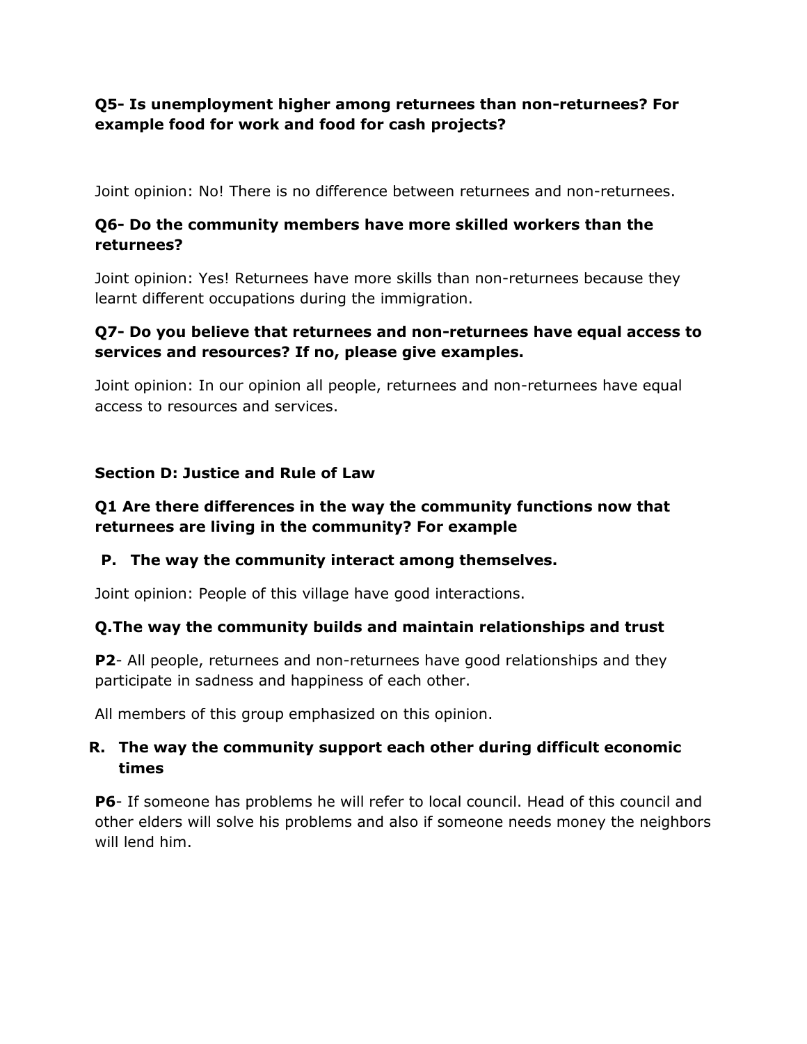**Q5- Is unemployment higher among returnees than non-returnees? For example food for work and food for cash projects?**

Joint opinion: No! There is no difference between returnees and non-returnees.

**Q6- Do the community members have more skilled workers than the returnees?**

Joint opinion: Yes! Returnees have more skills than non-returnees because they learnt different occupations during the immigration.

**Q7- Do you believe that returnees and non-returnees have equal access to services and resources? If no, please give examples.**

Joint opinion: In our opinion all people, returnees and non-returnees have equal access to resources and services.

**Section D: Justice and Rule of Law**

**Q1 Are there differences in the way the community functions now that returnees are living in the community? For example**

**P. The way the community interact among themselves.**

Joint opinion: People of this village have good interactions.

**Q.The way the community builds and maintain relationships and trust**

**P2**- All people, returnees and non-returnees have good relationships and they participate in sadness and happiness of each other.

All members of this group emphasized on this opinion.

**R. The way the community support each other during difficult economic times**

**P6**- If someone has problems he will refer to local council. Head of this council and other elders will solve his problems and also if someone needs money the neighbors will lend him.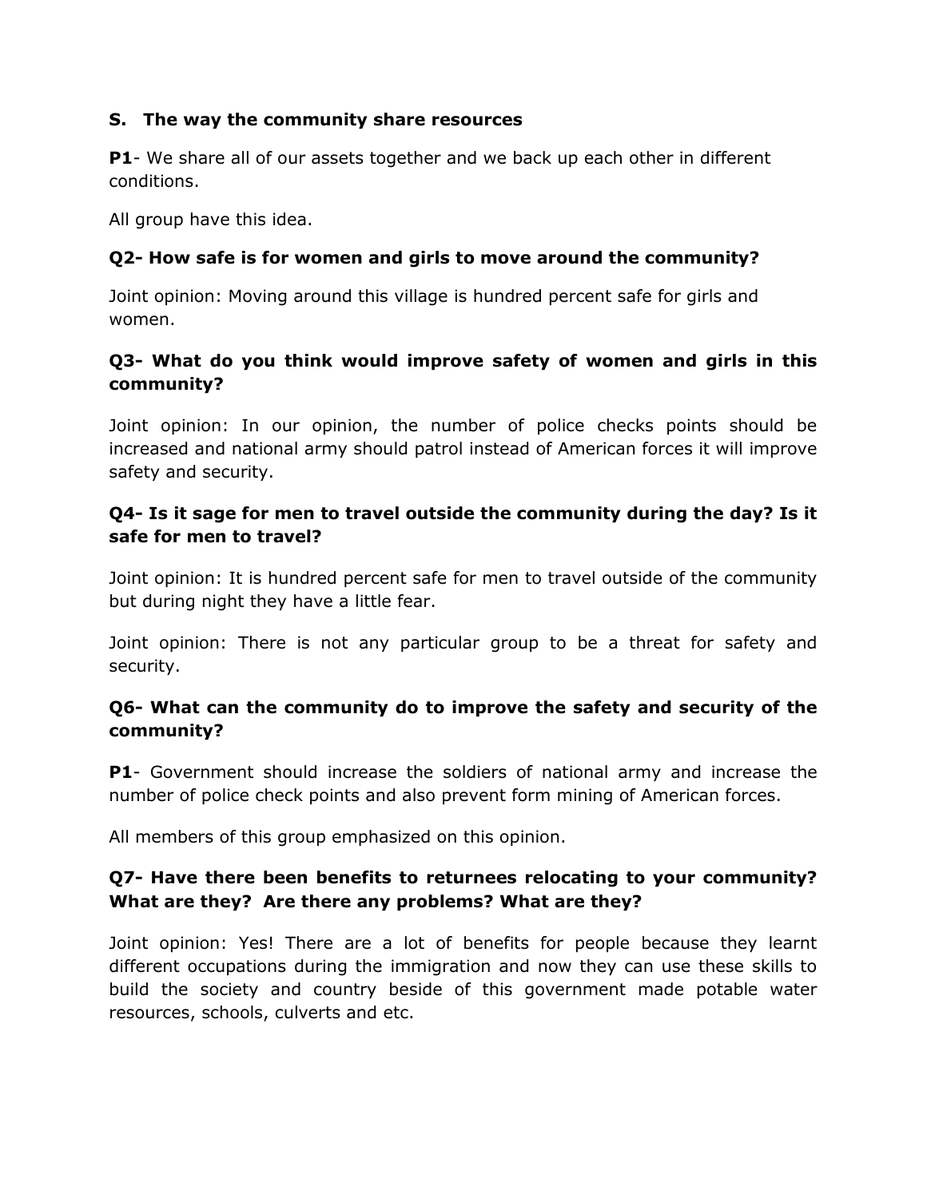**S. The way the community share resources**

**P1**- We share all of our assets together and we back up each other in different conditions.

All group have this idea.

**Q2- How safe is for women and girls to move around the community?**

Joint opinion: Moving around this village is hundred percent safe for girls and women.

**Q3- What do you think would improve safety of women and girls in this community?**

Joint opinion: In our opinion, the number of police checks points should be increased and national army should patrol instead of American forces it will improve safety and security.

**Q4- Is it sage for men to travel outside the community during the day? Is it safe for men to travel?**

Joint opinion: It is hundred percent safe for men to travel outside of the community but during night they have a little fear.

Joint opinion: There is not any particular group to be a threat for safety and security.

**Q6- What can the community do to improve the safety and security of the community?**

**P1**- Government should increase the soldiers of national army and increase the number of police check points and also prevent form mining of American forces.

All members of this group emphasized on this opinion.

**Q7- Have there been benefits to returnees relocating to your community? What are they? Are there any problems? What are they?**

Joint opinion: Yes! There are a lot of benefits for people because they learnt different occupations during the immigration and now they can use these skills to build the society and country beside of this government made potable water resources, schools, culverts and etc.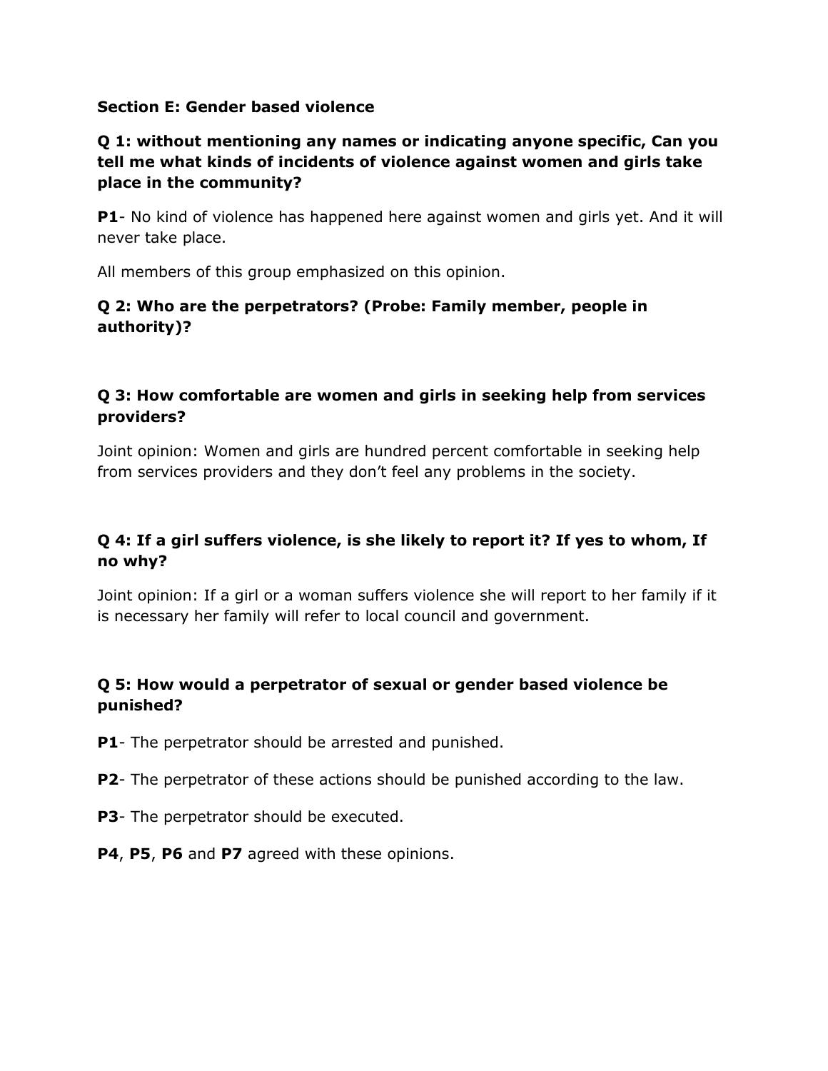**Section E: Gender based violence**

**Q 1: without mentioning any names or indicating anyone specific, Can you tell me what kinds of incidents of violence against women and girls take place in the community?**

**P1**- No kind of violence has happened here against women and girls yet. And it will never take place.

All members of this group emphasized on this opinion.

**Q 2: Who are the perpetrators? (Probe: Family member, people in authority)?**

**Q 3: How comfortable are women and girls in seeking help from services providers?**

Joint opinion: Women and girls are hundred percent comfortable in seeking help from services providers and they don't feel any problems in the society.

**Q 4: If a girl suffers violence, is she likely to report it? If yes to whom, If no why?**

Joint opinion: If a girl or a woman suffers violence she will report to her family if it is necessary her family will refer to local council and government.

**Q 5: How would a perpetrator of sexual or gender based violence be punished?**

**P1**- The perpetrator should be arrested and punished.

**P2**- The perpetrator of these actions should be punished according to the law.

**P3**- The perpetrator should be executed.

**P4**, **P5**, **P6** and **P7** agreed with these opinions.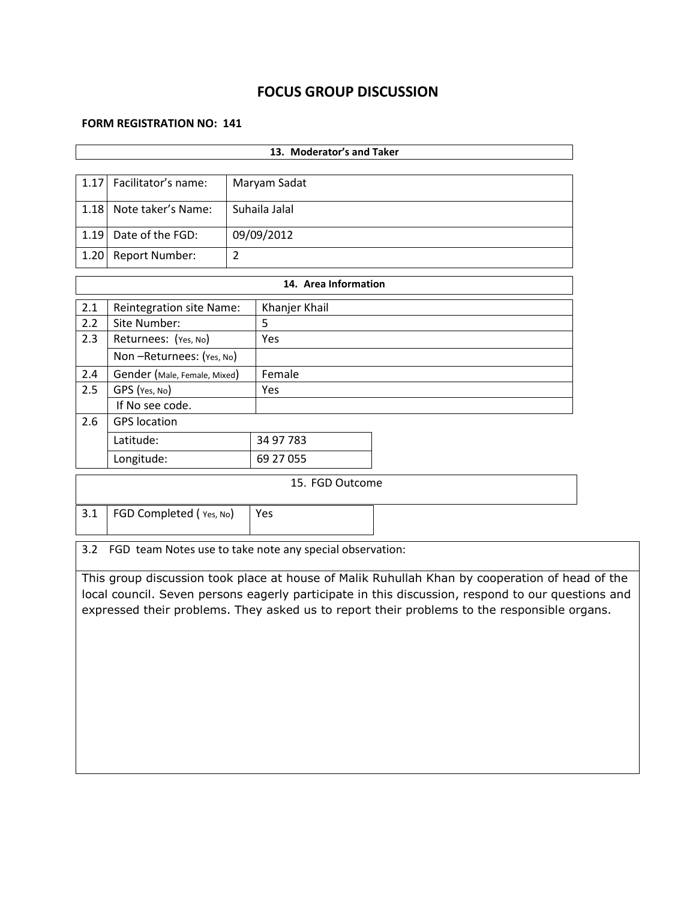# FOCUS GROUP DISCUSSION

**FORM REGISTRATION NO: 141**

| 13. Moderator's and Taker | | |
|---|---|---|
| 1.17 | Facilitator's name: | Maryam Sadat |
| 1.18 | Note taker's Name: | Suhaila Jalal |
| 1.19 | Date of the FGD: | 09/09/2012 |
| 1.20 | Report Number: | 2 |

| 14. Area Information | | |
|---|---|---|
| 2.1 | Reintegration site Name: | Khanjer Khail |
| 2.2 | Site Number: | 5 |
| 2.3 | Returnees: (Yes, No) | Yes |
| | Non –Returnees: (Yes, No) | |
| 2.4 | Gender (Male, Female, Mixed) | Female |
| 2.5 | GPS (Yes, No) | Yes |
| | If No see code. | |
| 2.6 | GPS location | |
| | Latitude: | 34 97 783 |
| | Longitude: | 69 27 055 |

| 15. FGD Outcome | | |
|---|---|---|
| 3.1 | FGD Completed ( Yes, No) | Yes |

3.2 FGD team Notes use to take note any special observation:

This group discussion took place at house of Malik Ruhullah Khan by cooperation of head of the local council. Seven persons eagerly participate in this discussion, respond to our questions and expressed their problems. They asked us to report their problems to the responsible organs.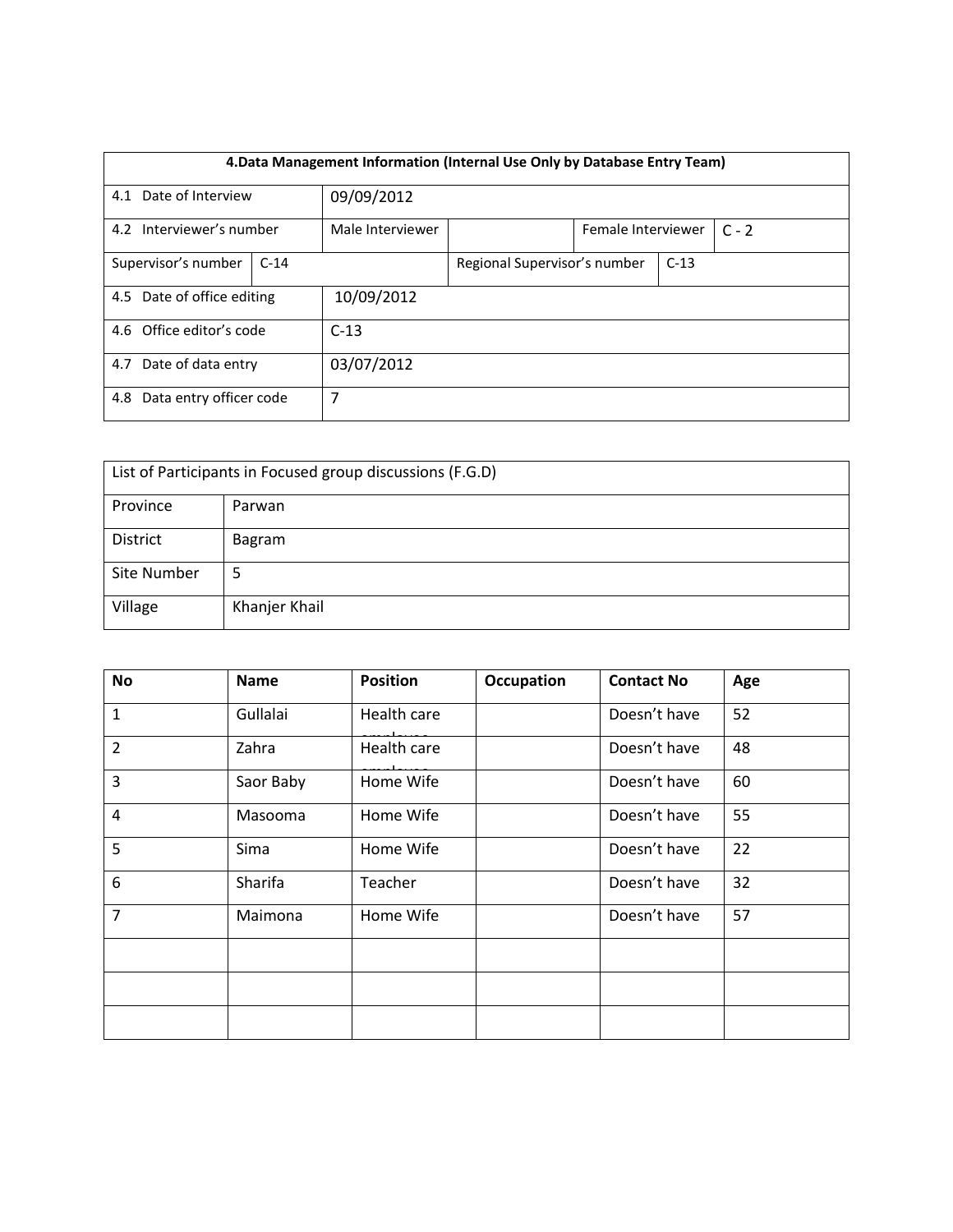| 4.Data Management Information (Internal Use Only by Database Entry Team) | | | | | |
|---|---|---|---|---|---|
| 4.1 Date of Interview | 09/09/2012 | | | | |
| 4.2 Interviewer's number | Male Interviewer | | Female Interviewer | C - 2 | |
| Supervisor's number | C-14 | | Regional Supervisor's number | C-13 | |
| 4.5 Date of office editing | 10/09/2012 | | | | |
| 4.6 Office editor's code | C-13 | | | | |
| 4.7 Date of data entry | 03/07/2012 | | | | |
| 4.8 Data entry officer code | 7 | | | | |

| List of Participants in Focused group discussions (F.G.D) | |
|---|---|
| Province | Parwan |
| District | Bagram |
| Site Number | 5 |
| Village | Khanjer Khail |

| No | Name | Position | Occupation | Contact No | Age |
|---|---|---|---|---|---|
| 1 | Gullalai | Health care employee | | Doesn't have | 52 |
| 2 | Zahra | Health care employee | | Doesn't have | 48 |
| 3 | Saor Baby | Home Wife | | Doesn't have | 60 |
| 4 | Masooma | Home Wife | | Doesn't have | 55 |
| 5 | Sima | Home Wife | | Doesn't have | 22 |
| 6 | Sharifa | Teacher | | Doesn't have | 32 |
| 7 | Maimona | Home Wife | | Doesn't have | 57 |
| | | | | | |
| | | | | | |
| | | | | | |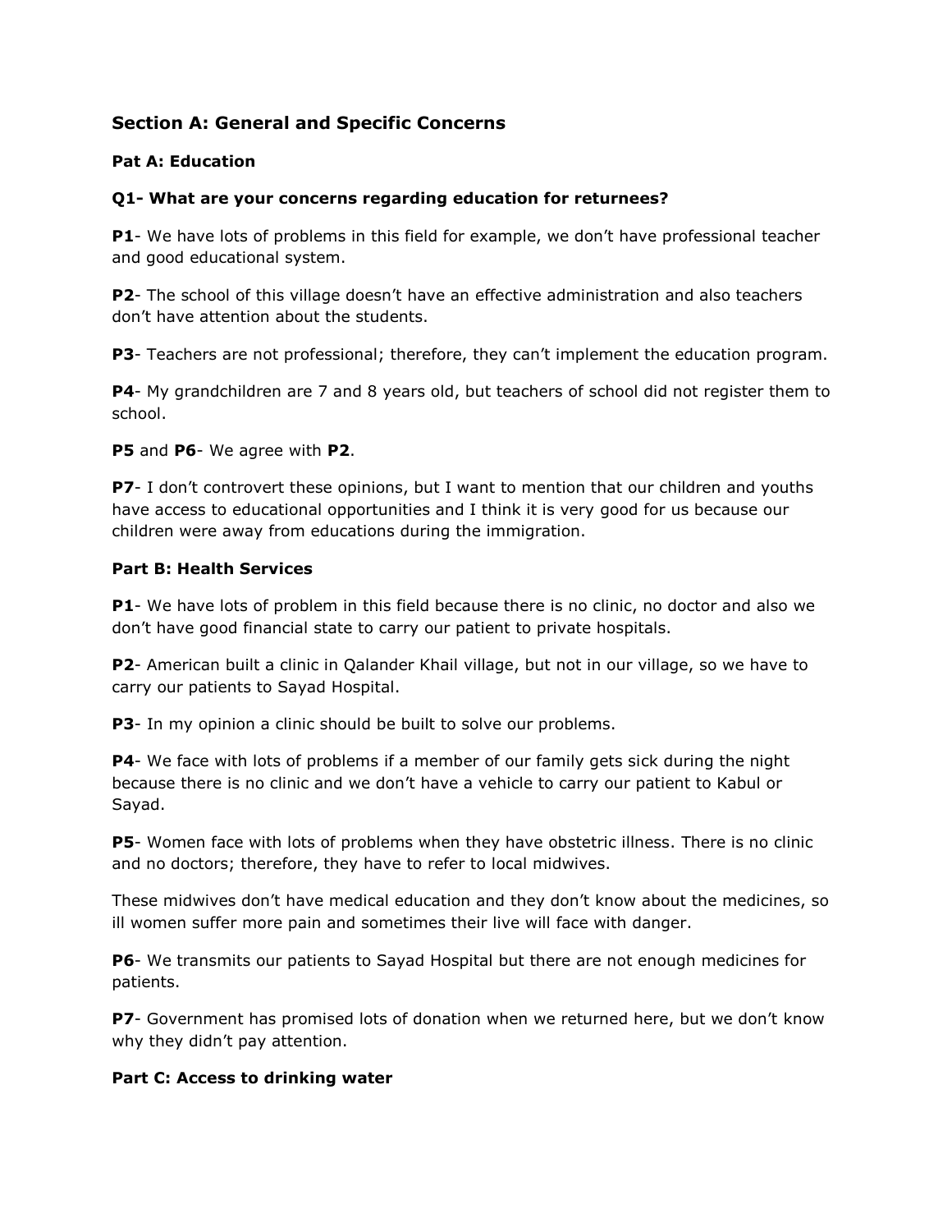## Section A: General and Specific Concerns

### Pat A: Education

**Q1- What are your concerns regarding education for returnees?**

**P1**- We have lots of problems in this field for example, we don't have professional teacher and good educational system.

**P2**- The school of this village doesn't have an effective administration and also teachers don't have attention about the students.

**P3**- Teachers are not professional; therefore, they can't implement the education program.

**P4**- My grandchildren are 7 and 8 years old, but teachers of school did not register them to school.

**P5** and **P6**- We agree with **P2**.

**P7**- I don't controvert these opinions, but I want to mention that our children and youths have access to educational opportunities and I think it is very good for us because our children were away from educations during the immigration.

### Part B: Health Services

**P1**- We have lots of problem in this field because there is no clinic, no doctor and also we don't have good financial state to carry our patient to private hospitals.

**P2**- American built a clinic in Qalander Khail village, but not in our village, so we have to carry our patients to Sayad Hospital.

**P3**- In my opinion a clinic should be built to solve our problems.

**P4**- We face with lots of problems if a member of our family gets sick during the night because there is no clinic and we don't have a vehicle to carry our patient to Kabul or Sayad.

**P5**- Women face with lots of problems when they have obstetric illness. There is no clinic and no doctors; therefore, they have to refer to local midwives.

These midwives don't have medical education and they don't know about the medicines, so ill women suffer more pain and sometimes their live will face with danger.

**P6**- We transmits our patients to Sayad Hospital but there are not enough medicines for patients.

**P7**- Government has promised lots of donation when we returned here, but we don't know why they didn't pay attention.

### Part C: Access to drinking water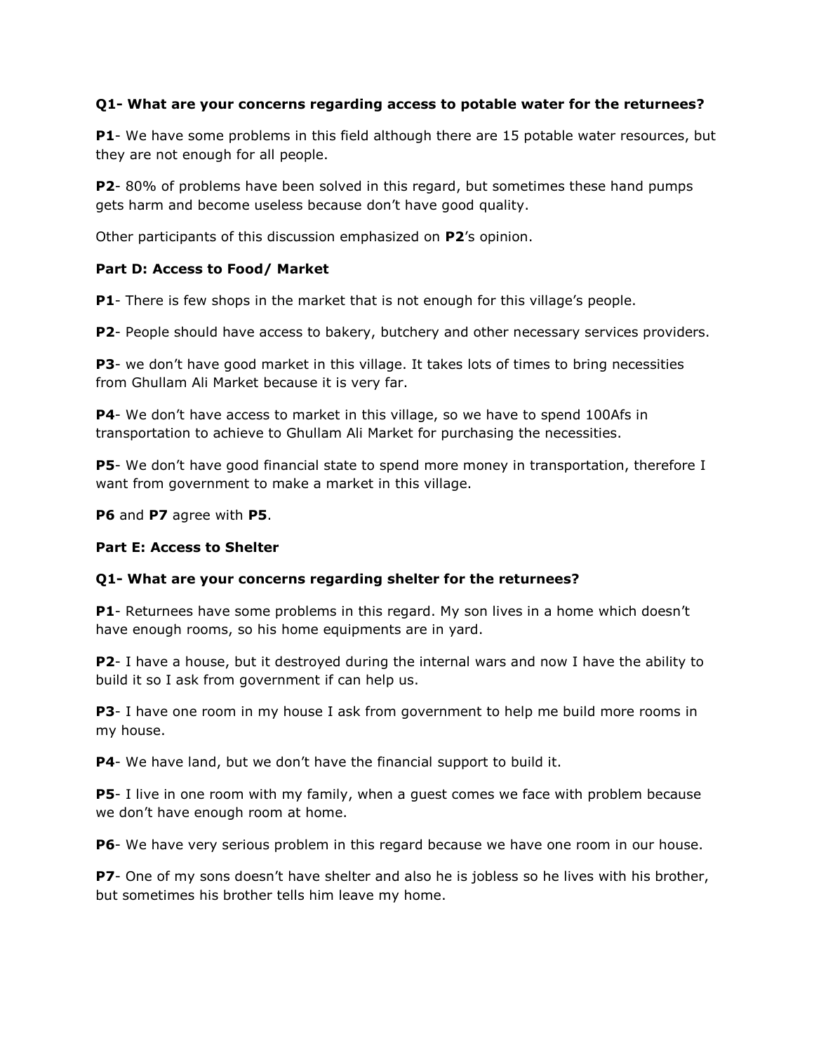**Q1- What are your concerns regarding access to potable water for the returnees?**

**P1**- We have some problems in this field although there are 15 potable water resources, but they are not enough for all people.

**P2**- 80% of problems have been solved in this regard, but sometimes these hand pumps gets harm and become useless because don't have good quality.

Other participants of this discussion emphasized on **P2**'s opinion.

**Part D: Access to Food/ Market**

**P1**- There is few shops in the market that is not enough for this village's people.

**P2**- People should have access to bakery, butchery and other necessary services providers.

**P3**- we don't have good market in this village. It takes lots of times to bring necessities from Ghullam Ali Market because it is very far.

**P4**- We don't have access to market in this village, so we have to spend 100Afs in transportation to achieve to Ghullam Ali Market for purchasing the necessities.

**P5**- We don't have good financial state to spend more money in transportation, therefore I want from government to make a market in this village.

**P6** and **P7** agree with **P5**.

**Part E: Access to Shelter**

**Q1- What are your concerns regarding shelter for the returnees?**

**P1**- Returnees have some problems in this regard. My son lives in a home which doesn't have enough rooms, so his home equipments are in yard.

**P2**- I have a house, but it destroyed during the internal wars and now I have the ability to build it so I ask from government if can help us.

**P3**- I have one room in my house I ask from government to help me build more rooms in my house.

**P4**- We have land, but we don't have the financial support to build it.

**P5**- I live in one room with my family, when a guest comes we face with problem because we don't have enough room at home.

**P6**- We have very serious problem in this regard because we have one room in our house.

**P7**- One of my sons doesn't have shelter and also he is jobless so he lives with his brother, but sometimes his brother tells him leave my home.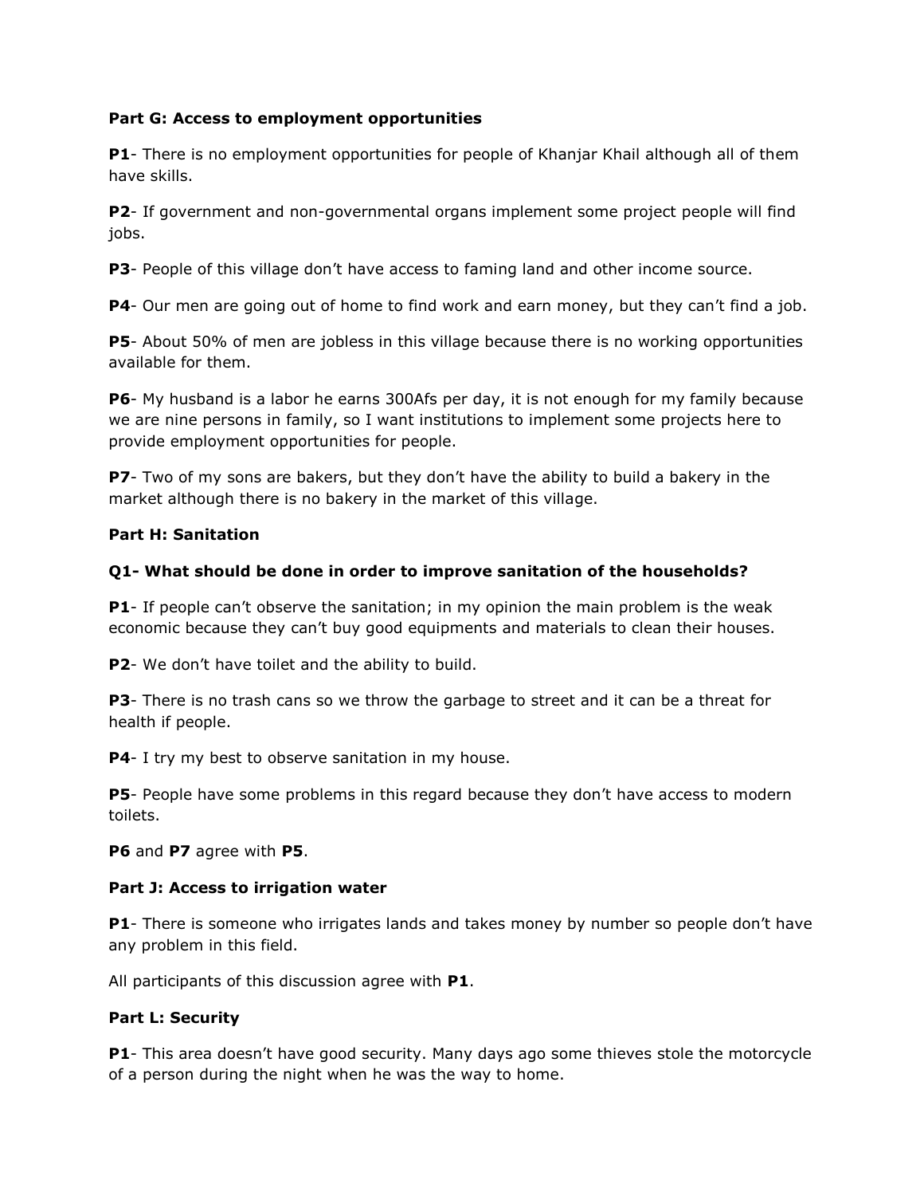**Part G: Access to employment opportunities**

**P1**- There is no employment opportunities for people of Khanjar Khail although all of them have skills.

**P2**- If government and non-governmental organs implement some project people will find jobs.

**P3**- People of this village don't have access to faming land and other income source.

**P4**- Our men are going out of home to find work and earn money, but they can't find a job.

**P5**- About 50% of men are jobless in this village because there is no working opportunities available for them.

**P6**- My husband is a labor he earns 300Afs per day, it is not enough for my family because we are nine persons in family, so I want institutions to implement some projects here to provide employment opportunities for people.

**P7**- Two of my sons are bakers, but they don't have the ability to build a bakery in the market although there is no bakery in the market of this village.

**Part H: Sanitation**

**Q1- What should be done in order to improve sanitation of the households?**

**P1**- If people can't observe the sanitation; in my opinion the main problem is the weak economic because they can't buy good equipments and materials to clean their houses.

**P2**- We don't have toilet and the ability to build.

**P3**- There is no trash cans so we throw the garbage to street and it can be a threat for health if people.

**P4**- I try my best to observe sanitation in my house.

**P5**- People have some problems in this regard because they don't have access to modern toilets.

**P6** and **P7** agree with **P5**.

**Part J: Access to irrigation water**

**P1**- There is someone who irrigates lands and takes money by number so people don't have any problem in this field.

All participants of this discussion agree with **P1**.

**Part L: Security**

**P1**- This area doesn't have good security. Many days ago some thieves stole the motorcycle of a person during the night when he was the way to home.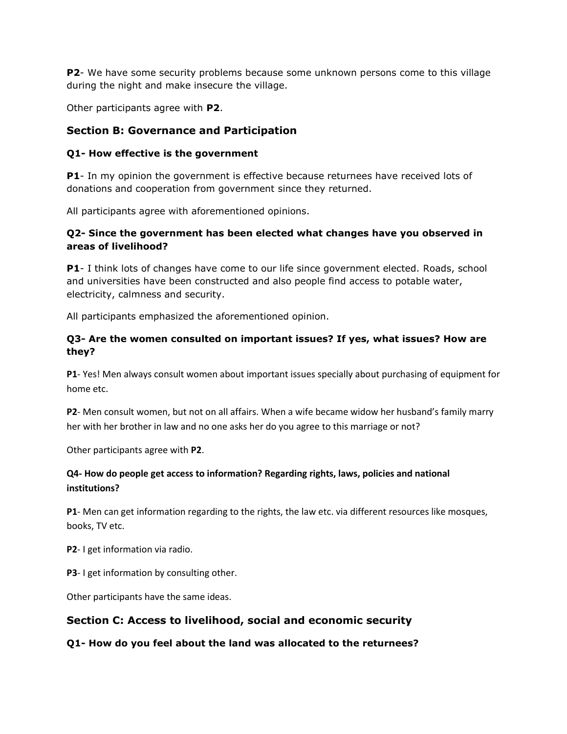**P2**- We have some security problems because some unknown persons come to this village during the night and make insecure the village.

Other participants agree with **P2**.

## Section B: Governance and Participation

### Q1- How effective is the government

**P1**- In my opinion the government is effective because returnees have received lots of donations and cooperation from government since they returned.

All participants agree with aforementioned opinions.

### Q2- Since the government has been elected what changes have you observed in areas of livelihood?

**P1**- I think lots of changes have come to our life since government elected. Roads, school and universities have been constructed and also people find access to potable water, electricity, calmness and security.

All participants emphasized the aforementioned opinion.

### Q3- Are the women consulted on important issues? If yes, what issues? How are they?

**P1**- Yes! Men always consult women about important issues specially about purchasing of equipment for home etc.

**P2**- Men consult women, but not on all affairs. When a wife became widow her husband's family marry her with her brother in law and no one asks her do you agree to this marriage or not?

Other participants agree with **P2**.

### Q4- How do people get access to information? Regarding rights, laws, policies and national institutions?

**P1**- Men can get information regarding to the rights, the law etc. via different resources like mosques, books, TV etc.

**P2**- I get information via radio.

**P3**- I get information by consulting other.

Other participants have the same ideas.

## Section C: Access to livelihood, social and economic security

### Q1- How do you feel about the land was allocated to the returnees?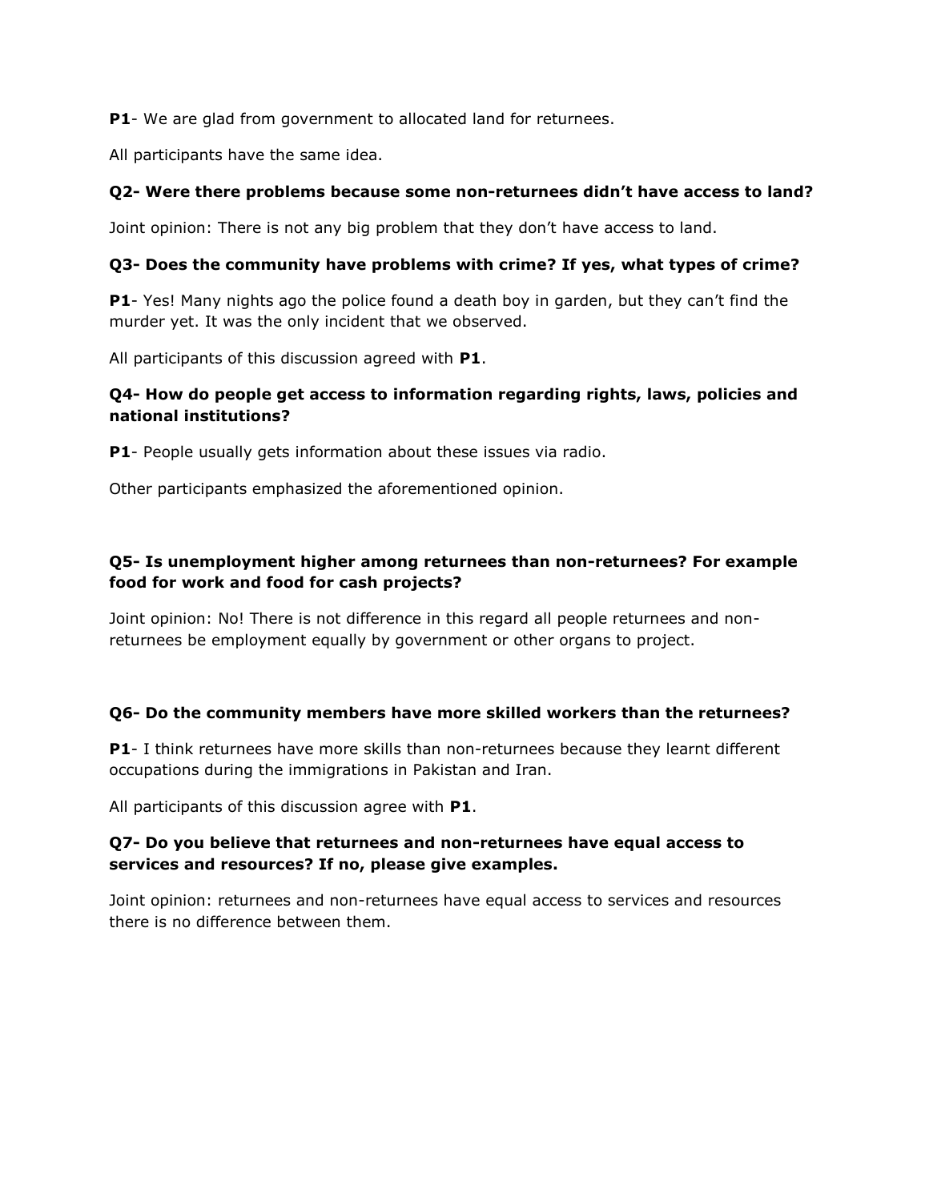**P1**- We are glad from government to allocated land for returnees.

All participants have the same idea.

**Q2- Were there problems because some non-returnees didn't have access to land?**

Joint opinion: There is not any big problem that they don't have access to land.

**Q3- Does the community have problems with crime? If yes, what types of crime?**

**P1**- Yes! Many nights ago the police found a death boy in garden, but they can't find the murder yet. It was the only incident that we observed.

All participants of this discussion agreed with **P1**.

**Q4- How do people get access to information regarding rights, laws, policies and national institutions?**

**P1**- People usually gets information about these issues via radio.

Other participants emphasized the aforementioned opinion.

**Q5- Is unemployment higher among returnees than non-returnees? For example food for work and food for cash projects?**

Joint opinion: No! There is not difference in this regard all people returnees and non-returnees be employment equally by government or other organs to project.

**Q6- Do the community members have more skilled workers than the returnees?**

**P1**- I think returnees have more skills than non-returnees because they learnt different occupations during the immigrations in Pakistan and Iran.

All participants of this discussion agree with **P1**.

**Q7- Do you believe that returnees and non-returnees have equal access to services and resources? If no, please give examples.**

Joint opinion: returnees and non-returnees have equal access to services and resources there is no difference between them.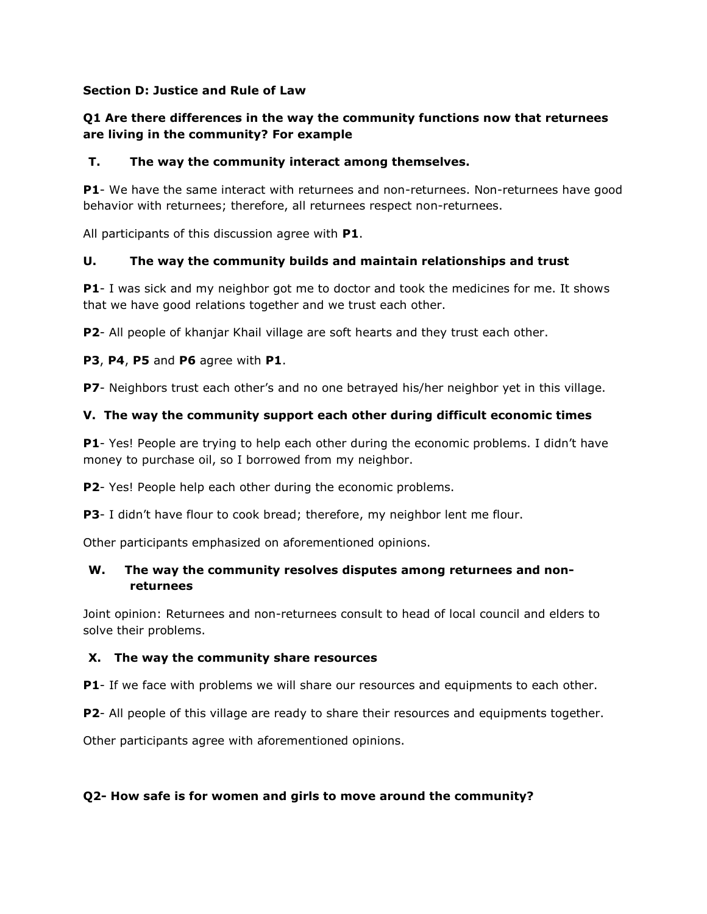**Section D: Justice and Rule of Law**

**Q1 Are there differences in the way the community functions now that returnees are living in the community? For example**

**T. The way the community interact among themselves.**

**P1**- We have the same interact with returnees and non-returnees. Non-returnees have good behavior with returnees; therefore, all returnees respect non-returnees.

All participants of this discussion agree with **P1**.

**U. The way the community builds and maintain relationships and trust**

**P1**- I was sick and my neighbor got me to doctor and took the medicines for me. It shows that we have good relations together and we trust each other.

**P2**- All people of khanjar Khail village are soft hearts and they trust each other.

**P3**, **P4**, **P5** and **P6** agree with **P1**.

**P7**- Neighbors trust each other's and no one betrayed his/her neighbor yet in this village.

**V. The way the community support each other during difficult economic times**

**P1**- Yes! People are trying to help each other during the economic problems. I didn't have money to purchase oil, so I borrowed from my neighbor.

**P2**- Yes! People help each other during the economic problems.

**P3**- I didn't have flour to cook bread; therefore, my neighbor lent me flour.

Other participants emphasized on aforementioned opinions.

**W. The way the community resolves disputes among returnees and non-returnees**

Joint opinion: Returnees and non-returnees consult to head of local council and elders to solve their problems.

**X. The way the community share resources**

**P1**- If we face with problems we will share our resources and equipments to each other.

**P2**- All people of this village are ready to share their resources and equipments together.

Other participants agree with aforementioned opinions.

**Q2- How safe is for women and girls to move around the community?**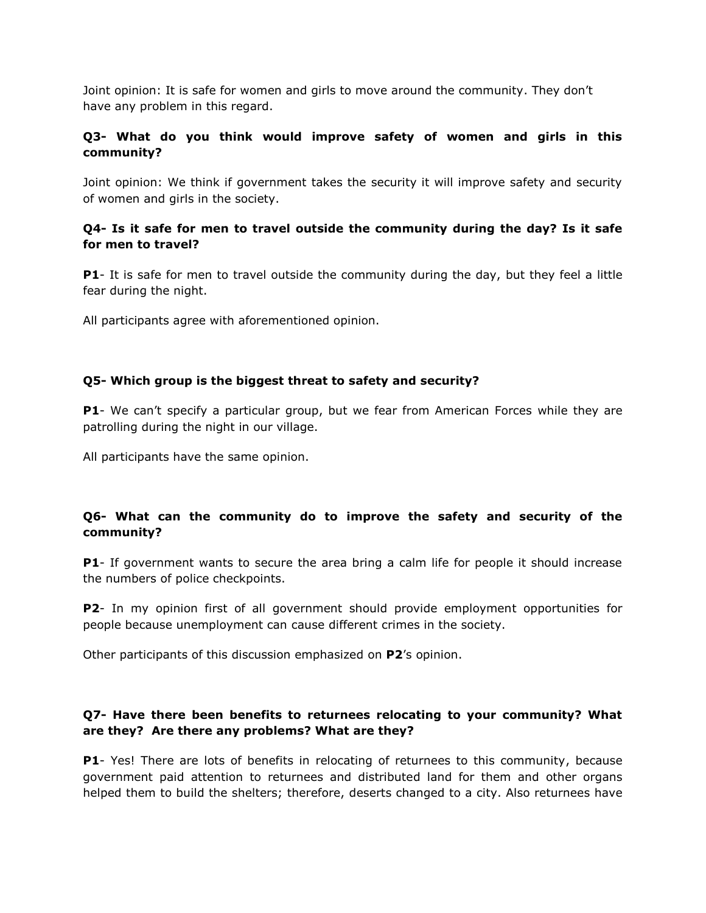Joint opinion: It is safe for women and girls to move around the community. They don't have any problem in this regard.

**Q3- What do you think would improve safety of women and girls in this community?**

Joint opinion: We think if government takes the security it will improve safety and security of women and girls in the society.

**Q4- Is it safe for men to travel outside the community during the day? Is it safe for men to travel?**

**P1**- It is safe for men to travel outside the community during the day, but they feel a little fear during the night.

All participants agree with aforementioned opinion.

**Q5- Which group is the biggest threat to safety and security?**

**P1**- We can't specify a particular group, but we fear from American Forces while they are patrolling during the night in our village.

All participants have the same opinion.

**Q6- What can the community do to improve the safety and security of the community?**

**P1**- If government wants to secure the area bring a calm life for people it should increase the numbers of police checkpoints.

**P2**- In my opinion first of all government should provide employment opportunities for people because unemployment can cause different crimes in the society.

Other participants of this discussion emphasized on **P2**'s opinion.

**Q7- Have there been benefits to returnees relocating to your community? What are they? Are there any problems? What are they?**

**P1**- Yes! There are lots of benefits in relocating of returnees to this community, because government paid attention to returnees and distributed land for them and other organs helped them to build the shelters; therefore, deserts changed to a city. Also returnees have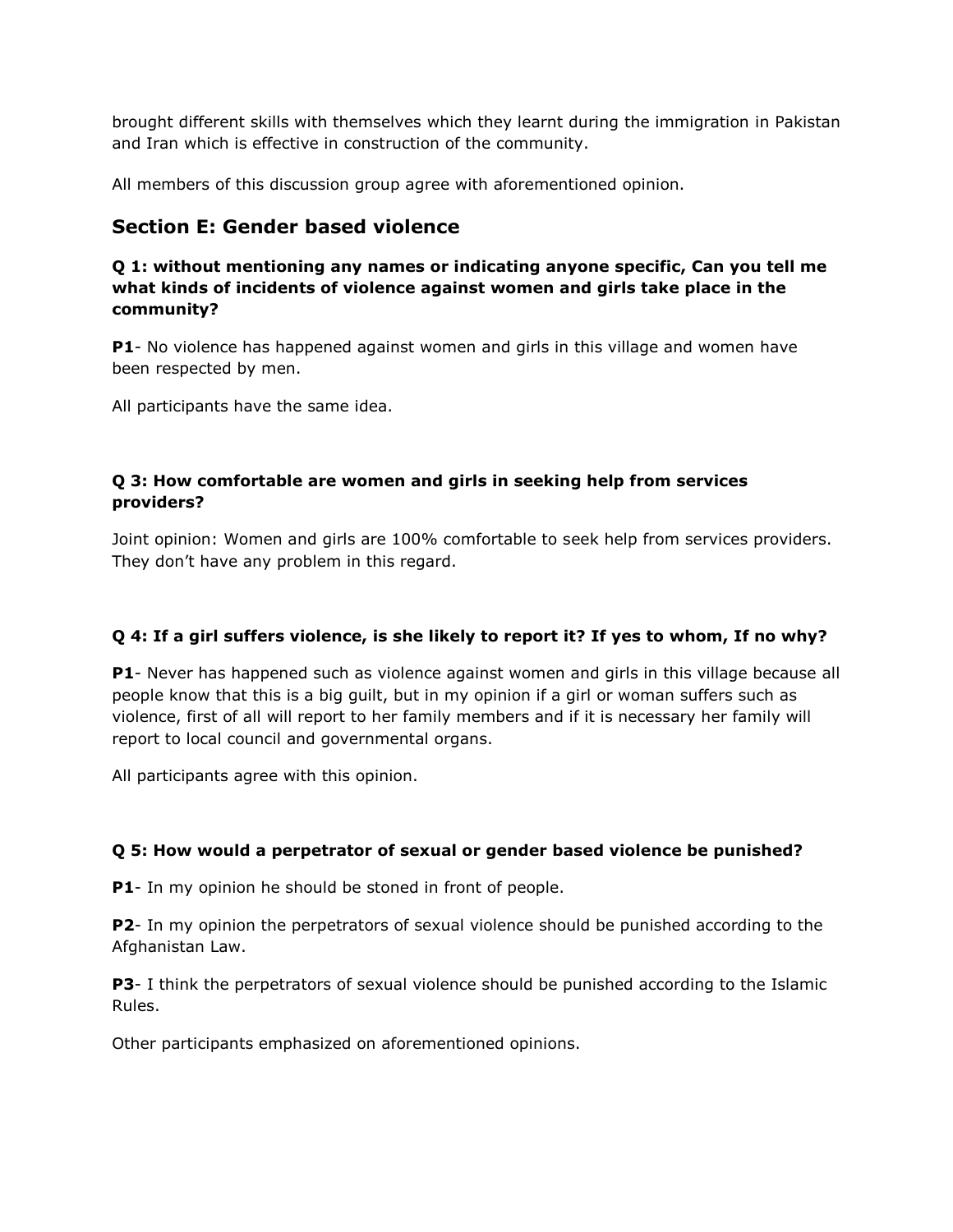brought different skills with themselves which they learnt during the immigration in Pakistan and Iran which is effective in construction of the community.

All members of this discussion group agree with aforementioned opinion.

## Section E: Gender based violence

### Q 1: without mentioning any names or indicating anyone specific, Can you tell me what kinds of incidents of violence against women and girls take place in the community?

**P1**- No violence has happened against women and girls in this village and women have been respected by men.

All participants have the same idea.

### Q 3: How comfortable are women and girls in seeking help from services providers?

Joint opinion: Women and girls are 100% comfortable to seek help from services providers. They don't have any problem in this regard.

### Q 4: If a girl suffers violence, is she likely to report it? If yes to whom, If no why?

**P1**- Never has happened such as violence against women and girls in this village because all people know that this is a big guilt, but in my opinion if a girl or woman suffers such as violence, first of all will report to her family members and if it is necessary her family will report to local council and governmental organs.

All participants agree with this opinion.

### Q 5: How would a perpetrator of sexual or gender based violence be punished?

**P1**- In my opinion he should be stoned in front of people.

**P2**- In my opinion the perpetrators of sexual violence should be punished according to the Afghanistan Law.

**P3**- I think the perpetrators of sexual violence should be punished according to the Islamic Rules.

Other participants emphasized on aforementioned opinions.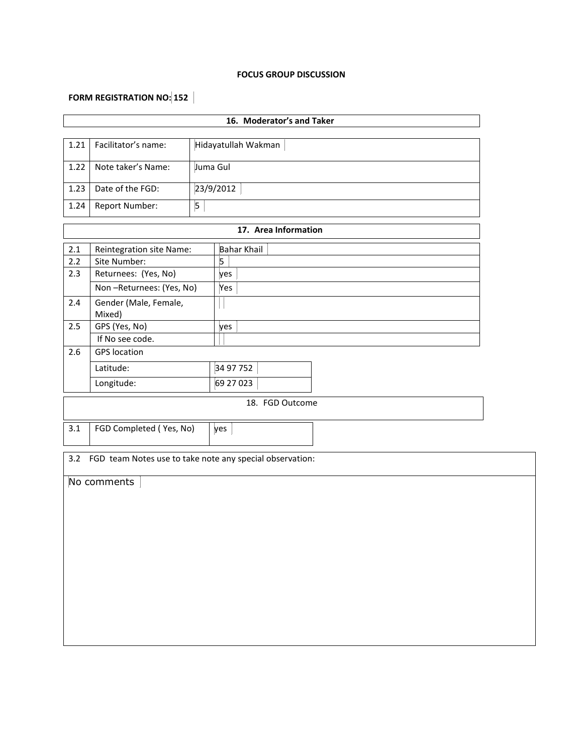**FOCUS GROUP DISCUSSION**

**FORM REGISTRATION NO: 152**

| **16. Moderator's and Taker** | | |
|---|---|---|
| 1.21 | Facilitator's name: | Hidayatullah Wakman |
| 1.22 | Note taker's Name: | Juma Gul |
| 1.23 | Date of the FGD: | 23/9/2012 |
| 1.24 | Report Number: | 5 |

| **17. Area Information** | | |
|---|---|---|
| 2.1 | Reintegration site Name: | Bahar Khail |
| 2.2 | Site Number: | 5 |
| 2.3 | Returnees: (Yes, No) | yes |
| | Non –Returnees: (Yes, No) | Yes |
| 2.4 | Gender (Male, Female, Mixed) | |
| 2.5 | GPS (Yes, No) | yes |
| | If No see code. | |
| 2.6 | GPS location | |
| | Latitude: | 34 97 752 |
| | Longitude: | 69 27 023 |

| 18. FGD Outcome | | |
|---|---|---|
| 3.1 | FGD Completed ( Yes, No) | yes |

3.2 FGD team Notes use to take note any special observation:

No comments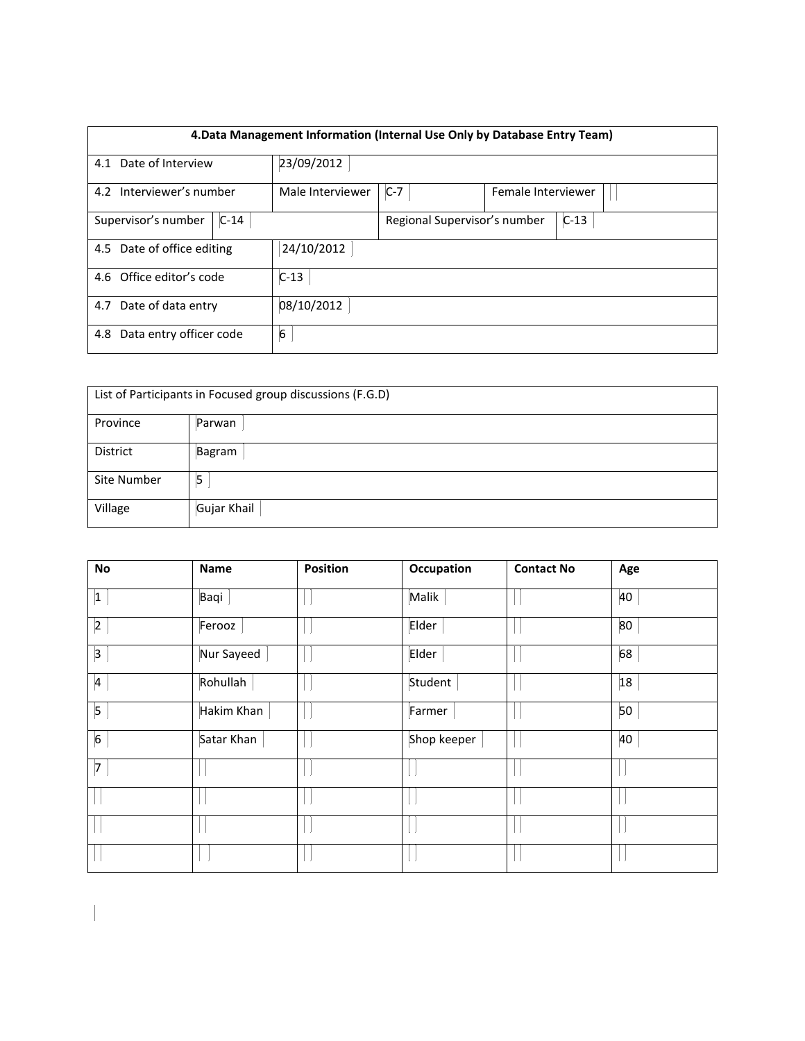| 4.Data Management Information (Internal Use Only by Database Entry Team) | | | | | |
|---|---|---|---|---|---|
| 4.1 Date of Interview | 23/09/2012 | | | | |
| 4.2 Interviewer's number | Male Interviewer | C-7 | Female Interviewer | | |
| Supervisor's number | C-14 | | Regional Supervisor's number | C-13 | |
| 4.5 Date of office editing | 24/10/2012 | | | | |
| 4.6 Office editor's code | C-13 | | | | |
| 4.7 Date of data entry | 08/10/2012 | | | | |
| 4.8 Data entry officer code | 6 | | | | |

| List of Participants in Focused group discussions (F.G.D) | |
|---|---|
| Province | Parwan |
| District | Bagram |
| Site Number | 5 |
| Village | Gujar Khail |

| No | Name | Position | Occupation | Contact No | Age |
|---|---|---|---|---|---|
| 1 | Baqi | | Malik | | 40 |
| 2 | Ferooz | | Elder | | 80 |
| 3 | Nur Sayeed | | Elder | | 68 |
| 4 | Rohullah | | Student | | 18 |
| 5 | Hakim Khan | | Farmer | | 50 |
| 6 | Satar Khan | | Shop keeper | | 40 |
| 7 | | | | | |
| | | | | | |
| | | | | | |
| | | | | | |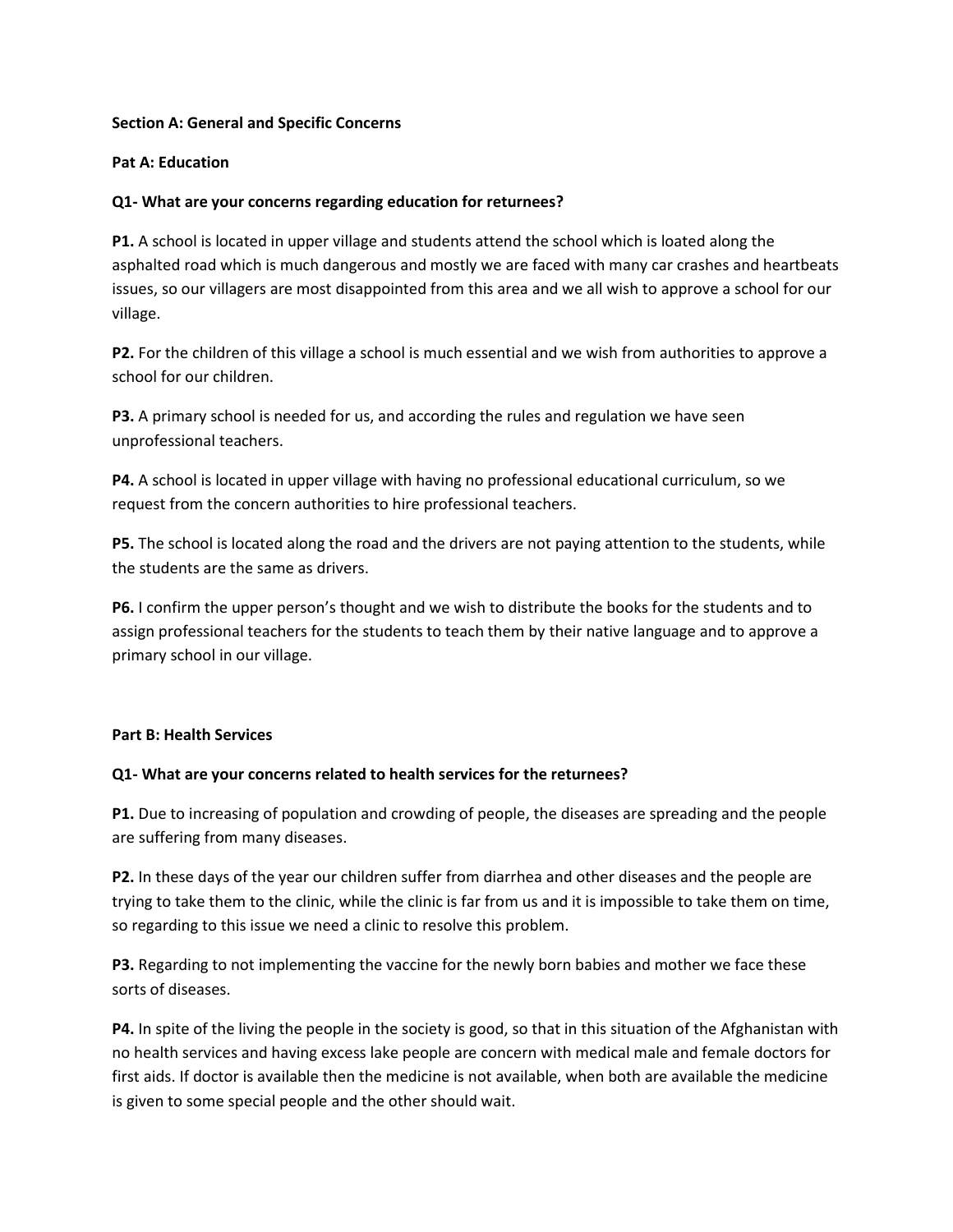**Section A: General and Specific Concerns**

**Pat A: Education**

**Q1- What are your concerns regarding education for returnees?**

**P1.** A school is located in upper village and students attend the school which is loated along the asphalted road which is much dangerous and mostly we are faced with many car crashes and heartbeats issues, so our villagers are most disappointed from this area and we all wish to approve a school for our village.

**P2.** For the children of this village a school is much essential and we wish from authorities to approve a school for our children.

**P3.** A primary school is needed for us, and according the rules and regulation we have seen unprofessional teachers.

**P4.** A school is located in upper village with having no professional educational curriculum, so we request from the concern authorities to hire professional teachers.

**P5.** The school is located along the road and the drivers are not paying attention to the students, while the students are the same as drivers.

**P6.** I confirm the upper person's thought and we wish to distribute the books for the students and to assign professional teachers for the students to teach them by their native language and to approve a primary school in our village.

**Part B: Health Services**

**Q1- What are your concerns related to health services for the returnees?**

**P1.** Due to increasing of population and crowding of people, the diseases are spreading and the people are suffering from many diseases.

**P2.** In these days of the year our children suffer from diarrhea and other diseases and the people are trying to take them to the clinic, while the clinic is far from us and it is impossible to take them on time, so regarding to this issue we need a clinic to resolve this problem.

**P3.** Regarding to not implementing the vaccine for the newly born babies and mother we face these sorts of diseases.

**P4.** In spite of the living the people in the society is good, so that in this situation of the Afghanistan with no health services and having excess lake people are concern with medical male and female doctors for first aids. If doctor is available then the medicine is not available, when both are available the medicine is given to some special people and the other should wait.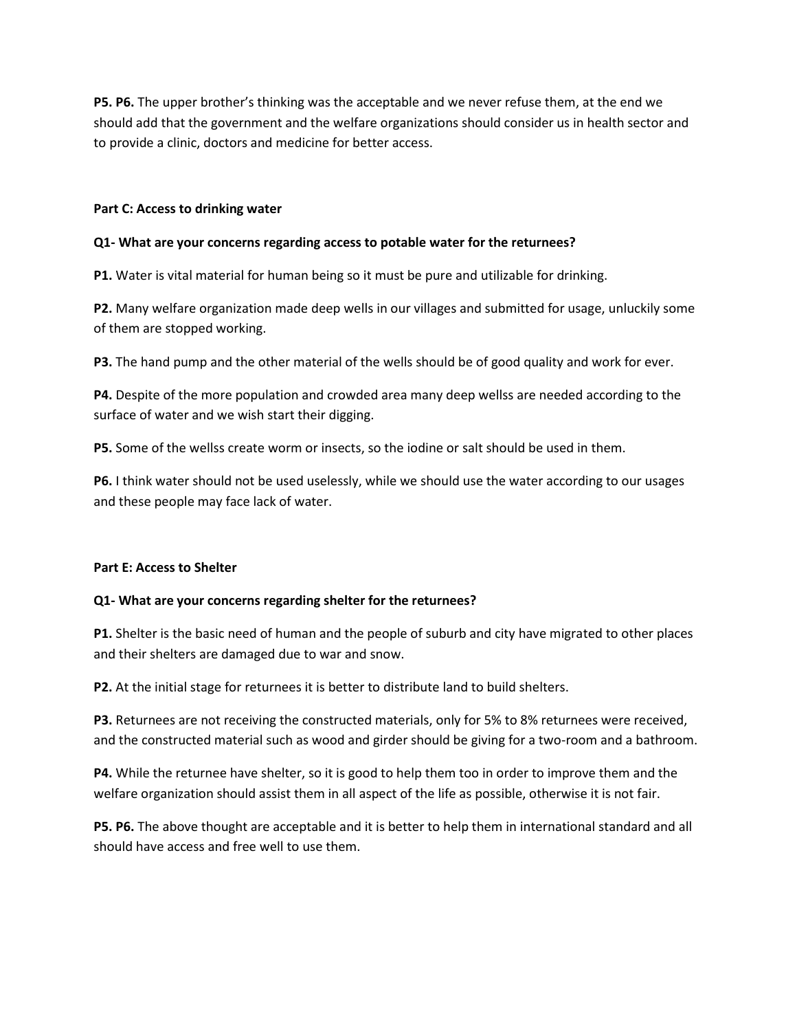**P5. P6.** The upper brother's thinking was the acceptable and we never refuse them, at the end we should add that the government and the welfare organizations should consider us in health sector and to provide a clinic, doctors and medicine for better access.

**Part C: Access to drinking water**

**Q1- What are your concerns regarding access to potable water for the returnees?**

**P1.** Water is vital material for human being so it must be pure and utilizable for drinking.

**P2.** Many welfare organization made deep wells in our villages and submitted for usage, unluckily some of them are stopped working.

**P3.** The hand pump and the other material of the wells should be of good quality and work for ever.

**P4.** Despite of the more population and crowded area many deep wellss are needed according to the surface of water and we wish start their digging.

**P5.** Some of the wellss create worm or insects, so the iodine or salt should be used in them.

**P6.** I think water should not be used uselessly, while we should use the water according to our usages and these people may face lack of water.

**Part E: Access to Shelter**

**Q1- What are your concerns regarding shelter for the returnees?**

**P1.** Shelter is the basic need of human and the people of suburb and city have migrated to other places and their shelters are damaged due to war and snow.

**P2.** At the initial stage for returnees it is better to distribute land to build shelters.

**P3.** Returnees are not receiving the constructed materials, only for 5% to 8% returnees were received, and the constructed material such as wood and girder should be giving for a two-room and a bathroom.

**P4.** While the returnee have shelter, so it is good to help them too in order to improve them and the welfare organization should assist them in all aspect of the life as possible, otherwise it is not fair.

**P5. P6.** The above thought are acceptable and it is better to help them in international standard and all should have access and free well to use them.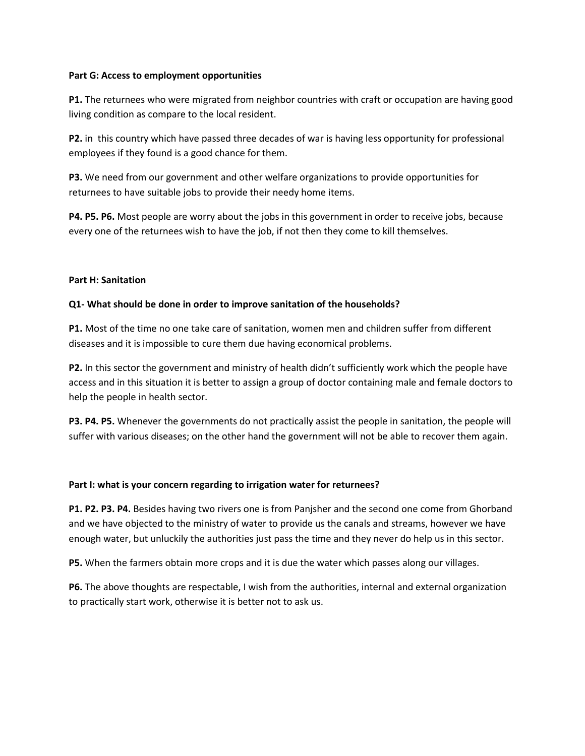**Part G: Access to employment opportunities**

**P1.** The returnees who were migrated from neighbor countries with craft or occupation are having good living condition as compare to the local resident.

**P2.** in this country which have passed three decades of war is having less opportunity for professional employees if they found is a good chance for them.

**P3.** We need from our government and other welfare organizations to provide opportunities for returnees to have suitable jobs to provide their needy home items.

**P4. P5. P6.** Most people are worry about the jobs in this government in order to receive jobs, because every one of the returnees wish to have the job, if not then they come to kill themselves.

**Part H: Sanitation**

**Q1- What should be done in order to improve sanitation of the households?**

**P1.** Most of the time no one take care of sanitation, women men and children suffer from different diseases and it is impossible to cure them due having economical problems.

**P2.** In this sector the government and ministry of health didn't sufficiently work which the people have access and in this situation it is better to assign a group of doctor containing male and female doctors to help the people in health sector.

**P3. P4. P5.** Whenever the governments do not practically assist the people in sanitation, the people will suffer with various diseases; on the other hand the government will not be able to recover them again.

**Part I: what is your concern regarding to irrigation water for returnees?**

**P1. P2. P3. P4.** Besides having two rivers one is from Panjsher and the second one come from Ghorband and we have objected to the ministry of water to provide us the canals and streams, however we have enough water, but unluckily the authorities just pass the time and they never do help us in this sector.

**P5.** When the farmers obtain more crops and it is due the water which passes along our villages.

**P6.** The above thoughts are respectable, I wish from the authorities, internal and external organization to practically start work, otherwise it is better not to ask us.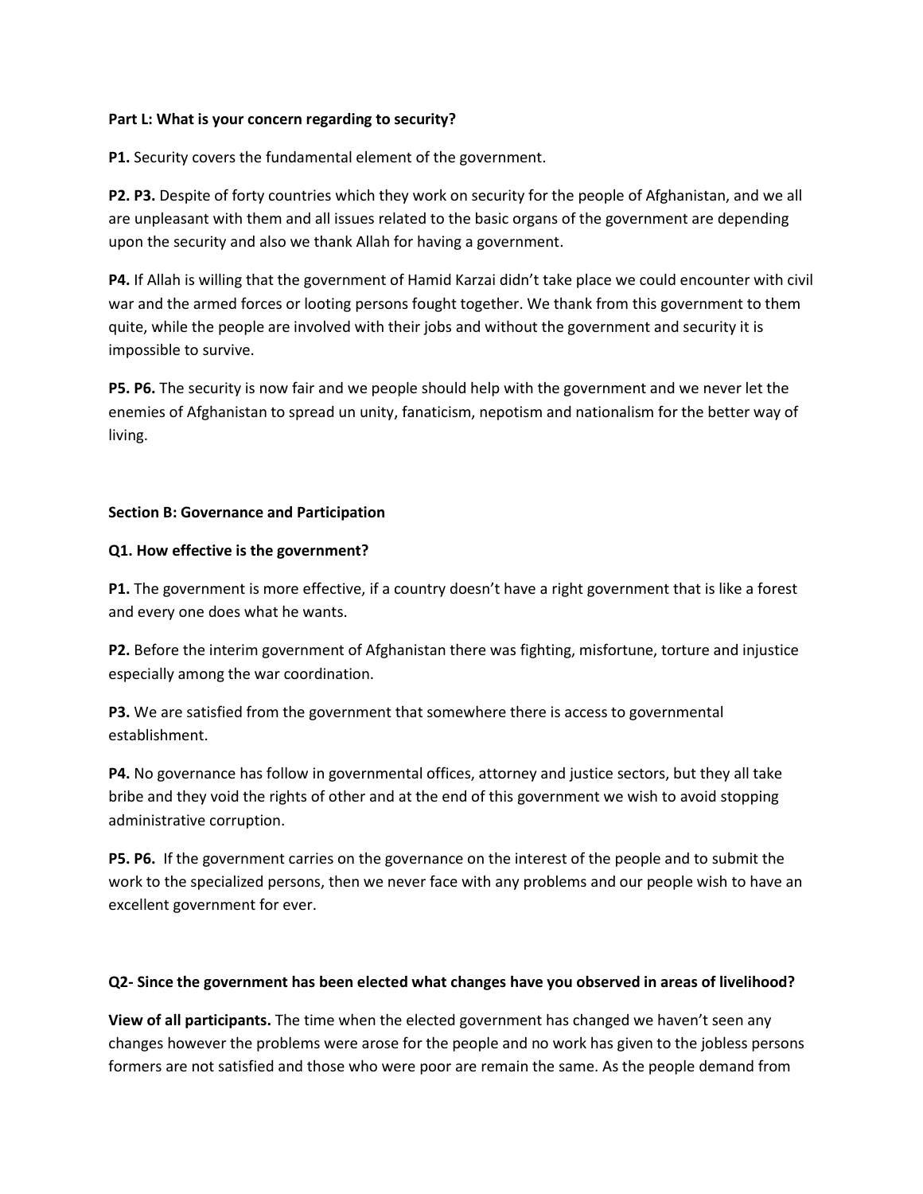**Part L: What is your concern regarding to security?**

**P1.** Security covers the fundamental element of the government.

**P2. P3.** Despite of forty countries which they work on security for the people of Afghanistan, and we all are unpleasant with them and all issues related to the basic organs of the government are depending upon the security and also we thank Allah for having a government.

**P4.** If Allah is willing that the government of Hamid Karzai didn't take place we could encounter with civil war and the armed forces or looting persons fought together. We thank from this government to them quite, while the people are involved with their jobs and without the government and security it is impossible to survive.

**P5. P6.** The security is now fair and we people should help with the government and we never let the enemies of Afghanistan to spread un unity, fanaticism, nepotism and nationalism for the better way of living.

**Section B: Governance and Participation**

**Q1. How effective is the government?**

**P1.** The government is more effective, if a country doesn't have a right government that is like a forest and every one does what he wants.

**P2.** Before the interim government of Afghanistan there was fighting, misfortune, torture and injustice especially among the war coordination.

**P3.** We are satisfied from the government that somewhere there is access to governmental establishment.

**P4.** No governance has follow in governmental offices, attorney and justice sectors, but they all take bribe and they void the rights of other and at the end of this government we wish to avoid stopping administrative corruption.

**P5. P6.** If the government carries on the governance on the interest of the people and to submit the work to the specialized persons, then we never face with any problems and our people wish to have an excellent government for ever.

**Q2- Since the government has been elected what changes have you observed in areas of livelihood?**

**View of all participants.** The time when the elected government has changed we haven't seen any changes however the problems were arose for the people and no work has given to the jobless persons formers are not satisfied and those who were poor are remain the same. As the people demand from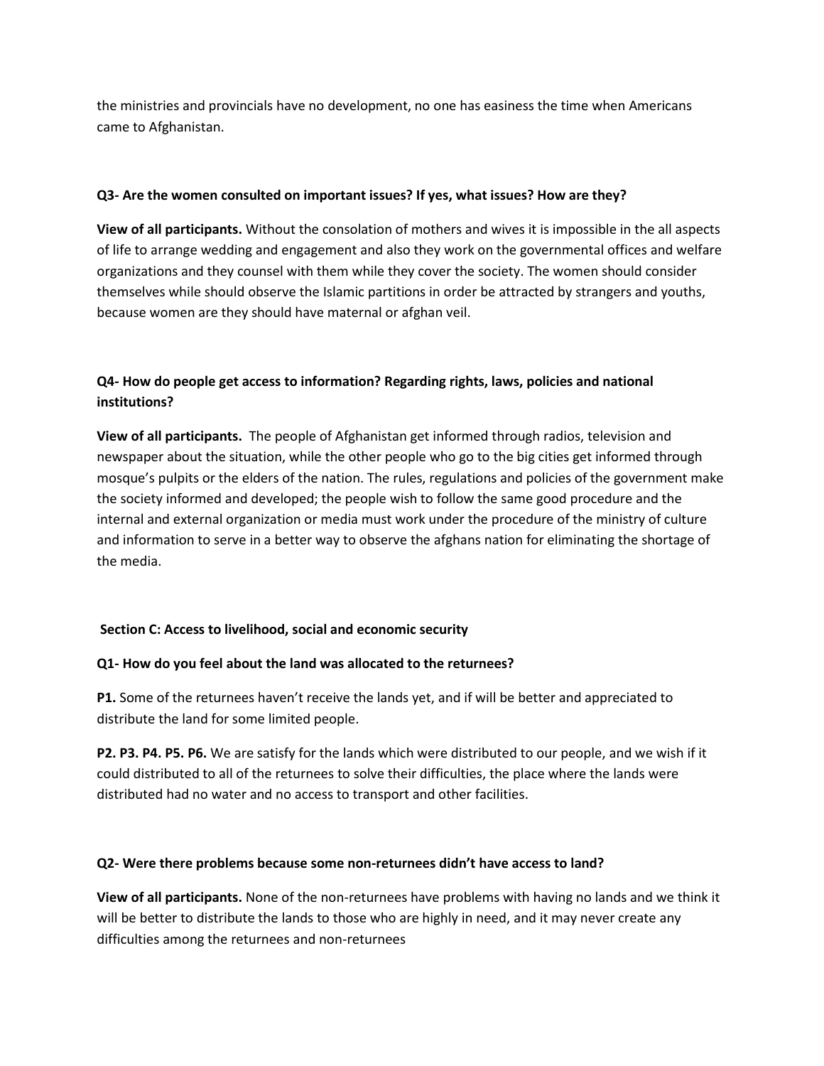the ministries and provincials have no development, no one has easiness the time when Americans came to Afghanistan.

**Q3- Are the women consulted on important issues? If yes, what issues? How are they?**

**View of all participants.** Without the consolation of mothers and wives it is impossible in the all aspects of life to arrange wedding and engagement and also they work on the governmental offices and welfare organizations and they counsel with them while they cover the society. The women should consider themselves while should observe the Islamic partitions in order be attracted by strangers and youths, because women are they should have maternal or afghan veil.

**Q4- How do people get access to information? Regarding rights, laws, policies and national institutions?**

**View of all participants.** The people of Afghanistan get informed through radios, television and newspaper about the situation, while the other people who go to the big cities get informed through mosque's pulpits or the elders of the nation. The rules, regulations and policies of the government make the society informed and developed; the people wish to follow the same good procedure and the internal and external organization or media must work under the procedure of the ministry of culture and information to serve in a better way to observe the afghans nation for eliminating the shortage of the media.

**Section C: Access to livelihood, social and economic security**

**Q1- How do you feel about the land was allocated to the returnees?**

**P1.** Some of the returnees haven't receive the lands yet, and if will be better and appreciated to distribute the land for some limited people.

**P2. P3. P4. P5. P6.** We are satisfy for the lands which were distributed to our people, and we wish if it could distributed to all of the returnees to solve their difficulties, the place where the lands were distributed had no water and no access to transport and other facilities.

**Q2- Were there problems because some non-returnees didn't have access to land?**

**View of all participants.** None of the non-returnees have problems with having no lands and we think it will be better to distribute the lands to those who are highly in need, and it may never create any difficulties among the returnees and non-returnees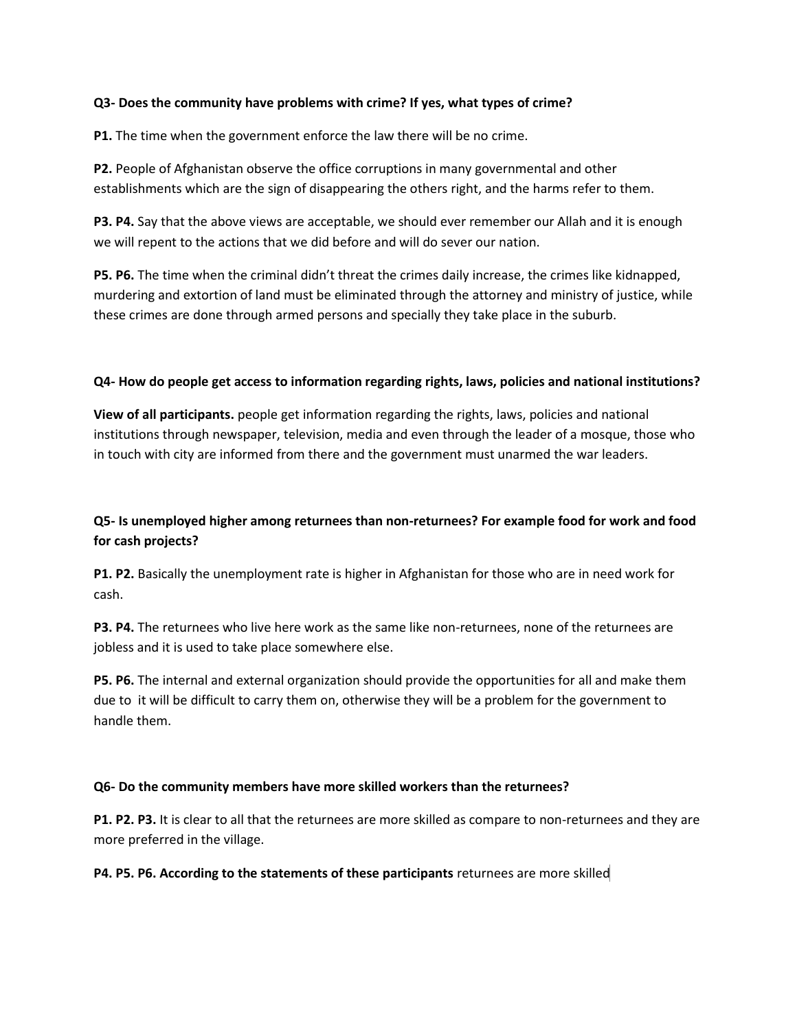**Q3- Does the community have problems with crime? If yes, what types of crime?**

**P1.** The time when the government enforce the law there will be no crime.

**P2.** People of Afghanistan observe the office corruptions in many governmental and other establishments which are the sign of disappearing the others right, and the harms refer to them.

**P3. P4.** Say that the above views are acceptable, we should ever remember our Allah and it is enough we will repent to the actions that we did before and will do sever our nation.

**P5. P6.** The time when the criminal didn't threat the crimes daily increase, the crimes like kidnapped, murdering and extortion of land must be eliminated through the attorney and ministry of justice, while these crimes are done through armed persons and specially they take place in the suburb.

**Q4- How do people get access to information regarding rights, laws, policies and national institutions?**

**View of all participants.** people get information regarding the rights, laws, policies and national institutions through newspaper, television, media and even through the leader of a mosque, those who in touch with city are informed from there and the government must unarmed the war leaders.

**Q5- Is unemployed higher among returnees than non-returnees? For example food for work and food for cash projects?**

**P1. P2.** Basically the unemployment rate is higher in Afghanistan for those who are in need work for cash.

**P3. P4.** The returnees who live here work as the same like non-returnees, none of the returnees are jobless and it is used to take place somewhere else.

**P5. P6.** The internal and external organization should provide the opportunities for all and make them due to it will be difficult to carry them on, otherwise they will be a problem for the government to handle them.

**Q6- Do the community members have more skilled workers than the returnees?**

**P1. P2. P3.** It is clear to all that the returnees are more skilled as compare to non-returnees and they are more preferred in the village.

**P4. P5. P6. According to the statements of these participants** returnees are more skilled